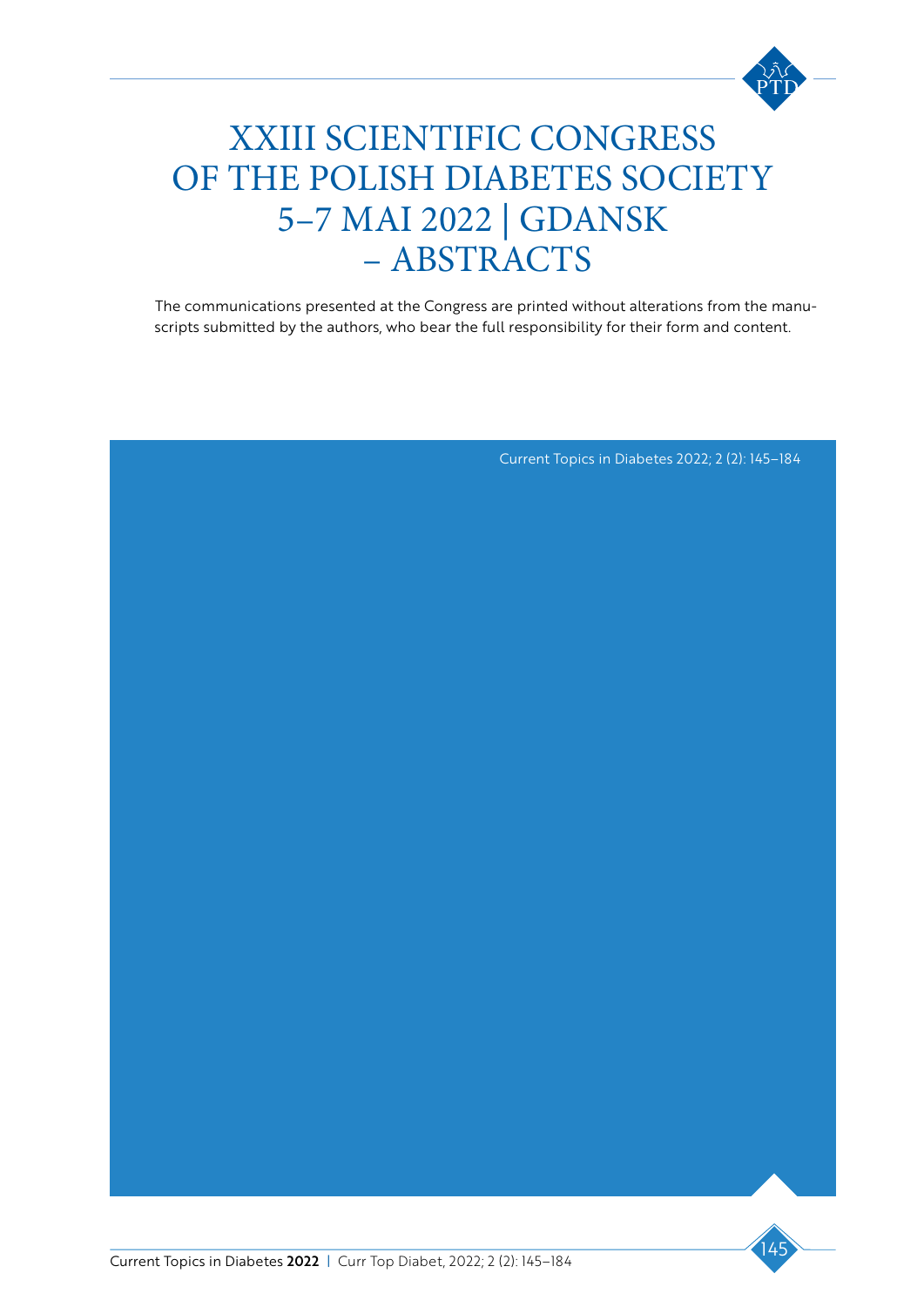# XXIII SCIENTIFIC CONGRESS OF THE POLISH DIABETES SOCIETY 5–7 MAI 2022 | GDANSK – ABSTRACTS

The communications presented at the Congress are printed without alterations from the manuscripts submitted by the authors, who bear the full responsibility for their form and content.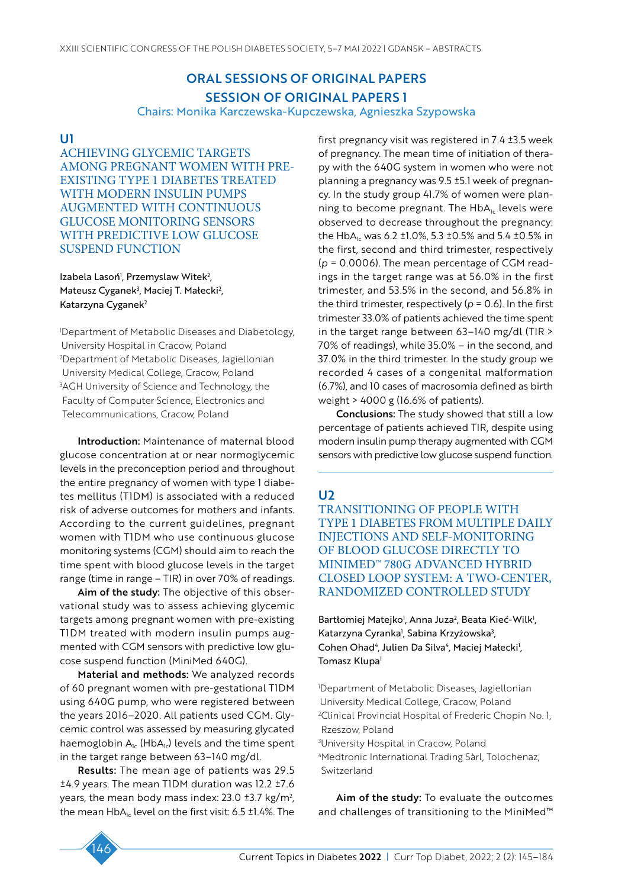# ORAL SESSIONS OF ORIGINAL PAPERS

## SESSION OF ORIGINAL PAPERS 1

Chairs: Monika Karczewska-Kupczewska, Agnieszka Szypowska

### U1

### ACHIEVING GLYCEMIC TARGETS AMONG PREGNANT WOMEN WITH PRE-EXISTING TYPE 1 DIABETES TREATED WITH MODERN INSULIN PUMPS AUGMENTED WITH CONTINUOUS GLUCOSE MONITORING SENSORS WITH PREDICTIVE LOW GLUCOSE SUSPEND FUNCTION

Izabela Lasoń[1], Przemyslaw Witek[2], Mateusz Cyganek[3], Maciej T. Małecki[2], Katarzyna Cyganek[2]

[1]Department of Metabolic Diseases and Diabetology, University Hospital in Cracow, Poland
[2]Department of Metabolic Diseases, Jagiellonian University Medical College, Cracow, Poland
[3]AGH University of Science and Technology, the Faculty of Computer Science, Electronics and Telecommunications, Cracow, Poland

**Introduction:** Maintenance of maternal blood glucose concentration at or near normoglycemic levels in the preconception period and throughout the entire pregnancy of women with type 1 diabetes mellitus (T1DM) is associated with a reduced risk of adverse outcomes for mothers and infants. According to the current guidelines, pregnant women with T1DM who use continuous glucose monitoring systems (CGM) should aim to reach the time spent with blood glucose levels in the target range (time in range – TIR) in over 70% of readings.

**Aim of the study:** The objective of this observational study was to assess achieving glycemic targets among pregnant women with pre-existing T1DM treated with modern insulin pumps augmented with CGM sensors with predictive low glucose suspend function (MiniMed 640G).

**Material and methods:** We analyzed records of 60 pregnant women with pre-gestational T1DM using 640G pump, who were registered between the years 2016–2020. All patients used CGM. Glycemic control was assessed by measuring glycated haemoglobin $A_{1c}$ ($HbA_{1c}$) levels and the time spent in the target range between 63–140 mg/dl.

**Results:** The mean age of patients was 29.5 ±4.9 years. The mean T1DM duration was 12.2 ±7.6 years, the mean body mass index: 23.0 ±3.7 kg/m$^2$, the mean $HbA_{1c}$ level on the first visit: 6.5 ±1.4%. The first pregnancy visit was registered in 7.4 ±3.5 week of pregnancy. The mean time of initiation of therapy with the 640G system in women who were not planning a pregnancy was 9.5 ±5.1 week of pregnancy. In the study group 41.7% of women were planning to become pregnant. The $HbA_{1c}$ levels were observed to decrease throughout the pregnancy: the $HbA_{1c}$ was 6.2 ±1.0%, 5.3 ±0.5% and 5.4 ±0.5% in the first, second and third trimester, respectively ($p$ = 0.0006). The mean percentage of CGM readings in the target range was at 56.0% in the first trimester, and 53.5% in the second, and 56.8% in the third trimester, respectively ($p$ = 0.6). In the first trimester 33.0% of patients achieved the time spent in the target range between 63–140 mg/dl (TIR > 70% of readings), while 35.0% – in the second, and 37.0% in the third trimester. In the study group we recorded 4 cases of a congenital malformation (6.7%), and 10 cases of macrosomia defined as birth weight > 4000 g (16.6% of patients).

**Conclusions:** The study showed that still a low percentage of patients achieved TIR, despite using modern insulin pump therapy augmented with CGM sensors with predictive low glucose suspend function.

### U2

### TRANSITIONING OF PEOPLE WITH TYPE 1 DIABETES FROM MULTIPLE DAILY INJECTIONS AND SELF-MONITORING OF BLOOD GLUCOSE DIRECTLY TO MINIMED™ 780G ADVANCED HYBRID CLOSED LOOP SYSTEM: A TWO-CENTER, RANDOMIZED CONTROLLED STUDY

Bartłomiej Matejko[1], Anna Juza[2], Beata Kieć-Wilk[1], Katarzyna Cyranka[1], Sabina Krzyżowska[3], Cohen Ohad[4], Julien Da Silva[4], Maciej Małecki[1], Tomasz Klupa[1]

[1]Department of Metabolic Diseases, Jagiellonian University Medical College, Cracow, Poland
[2]Clinical Provincial Hospital of Frederic Chopin No. 1, Rzeszow, Poland
[3]University Hospital in Cracow, Poland
[4]Medtronic International Trading Sàrl, Tolochenaz, Switzerland

**Aim of the study:** To evaluate the outcomes and challenges of transitioning to the MiniMed™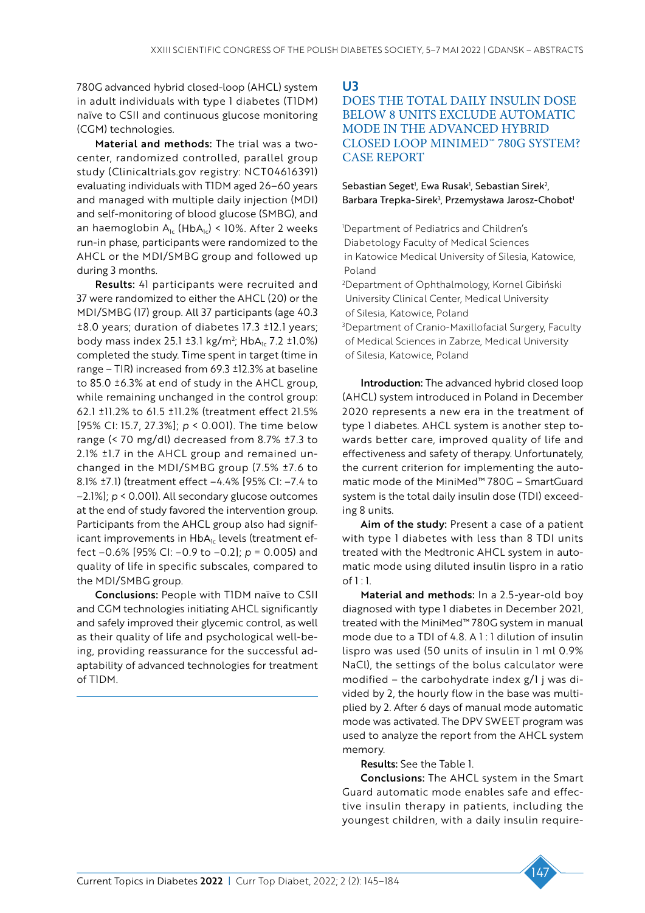780G advanced hybrid closed-loop (AHCL) system in adult individuals with type 1 diabetes (T1DM) naïve to CSII and continuous glucose monitoring (CGM) technologies.

**Material and methods:** The trial was a two-center, randomized controlled, parallel group study (Clinicaltrials.gov registry: NCT04616391) evaluating individuals with T1DM aged 26–60 years and managed with multiple daily injection (MDI) and self-monitoring of blood glucose (SMBG), and an haemoglobin $A_{1c}$ ($HbA_{1c}$) < 10%. After 2 weeks run-in phase, participants were randomized to the AHCL or the MDI/SMBG group and followed up during 3 months.

**Results:** 41 participants were recruited and 37 were randomized to either the AHCL (20) or the MDI/SMBG (17) group. All 37 participants (age 40.3 ±8.0 years; duration of diabetes 17.3 ±12.1 years; body mass index 25.1 ±3.1 kg/m$^2$; $HbA_{1c}$ 7.2 ±1.0%) completed the study. Time spent in target (time in range – TIR) increased from 69.3 ±12.3% at baseline to 85.0 ±6.3% at end of study in the AHCL group, while remaining unchanged in the control group: 62.1 ±11.2% to 61.5 ±11.2% (treatment effect 21.5% [95% CI: 15.7, 27.3%]; $p < 0.001$). The time below range (< 70 mg/dl) decreased from 8.7% ±7.3 to 2.1% ±1.7 in the AHCL group and remained unchanged in the MDI/SMBG group (7.5% ±7.6 to 8.1% ±7.1) (treatment effect –4.4% [95% CI: –7.4 to –2.1%]; $p < 0.001$). All secondary glucose outcomes at the end of study favored the intervention group. Participants from the AHCL group also had significant improvements in $HbA_{1c}$ levels (treatment effect –0.6% [95% CI: –0.9 to –0.2]; $p = 0.005$) and quality of life in specific subscales, compared to the MDI/SMBG group.

**Conclusions:** People with T1DM naïve to CSII and CGM technologies initiating AHCL significantly and safely improved their glycemic control, as well as their quality of life and psychological well-being, providing reassurance for the successful adaptability of advanced technologies for treatment of T1DM.

## U3

## DOES THE TOTAL DAILY INSULIN DOSE BELOW 8 UNITS EXCLUDE AUTOMATIC MODE IN THE ADVANCED HYBRID CLOSED LOOP MINIMED™ 780G SYSTEM? CASE REPORT

Sebastian Seget[1], Ewa Rusak[1], Sebastian Sirek[2], Barbara Trepka-Sirek[3], Przemysława Jarosz-Chobot[1]

[1]Department of Pediatrics and Children's Diabetology Faculty of Medical Sciences in Katowice Medical University of Silesia, Katowice, Poland

[2]Department of Ophthalmology, Kornel Gibiński University Clinical Center, Medical University of Silesia, Katowice, Poland

[3]Department of Cranio-Maxillofacial Surgery, Faculty of Medical Sciences in Zabrze, Medical University of Silesia, Katowice, Poland

**Introduction:** The advanced hybrid closed loop (AHCL) system introduced in Poland in December 2020 represents a new era in the treatment of type 1 diabetes. AHCL system is another step towards better care, improved quality of life and effectiveness and safety of therapy. Unfortunately, the current criterion for implementing the automatic mode of the MiniMed™ 780G – SmartGuard system is the total daily insulin dose (TDI) exceeding 8 units.

**Aim of the study:** Present a case of a patient with type 1 diabetes with less than 8 TDI units treated with the Medtronic AHCL system in automatic mode using diluted insulin lispro in a ratio of 1 : 1.

**Material and methods:** In a 2.5-year-old boy diagnosed with type 1 diabetes in December 2021, treated with the MiniMed™ 780G system in manual mode due to a TDI of 4.8. A 1 : 1 dilution of insulin lispro was used (50 units of insulin in 1 ml 0.9% NaCl), the settings of the bolus calculator were modified – the carbohydrate index g/1 j was divided by 2, the hourly flow in the base was multiplied by 2. After 6 days of manual mode automatic mode was activated. The DPV SWEET program was used to analyze the report from the AHCL system memory.

**Results:** See the Table 1.

**Conclusions:** The AHCL system in the Smart Guard automatic mode enables safe and effective insulin therapy in patients, including the youngest children, with a daily insulin require-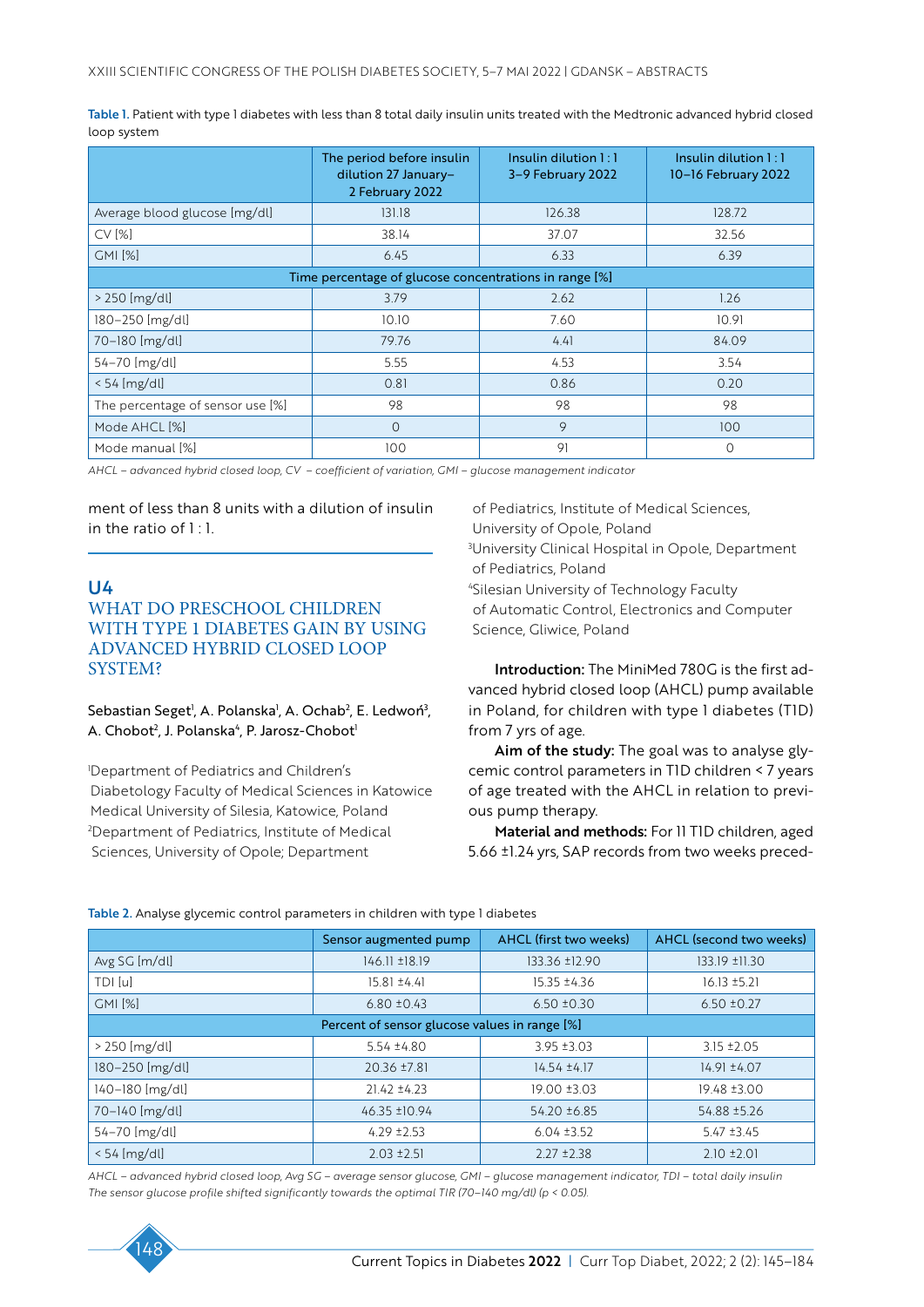**Table 1.** Patient with type 1 diabetes with less than 8 total daily insulin units treated with the Medtronic advanced hybrid closed loop system

| | The period before insulin dilution 27 January–2 February 2022 | Insulin dilution 1 : 1 3–9 February 2022 | Insulin dilution 1 : 1 10–16 February 2022 |
|---|---|---|---|
| Average blood glucose [mg/dl] | 131.18 | 126.38 | 128.72 |
| CV [%] | 38.14 | 37.07 | 32.56 |
| GMI [%] | 6.45 | 6.33 | 6.39 |
| Time percentage of glucose concentrations in range [%] | | | |
| > 250 [mg/dl] | 3.79 | 2.62 | 1.26 |
| 180–250 [mg/dl] | 10.10 | 7.60 | 10.91 |
| 70–180 [mg/dl] | 79.76 | 4.41 | 84.09 |
| 54–70 [mg/dl] | 5.55 | 4.53 | 3.54 |
| < 54 [mg/dl] | 0.81 | 0.86 | 0.20 |
| The percentage of sensor use [%] | 98 | 98 | 98 |
| Mode AHCL [%] | 0 | 9 | 100 |
| Mode manual [%] | 100 | 91 | 0 |

*AHCL – advanced hybrid closed loop, CV – coefficient of variation, GMI – glucose management indicator*

ment of less than 8 units with a dilution of insulin in the ratio of 1 : 1.

## U4
## WHAT DO PRESCHOOL CHILDREN WITH TYPE 1 DIABETES GAIN BY USING ADVANCED HYBRID CLOSED LOOP SYSTEM?

Sebastian Seget[1], A. Polanska[1], A. Ochab[2], E. Ledwoń[3], A. Chobot[2], J. Polanska[4], P. Jarosz-Chobot[1]

[1]Department of Pediatrics and Children's Diabetology Faculty of Medical Sciences in Katowice Medical University of Silesia, Katowice, Poland
[2]Department of Pediatrics, Institute of Medical Sciences, University of Opole; Department of Pediatrics, Institute of Medical Sciences, University of Opole, Poland
[3]University Clinical Hospital in Opole, Department of Pediatrics, Poland
[4]Silesian University of Technology Faculty of Automatic Control, Electronics and Computer Science, Gliwice, Poland

**Introduction:** The MiniMed 780G is the first advanced hybrid closed loop (AHCL) pump available in Poland, for children with type 1 diabetes (T1D) from 7 yrs of age.

**Aim of the study:** The goal was to analyse glycemic control parameters in T1D children < 7 years of age treated with the AHCL in relation to previous pump therapy.

**Material and methods:** For 11 T1D children, aged 5.66 ±1.24 yrs, SAP records from two weeks preced-

**Table 2.** Analyse glycemic control parameters in children with type 1 diabetes

| | Sensor augmented pump | AHCL (first two weeks) | AHCL (second two weeks) |
|---|---|---|---|
| Avg SG [m/dl] | 146.11 ±18.19 | 133.36 ±12.90 | 133.19 ±11.30 |
| TDI [u] | 15.81 ±4.41 | 15.35 ±4.36 | 16.13 ±5.21 |
| GMI [%] | 6.80 ±0.43 | 6.50 ±0.30 | 6.50 ±0.27 |
| Percent of sensor glucose values in range [%] | | | |
| > 250 [mg/dl] | 5.54 ±4.80 | 3.95 ±3.03 | 3.15 ±2.05 |
| 180–250 [mg/dl] | 20.36 ±7.81 | 14.54 ±4.17 | 14.91 ±4.07 |
| 140–180 [mg/dl] | 21.42 ±4.23 | 19.00 ±3.03 | 19.48 ±3.00 |
| 70–140 [mg/dl] | 46.35 ±10.94 | 54.20 ±6.85 | 54.88 ±5.26 |
| 54–70 [mg/dl] | 4.29 ±2.53 | 6.04 ±3.52 | 5.47 ±3.45 |
| < 54 [mg/dl] | 2.03 ±2.51 | 2.27 ±2.38 | 2.10 ±2.01 |

*AHCL – advanced hybrid closed loop, Avg SG – average sensor glucose, GMI – glucose management indicator, TDI – total daily insulin*
*The sensor glucose profile shifted significantly towards the optimal TIR (70–140 mg/dl) ($p < 0.05$).*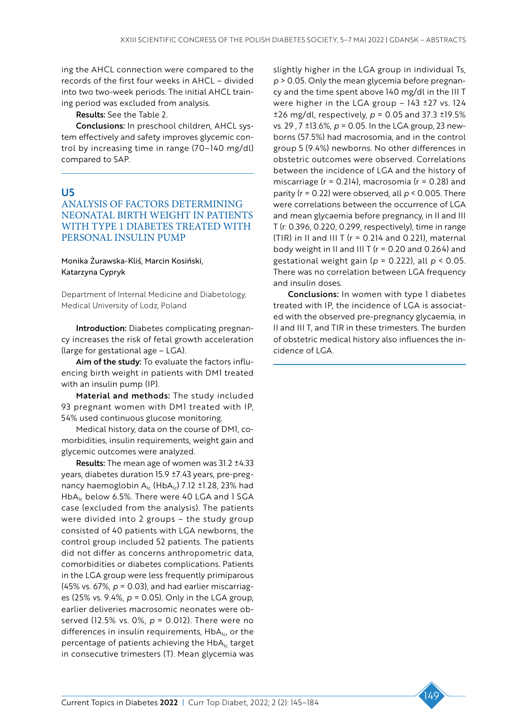ing the AHCL connection were compared to the records of the first four weeks in AHCL – divided into two two-week periods. The initial AHCL training period was excluded from analysis.

**Results:** See the Table 2.

**Conclusions:** In preschool children, AHCL system effectively and safety improves glycemic control by increasing time in range (70–140 mg/dl) compared to SAP.

## U5

## ANALYSIS OF FACTORS DETERMINING NEONATAL BIRTH WEIGHT IN PATIENTS WITH TYPE 1 DIABETES TREATED WITH PERSONAL INSULIN PUMP

Monika Żurawska-Kliś, Marcin Kosiński, Katarzyna Cypryk

Department of Internal Medicine and Diabetology, Medical University of Lodz, Poland

**Introduction:** Diabetes complicating pregnancy increases the risk of fetal growth acceleration (large for gestational age – LGA).

**Aim of the study:** To evaluate the factors influencing birth weight in patients with DM1 treated with an insulin pump (IP).

**Material and methods:** The study included 93 pregnant women with DM1 treated with IP, 54% used continuous glucose monitoring.

Medical history, data on the course of DM1, comorbidities, insulin requirements, weight gain and glycemic outcomes were analyzed.

**Results:** The mean age of women was 31.2 ±4.33 years, diabetes duration 15.9 ±7.43 years, pre-pregnancy haemoglobin $A_{1c}$ ($HbA_{1c}$) 7.12 ±1.28, 23% had $HbA_{1c}$ below 6.5%. There were 40 LGA and 1 SGA case (excluded from the analysis). The patients were divided into 2 groups – the study group consisted of 40 patients with LGA newborns, the control group included 52 patients. The patients did not differ as concerns anthropometric data, comorbidities or diabetes complications. Patients in the LGA group were less frequently primiparous (45% vs. 67%, $p = 0.03$), and had earlier miscarriages (25% vs. 9.4%, $p = 0.05$). Only in the LGA group, earlier deliveries macrosomic neonates were observed (12.5% vs. 0%, $p = 0.012$). There were no differences in insulin requirements, $HbA_{1c}$, or the percentage of patients achieving the $HbA_{1c}$ target in consecutive trimesters (T). Mean glycemia was slightly higher in the LGA group in individual Ts, $p > 0.05$. Only the mean glycemia before pregnancy and the time spent above 140 mg/dl in the III T were higher in the LGA group – 143 ±27 vs. 124 ±26 mg/dl, respectively, $p = 0.05$ and 37.3 ±19.5% vs. 29 , 7 ±13.6%, $p = 0.05$. In the LGA group, 23 newborns (57.5%) had macrosomia, and in the control group 5 (9.4%) newborns. No other differences in obstetric outcomes were observed. Correlations between the incidence of LGA and the history of miscarriage (r = 0.214), macrosomia (r = 0.28) and parity (r = 0.22) were observed, all $p < 0.005$. There were correlations between the occurrence of LGA and mean glycaemia before pregnancy, in II and III T (r: 0.396, 0.220, 0.299, respectively), time in range (TIR) in II and III T (r = 0.214 and 0.221), maternal body weight in II and III T (r = 0.20 and 0.264) and gestational weight gain ($p = 0.222$), all $p < 0.05$. There was no correlation between LGA frequency and insulin doses.

**Conclusions:** In women with type 1 diabetes treated with IP, the incidence of LGA is associated with the observed pre-pregnancy glycaemia, in II and III T, and TIR in these trimesters. The burden of obstetric medical history also influences the incidence of LGA.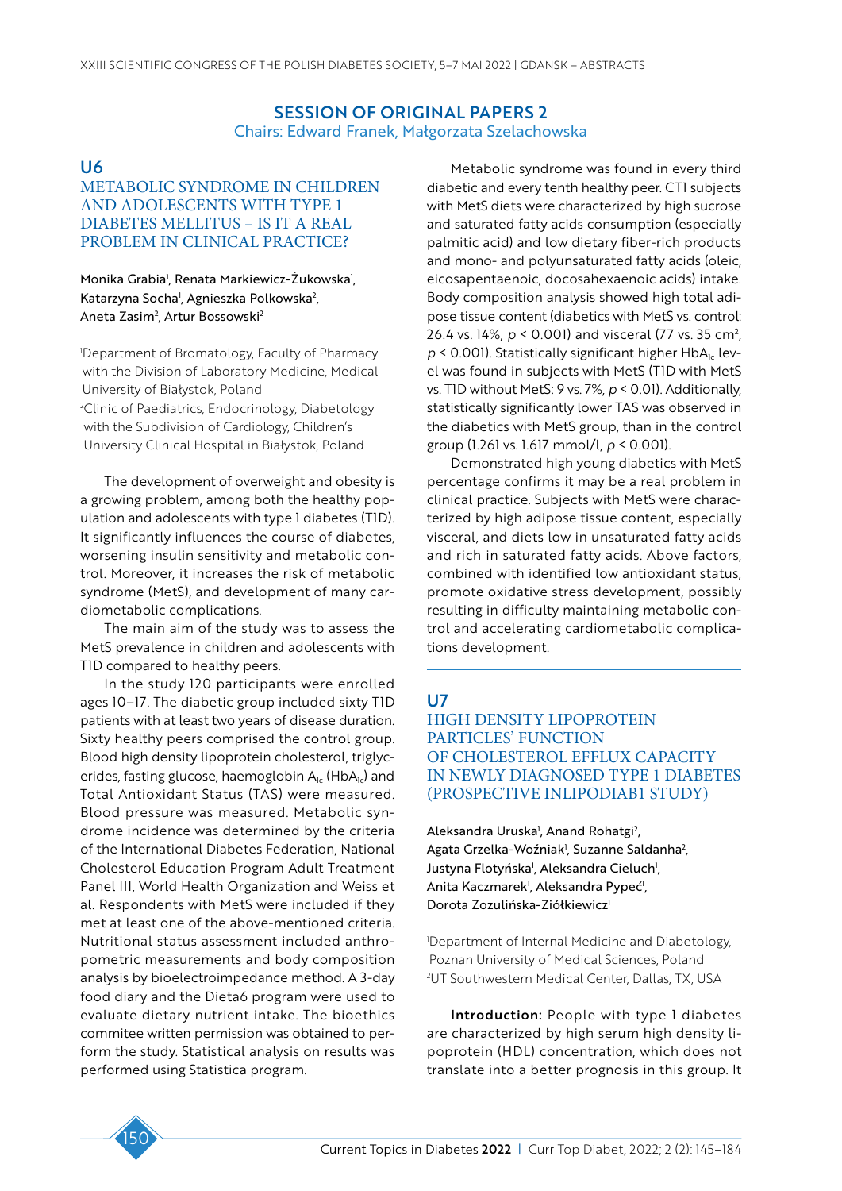## SESSION OF ORIGINAL PAPERS 2

Chairs: Edward Franek, Małgorzata Szelachowska

### U6

### METABOLIC SYNDROME IN CHILDREN AND ADOLESCENTS WITH TYPE 1 DIABETES MELLITUS – IS IT A REAL PROBLEM IN CLINICAL PRACTICE?

Monika Grabia[1], Renata Markiewicz-Żukowska[1], Katarzyna Socha[1], Agnieszka Polkowska[2], Aneta Zasim[2], Artur Bossowski[2]

[1]Department of Bromatology, Faculty of Pharmacy with the Division of Laboratory Medicine, Medical University of Białystok, Poland
[2]Clinic of Paediatrics, Endocrinology, Diabetology with the Subdivision of Cardiology, Children's University Clinical Hospital in Białystok, Poland

The development of overweight and obesity is a growing problem, among both the healthy population and adolescents with type 1 diabetes (T1D). It significantly influences the course of diabetes, worsening insulin sensitivity and metabolic control. Moreover, it increases the risk of metabolic syndrome (MetS), and development of many cardiometabolic complications.

The main aim of the study was to assess the MetS prevalence in children and adolescents with T1D compared to healthy peers.

In the study 120 participants were enrolled ages 10–17. The diabetic group included sixty T1D patients with at least two years of disease duration. Sixty healthy peers comprised the control group. Blood high density lipoprotein cholesterol, triglycerides, fasting glucose, haemoglobin $A_{1c}$ ($HbA_{1c}$) and Total Antioxidant Status (TAS) were measured. Blood pressure was measured. Metabolic syndrome incidence was determined by the criteria of the International Diabetes Federation, National Cholesterol Education Program Adult Treatment Panel III, World Health Organization and Weiss et al. Respondents with MetS were included if they met at least one of the above-mentioned criteria. Nutritional status assessment included anthropometric measurements and body composition analysis by bioelectroimpedance method. A 3-day food diary and the Dieta6 program were used to evaluate dietary nutrient intake. The bioethics commitee written permission was obtained to perform the study. Statistical analysis on results was performed using Statistica program.

Metabolic syndrome was found in every third diabetic and every tenth healthy peer. CT1 subjects with MetS diets were characterized by high sucrose and saturated fatty acids consumption (especially palmitic acid) and low dietary fiber-rich products and mono- and polyunsaturated fatty acids (oleic, eicosapentaenoic, docosahexaenoic acids) intake. Body composition analysis showed high total adipose tissue content (diabetics with MetS vs. control: 26.4 vs. 14%, $p < 0.001$) and visceral (77 vs. 35 $cm^2$, $p < 0.001$). Statistically significant higher $HbA_{1c}$ level was found in subjects with MetS (T1D with MetS vs. T1D without MetS: 9 vs. 7%, $p < 0.01$). Additionally, statistically significantly lower TAS was observed in the diabetics with MetS group, than in the control group (1.261 vs. 1.617 mmol/l, $p < 0.001$).

Demonstrated high young diabetics with MetS percentage confirms it may be a real problem in clinical practice. Subjects with MetS were characterized by high adipose tissue content, especially visceral, and diets low in unsaturated fatty acids and rich in saturated fatty acids. Above factors, combined with identified low antioxidant status, promote oxidative stress development, possibly resulting in difficulty maintaining metabolic control and accelerating cardiometabolic complications development.

### U7

### HIGH DENSITY LIPOPROTEIN PARTICLES' FUNCTION OF CHOLESTEROL EFFLUX CAPACITY IN NEWLY DIAGNOSED TYPE 1 DIABETES (PROSPECTIVE INLIPODIAB1 STUDY)

Aleksandra Uruska[1], Anand Rohatgi[2], Agata Grzelka-Woźniak[1], Suzanne Saldanha[2], Justyna Flotyńska[1], Aleksandra Cieluch[1], Anita Kaczmarek[1], Aleksandra Pypeć[1], Dorota Zozulińska-Ziółkiewicz[1]

[1]Department of Internal Medicine and Diabetology, Poznan University of Medical Sciences, Poland
[2]UT Southwestern Medical Center, Dallas, TX, USA

**Introduction:** People with type 1 diabetes are characterized by high serum high density lipoprotein (HDL) concentration, which does not translate into a better prognosis in this group. It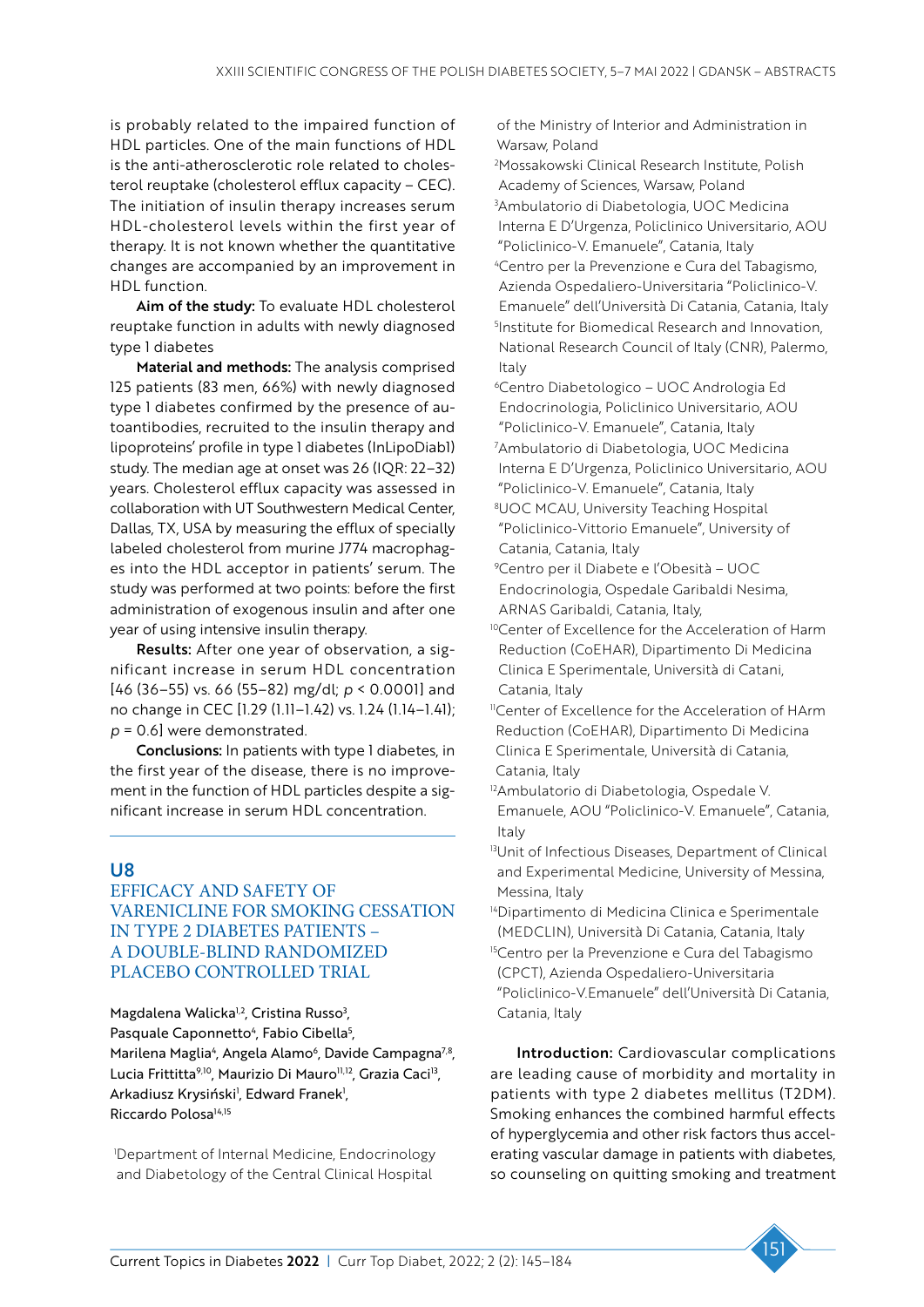is probably related to the impaired function of HDL particles. One of the main functions of HDL is the anti-atherosclerotic role related to cholesterol reuptake (cholesterol efflux capacity – CEC). The initiation of insulin therapy increases serum HDL-cholesterol levels within the first year of therapy. It is not known whether the quantitative changes are accompanied by an improvement in HDL function.

**Aim of the study:** To evaluate HDL cholesterol reuptake function in adults with newly diagnosed type 1 diabetes

**Material and methods:** The analysis comprised 125 patients (83 men, 66%) with newly diagnosed type 1 diabetes confirmed by the presence of autoantibodies, recruited to the insulin therapy and lipoproteins' profile in type 1 diabetes (InLipoDiab1) study. The median age at onset was 26 (IQR: 22–32) years. Cholesterol efflux capacity was assessed in collaboration with UT Southwestern Medical Center, Dallas, TX, USA by measuring the efflux of specially labeled cholesterol from murine J774 macrophages into the HDL acceptor in patients' serum. The study was performed at two points: before the first administration of exogenous insulin and after one year of using intensive insulin therapy.

**Results:** After one year of observation, a significant increase in serum HDL concentration [46 (36–55) vs. 66 (55–82) mg/dl; $p < 0.0001$] and no change in CEC [1.29 (1.11–1.42) vs. 1.24 (1.14–1.41); $p = 0.6$] were demonstrated.

**Conclusions:** In patients with type 1 diabetes, in the first year of the disease, there is no improvement in the function of HDL particles despite a significant increase in serum HDL concentration.

## U8

## EFFICACY AND SAFETY OF VARENICLINE FOR SMOKING CESSATION IN TYPE 2 DIABETES PATIENTS – A DOUBLE-BLIND RANDOMIZED PLACEBO CONTROLLED TRIAL

Magdalena Walicka[1,2], Cristina Russo[3], Pasquale Caponnetto[4], Fabio Cibella[5], Marilena Maglia[4], Angela Alamo[6], Davide Campagna[7,8], Lucia Frittitta[9,10], Maurizio Di Mauro[11,12], Grazia Caci[13], Arkadiusz Krysiński[1], Edward Franek[1], Riccardo Polosa[14,15]

[1]Department of Internal Medicine, Endocrinology and Diabetology of the Central Clinical Hospital of the Ministry of Interior and Administration in Warsaw, Poland

[2]Mossakowski Clinical Research Institute, Polish Academy of Sciences, Warsaw, Poland

[3]Ambulatorio di Diabetologia, UOC Medicina Interna E D'Urgenza, Policlinico Universitario, AOU "Policlinico-V. Emanuele", Catania, Italy

[4]Centro per la Prevenzione e Cura del Tabagismo, Azienda Ospedaliero-Universitaria "Policlinico-V. Emanuele" dell'Università Di Catania, Catania, Italy

[5]Institute for Biomedical Research and Innovation, National Research Council of Italy (CNR), Palermo, Italy

[6]Centro Diabetologico – UOC Andrologia Ed Endocrinologia, Policlinico Universitario, AOU "Policlinico-V. Emanuele", Catania, Italy

[7]Ambulatorio di Diabetologia, UOC Medicina Interna E D'Urgenza, Policlinico Universitario, AOU "Policlinico-V. Emanuele", Catania, Italy

[8]UOC MCAU, University Teaching Hospital "Policlinico-Vittorio Emanuele", University of Catania, Catania, Italy

[9]Centro per il Diabete e l'Obesità – UOC Endocrinologia, Ospedale Garibaldi Nesima, ARNAS Garibaldi, Catania, Italy,

[10]Center of Excellence for the Acceleration of Harm Reduction (CoEHAR), Dipartimento Di Medicina Clinica E Sperimentale, Università di Catani, Catania, Italy

[11]Center of Excellence for the Acceleration of HArm Reduction (CoEHAR), Dipartimento Di Medicina Clinica E Sperimentale, Università di Catania, Catania, Italy

[12]Ambulatorio di Diabetologia, Ospedale V. Emanuele, AOU "Policlinico-V. Emanuele", Catania, Italy

[13]Unit of Infectious Diseases, Department of Clinical and Experimental Medicine, University of Messina, Messina, Italy

[14]Dipartimento di Medicina Clinica e Sperimentale (MEDCLIN), Università Di Catania, Catania, Italy

[15]Centro per la Prevenzione e Cura del Tabagismo (CPCT), Azienda Ospedaliero-Universitaria "Policlinico-V.Emanuele" dell'Università Di Catania, Catania, Italy

**Introduction:** Cardiovascular complications are leading cause of morbidity and mortality in patients with type 2 diabetes mellitus (T2DM). Smoking enhances the combined harmful effects of hyperglycemia and other risk factors thus accelerating vascular damage in patients with diabetes, so counseling on quitting smoking and treatment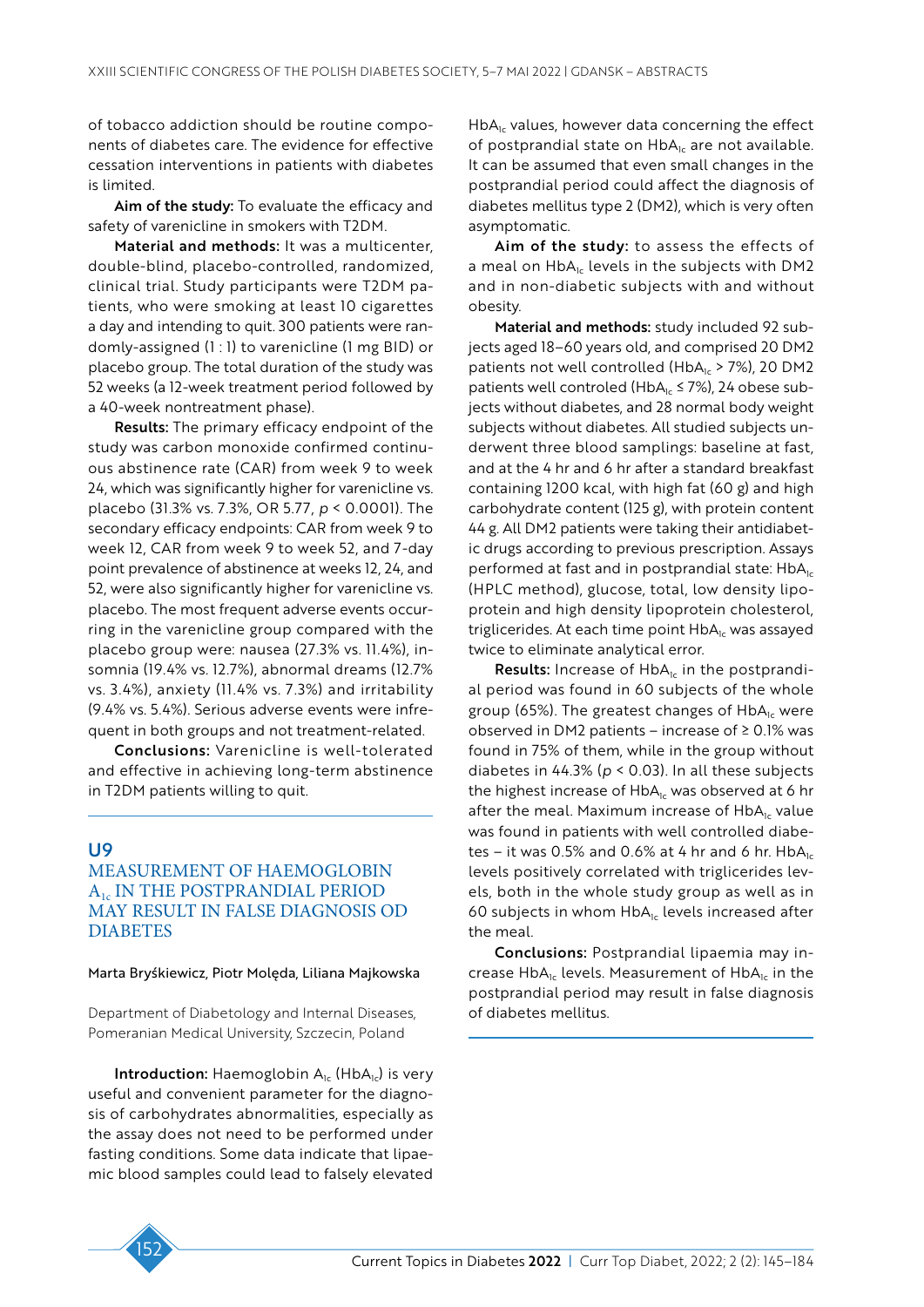of tobacco addiction should be routine components of diabetes care. The evidence for effective cessation interventions in patients with diabetes is limited.

**Aim of the study:** To evaluate the efficacy and safety of varenicline in smokers with T2DM.

**Material and methods:** It was a multicenter, double-blind, placebo-controlled, randomized, clinical trial. Study participants were T2DM patients, who were smoking at least 10 cigarettes a day and intending to quit. 300 patients were randomly-assigned (1 : 1) to varenicline (1 mg BID) or placebo group. The total duration of the study was 52 weeks (a 12-week treatment period followed by a 40-week nontreatment phase).

**Results:** The primary efficacy endpoint of the study was carbon monoxide confirmed continuous abstinence rate (CAR) from week 9 to week 24, which was significantly higher for varenicline vs. placebo (31.3% vs. 7.3%, OR 5.77, $p < 0.0001$). The secondary efficacy endpoints: CAR from week 9 to week 12, CAR from week 9 to week 52, and 7-day point prevalence of abstinence at weeks 12, 24, and 52, were also significantly higher for varenicline vs. placebo. The most frequent adverse events occurring in the varenicline group compared with the placebo group were: nausea (27.3% vs. 11.4%), insomnia (19.4% vs. 12.7%), abnormal dreams (12.7% vs. 3.4%), anxiety (11.4% vs. 7.3%) and irritability (9.4% vs. 5.4%). Serious adverse events were infrequent in both groups and not treatment-related.

**Conclusions:** Varenicline is well-tolerated and effective in achieving long-term abstinence in T2DM patients willing to quit.

## U9
## MEASUREMENT OF HAEMOGLOBIN $A_{1c}$ IN THE POSTPRANDIAL PERIOD MAY RESULT IN FALSE DIAGNOSIS OD DIABETES

Marta Bryśkiewicz, Piotr Molęda, Liliana Majkowska

Department of Diabetology and Internal Diseases, Pomeranian Medical University, Szczecin, Poland

**Introduction:** Haemoglobin $A_{1c}$ ($HbA_{1c}$) is very useful and convenient parameter for the diagnosis of carbohydrates abnormalities, especially as the assay does not need to be performed under fasting conditions. Some data indicate that lipaemic blood samples could lead to falsely elevated $HbA_{1c}$ values, however data concerning the effect of postprandial state on $HbA_{1c}$ are not available. It can be assumed that even small changes in the postprandial period could affect the diagnosis of diabetes mellitus type 2 (DM2), which is very often asymptomatic.

**Aim of the study:** to assess the effects of a meal on $HbA_{1c}$ levels in the subjects with DM2 and in non-diabetic subjects with and without obesity.

**Material and methods:** study included 92 subjects aged 18–60 years old, and comprised 20 DM2 patients not well controlled ($HbA_{1c} > 7\%$), 20 DM2 patients well controled ($HbA_{1c} \leq 7\%$), 24 obese subjects without diabetes, and 28 normal body weight subjects without diabetes. All studied subjects underwent three blood samplings: baseline at fast, and at the 4 hr and 6 hr after a standard breakfast containing 1200 kcal, with high fat (60 g) and high carbohydrate content (125 g), with protein content 44 g. All DM2 patients were taking their antidiabetic drugs according to previous prescription. Assays performed at fast and in postprandial state: $HbA_{1c}$ (HPLC method), glucose, total, low density lipoprotein and high density lipoprotein cholesterol, triglicerides. At each time point $HbA_{1c}$ was assayed twice to eliminate analytical error.

**Results:** Increase of $HbA_{1c}$ in the postprandial period was found in 60 subjects of the whole group (65%). The greatest changes of $HbA_{1c}$ were observed in DM2 patients – increase of ≥ 0.1% was found in 75% of them, while in the group without diabetes in 44.3% ($p < 0.03$). In all these subjects the highest increase of $HbA_{1c}$ was observed at 6 hr after the meal. Maximum increase of $HbA_{1c}$ value was found in patients with well controlled diabetes – it was 0.5% and 0.6% at 4 hr and 6 hr. $HbA_{1c}$ levels positively correlated with triglicerides levels, both in the whole study group as well as in 60 subjects in whom $HbA_{1c}$ levels increased after the meal.

**Conclusions:** Postprandial lipaemia may increase $HbA_{1c}$ levels. Measurement of $HbA_{1c}$ in the postprandial period may result in false diagnosis of diabetes mellitus.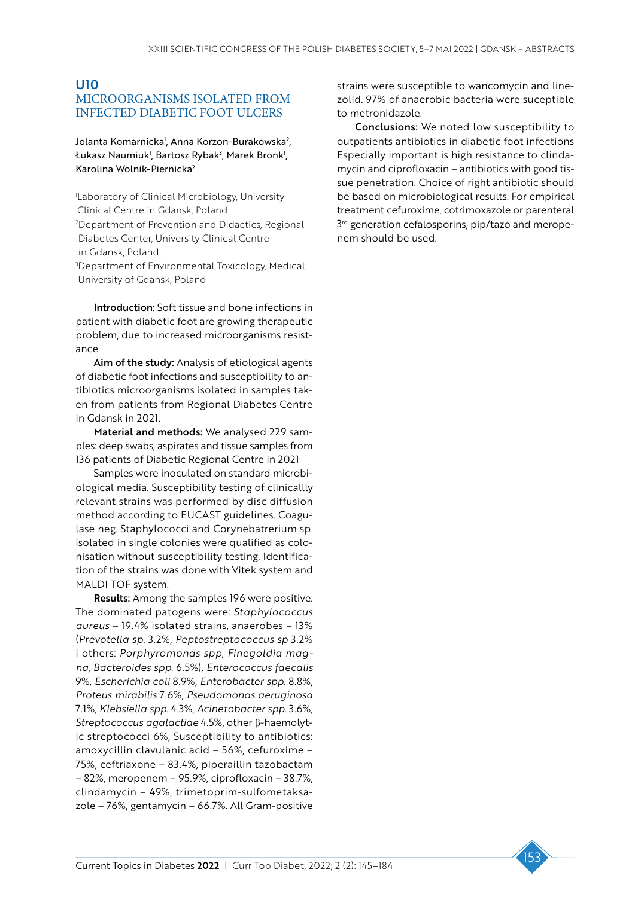## U10

## MICROORGANISMS ISOLATED FROM INFECTED DIABETIC FOOT ULCERS

Jolanta Komarnicka[1], Anna Korzon-Burakowska[2], Łukasz Naumiuk[1], Bartosz Rybak[3], Marek Bronk[1], Karolina Wolnik-Piernicka[2]

[1]Laboratory of Clinical Microbiology, University Clinical Centre in Gdansk, Poland
[2]Department of Prevention and Didactics, Regional Diabetes Center, University Clinical Centre in Gdansk, Poland
[3]Department of Environmental Toxicology, Medical University of Gdansk, Poland

**Introduction:** Soft tissue and bone infections in patient with diabetic foot are growing therapeutic problem, due to increased microorganisms resistance.

**Aim of the study:** Analysis of etiological agents of diabetic foot infections and susceptibility to antibiotics microorganisms isolated in samples taken from patients from Regional Diabetes Centre in Gdansk in 2021.

**Material and methods:** We analysed 229 samples: deep swabs, aspirates and tissue samples from 136 patients of Diabetic Regional Centre in 2021

Samples were inoculated on standard microbiological media. Susceptibility testing of clinicallly relevant strains was performed by disc diffusion method according to EUCAST guidelines. Coagulase neg. Staphylococci and Corynebatrerium sp. isolated in single colonies were qualified as colonisation without susceptibility testing. Identification of the strains was done with Vitek system and MALDI TOF system.

**Results:** Among the samples 196 were positive. The dominated patogens were: *Staphylococcus aureus* – 19.4% isolated strains, anaerobes – 13% (*Prevotella sp.* 3.2%, *Peptostreptococcus sp* 3.2% i others: *Porphyromonas spp*, *Finegoldia magna*, *Bacteroides spp.* 6.5%). *Enterococcus faecalis* 9%, *Escherichia coli* 8.9%, *Enterobacter spp.* 8.8%, *Proteus mirabilis* 7.6%, *Pseudomonas aeruginosa* 7.1%, *Klebsiella spp.* 4.3%, *Acinetobacter spp.* 3.6%, *Streptococcus agalactiae* 4.5%, other β-haemolytic streptococci 6%, Susceptibility to antibiotics: amoxycillin clavulanic acid – 56%, cefuroxime – 75%, ceftriaxone – 83.4%, piperaillin tazobactam – 82%, meropenem – 95.9%, ciprofloxacin – 38.7%, clindamycin – 49%, trimetoprim-sulfometaksazole – 76%, gentamycin – 66.7%. All Gram-positive strains were susceptible to wancomycin and linezolid. 97% of anaerobic bacteria were suceptible to metronidazole.

**Conclusions:** We noted low susceptibility to outpatients antibiotics in diabetic foot infections Especially important is high resistance to clindamycin and ciprofloxacin – antibiotics with good tissue penetration. Choice of right antibiotic should be based on microbiological results. For empirical treatment cefuroxime, cotrimoxazole or parenteral 3rd generation cefalosporins, pip/tazo and meropenem should be used.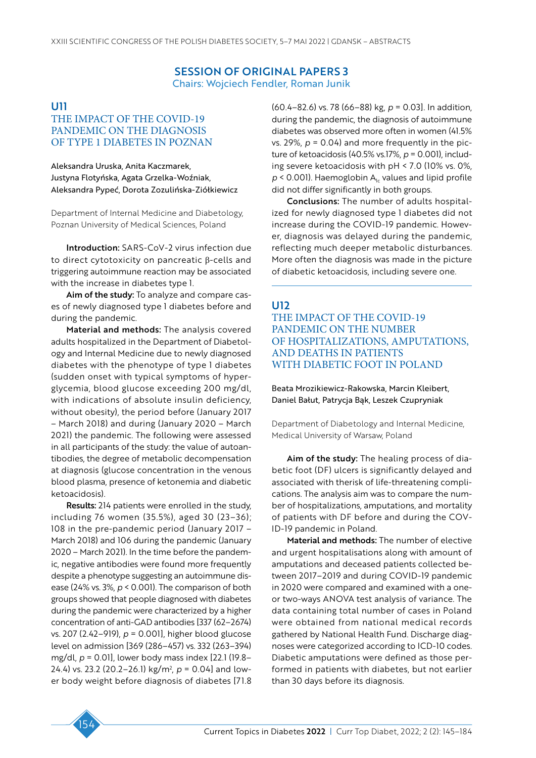## SESSION OF ORIGINAL PAPERS 3

Chairs: Wojciech Fendler, Roman Junik

### U11

### THE IMPACT OF THE COVID-19 PANDEMIC ON THE DIAGNOSIS OF TYPE 1 DIABETES IN POZNAN

Aleksandra Uruska, Anita Kaczmarek, Justyna Flotyńska, Agata Grzelka-Woźniak, Aleksandra Pypeć, Dorota Zozulińska-Ziółkiewicz

Department of Internal Medicine and Diabetology, Poznan University of Medical Sciences, Poland

**Introduction:** SARS-CoV-2 virus infection due to direct cytotoxicity on pancreatic β-cells and triggering autoimmune reaction may be associated with the increase in diabetes type 1.

**Aim of the study:** To analyze and compare cases of newly diagnosed type 1 diabetes before and during the pandemic.

**Material and methods:** The analysis covered adults hospitalized in the Department of Diabetology and Internal Medicine due to newly diagnosed diabetes with the phenotype of type 1 diabetes (sudden onset with typical symptoms of hyperglycemia, blood glucose exceeding 200 mg/dl, with indications of absolute insulin deficiency, without obesity), the period before (January 2017 – March 2018) and during (January 2020 – March 2021) the pandemic. The following were assessed in all participants of the study: the value of autoantibodies, the degree of metabolic decompensation at diagnosis (glucose concentration in the venous blood plasma, presence of ketonemia and diabetic ketoacidosis).

**Results:** 214 patients were enrolled in the study, including 76 women (35.5%), aged 30 (23–36); 108 in the pre-pandemic period (January 2017 – March 2018) and 106 during the pandemic (January 2020 – March 2021). In the time before the pandemic, negative antibodies were found more frequently despite a phenotype suggesting an autoimmune disease (24% vs. 3%, $p < 0.001$). The comparison of both groups showed that people diagnosed with diabetes during the pandemic were characterized by a higher concentration of anti-GAD antibodies [337 (62–2674) vs. 207 (2.42–919), $p = 0.001$], higher blood glucose level on admission [369 (286–457) vs. 332 (263–394) mg/dl, $p = 0.01$], lower body mass index [22.1 (19.8–24.4) vs. 23.2 (20.2–26.1) kg/m$^2$, $p = 0.04$] and lower body weight before diagnosis of diabetes [71.8 (60.4–82.6) vs. 78 (66–88) kg, $p = 0.03$]. In addition, during the pandemic, the diagnosis of autoimmune diabetes was observed more often in women (41.5% vs. 29%, $p = 0.04$) and more frequently in the picture of ketoacidosis (40.5% vs.17%, $p = 0.001$), including severe ketoacidosis with pH < 7.0 (10% vs. 0%, $p < 0.001$). Haemoglobin $A_{1c}$ values and lipid profile did not differ significantly in both groups.

**Conclusions:** The number of adults hospitalized for newly diagnosed type 1 diabetes did not increase during the COVID-19 pandemic. However, diagnosis was delayed during the pandemic, reflecting much deeper metabolic disturbances. More often the diagnosis was made in the picture of diabetic ketoacidosis, including severe one.

### U12

### THE IMPACT OF THE COVID-19 PANDEMIC ON THE NUMBER OF HOSPITALIZATIONS, AMPUTATIONS, AND DEATHS IN PATIENTS WITH DIABETIC FOOT IN POLAND

Beata Mrozikiewicz-Rakowska, Marcin Kleibert, Daniel Bałut, Patrycja Bąk, Leszek Czupryniak

Department of Diabetology and Internal Medicine, Medical University of Warsaw, Poland

**Aim of the study:** The healing process of diabetic foot (DF) ulcers is significantly delayed and associated with therisk of life-threatening complications. The analysis aim was to compare the number of hospitalizations, amputations, and mortality of patients with DF before and during the COVID-19 pandemic in Poland.

**Material and methods:** The number of elective and urgent hospitalizations along with amount of amputations and deceased patients collected between 2017–2019 and during COVID-19 pandemic in 2020 were compared and examined with a one- or two-ways ANOVA test analysis of variance. The data containing total number of cases in Poland were obtained from national medical records gathered by National Health Fund. Discharge diagnoses were categorized according to ICD-10 codes. Diabetic amputations were defined as those performed in patients with diabetes, but not earlier than 30 days before its diagnosis.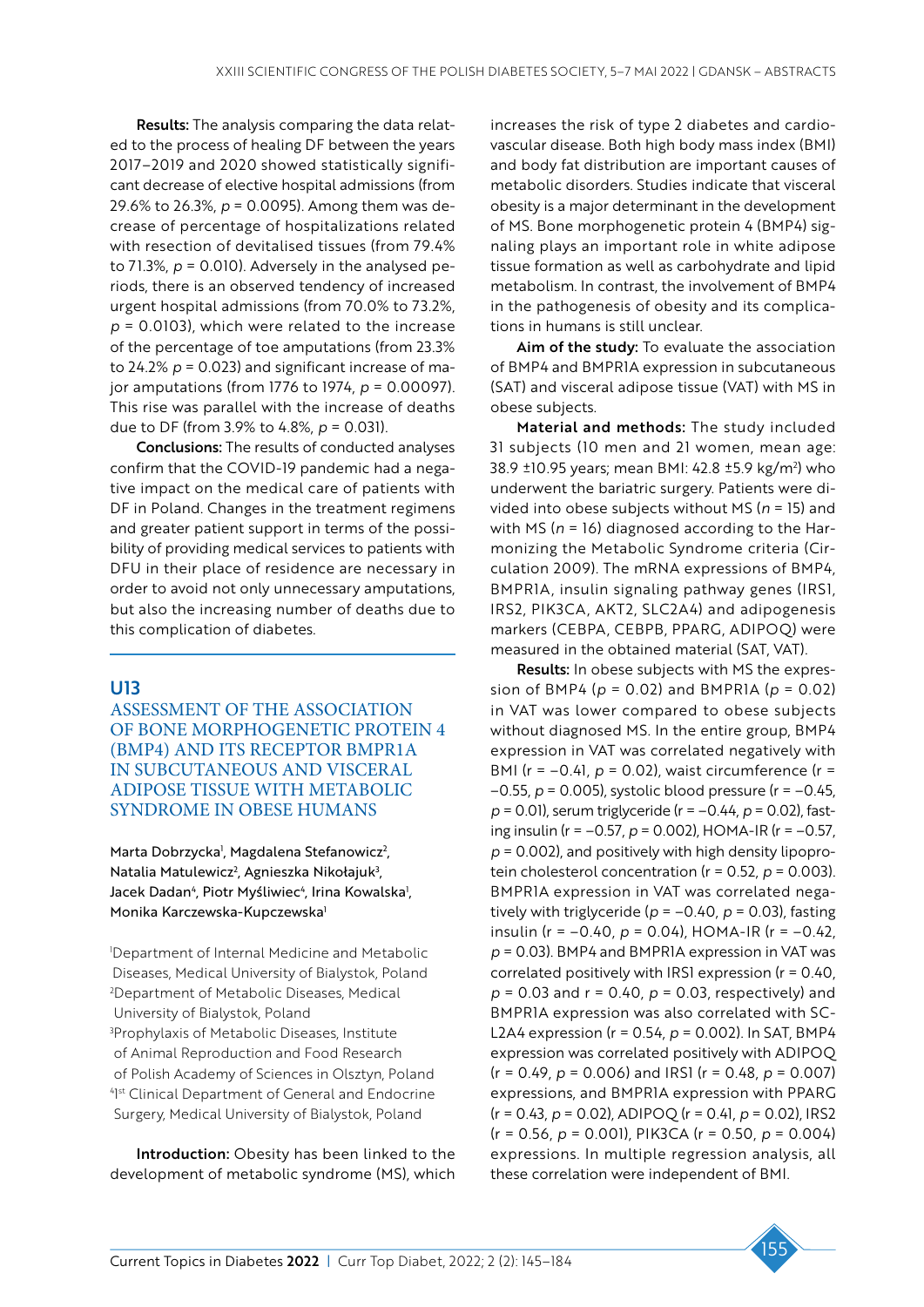**Results:** The analysis comparing the data related to the process of healing DF between the years 2017–2019 and 2020 showed statistically significant decrease of elective hospital admissions (from 29.6% to 26.3%, $p$ = 0.0095). Among them was decrease of percentage of hospitalizations related with resection of devitalised tissues (from 79.4% to 71.3%, $p$ = 0.010). Adversely in the analysed periods, there is an observed tendency of increased urgent hospital admissions (from 70.0% to 73.2%, $p$ = 0.0103), which were related to the increase of the percentage of toe amputations (from 23.3% to 24.2% $p$ = 0.023) and significant increase of major amputations (from 1776 to 1974, $p$ = 0.00097). This rise was parallel with the increase of deaths due to DF (from 3.9% to 4.8%, $p$ = 0.031).

**Conclusions:** The results of conducted analyses confirm that the COVID-19 pandemic had a negative impact on the medical care of patients with DF in Poland. Changes in the treatment regimens and greater patient support in terms of the possibility of providing medical services to patients with DFU in their place of residence are necessary in order to avoid not only unnecessary amputations, but also the increasing number of deaths due to this complication of diabetes.

## U13

## ASSESSMENT OF THE ASSOCIATION OF BONE MORPHOGENETIC PROTEIN 4 (BMP4) AND ITS RECEPTOR BMPR1A IN SUBCUTANEOUS AND VISCERAL ADIPOSE TISSUE WITH METABOLIC SYNDROME IN OBESE HUMANS

Marta Dobrzycka[1], Magdalena Stefanowicz[2], Natalia Matulewicz[2], Agnieszka Nikołajuk[3], Jacek Dadan[4], Piotr Myśliwiec[4], Irina Kowalska[1], Monika Karczewska-Kupczewska[1]

[1]Department of Internal Medicine and Metabolic Diseases, Medical University of Bialystok, Poland
[2]Department of Metabolic Diseases, Medical University of Bialystok, Poland
[3]Prophylaxis of Metabolic Diseases, Institute of Animal Reproduction and Food Research of Polish Academy of Sciences in Olsztyn, Poland
[4]1st Clinical Department of General and Endocrine Surgery, Medical University of Bialystok, Poland

**Introduction:** Obesity has been linked to the development of metabolic syndrome (MS), which increases the risk of type 2 diabetes and cardiovascular disease. Both high body mass index (BMI) and body fat distribution are important causes of metabolic disorders. Studies indicate that visceral obesity is a major determinant in the development of MS. Bone morphogenetic protein 4 (BMP4) signaling plays an important role in white adipose tissue formation as well as carbohydrate and lipid metabolism. In contrast, the involvement of BMP4 in the pathogenesis of obesity and its complications in humans is still unclear.

**Aim of the study:** To evaluate the association of BMP4 and BMPR1A expression in subcutaneous (SAT) and visceral adipose tissue (VAT) with MS in obese subjects.

**Material and methods:** The study included 31 subjects (10 men and 21 women, mean age: 38.9 ±10.95 years; mean BMI: 42.8 ±5.9 kg/m$^2$) who underwent the bariatric surgery. Patients were divided into obese subjects without MS ($n$ = 15) and with MS ($n$ = 16) diagnosed according to the Harmonizing the Metabolic Syndrome criteria (Circulation 2009). The mRNA expressions of BMP4, BMPR1A, insulin signaling pathway genes (IRS1, IRS2, PIK3CA, AKT2, SLC2A4) and adipogenesis markers (CEBPA, CEBPB, PPARG, ADIPOQ) were measured in the obtained material (SAT, VAT).

**Results:** In obese subjects with MS the expression of BMP4 ($p$ = 0.02) and BMPR1A ($p$ = 0.02) in VAT was lower compared to obese subjects without diagnosed MS. In the entire group, BMP4 expression in VAT was correlated negatively with BMI (r = –0.41, $p$ = 0.02), waist circumference (r = –0.55, $p$ = 0.005), systolic blood pressure (r = –0.45, $p$ = 0.01), serum triglyceride (r = –0.44, $p$ = 0.02), fasting insulin (r = –0.57, $p$ = 0.002), HOMA-IR (r = –0.57, $p$ = 0.002), and positively with high density lipoprotein cholesterol concentration (r = 0.52, $p$ = 0.003). BMPR1A expression in VAT was correlated negatively with triglyceride ($p$ = –0.40, $p$ = 0.03), fasting insulin (r = –0.40, $p$ = 0.04), HOMA-IR (r = –0.42, $p$ = 0.03). BMP4 and BMPR1A expression in VAT was correlated positively with IRS1 expression (r = 0.40, $p$ = 0.03 and r = 0.40, $p$ = 0.03, respectively) and BMPR1A expression was also correlated with SLC2A4 expression (r = 0.54, $p$ = 0.002). In SAT, BMP4 expression was correlated positively with ADIPOQ (r = 0.49, $p$ = 0.006) and IRS1 (r = 0.48, $p$ = 0.007) expressions, and BMPR1A expression with PPARG (r = 0.43, $p$ = 0.02), ADIPOQ (r = 0.41, $p$ = 0.02), IRS2 (r = 0.56, $p$ = 0.001), PIK3CA (r = 0.50, $p$ = 0.004) expressions. In multiple regression analysis, all these correlation were independent of BMI.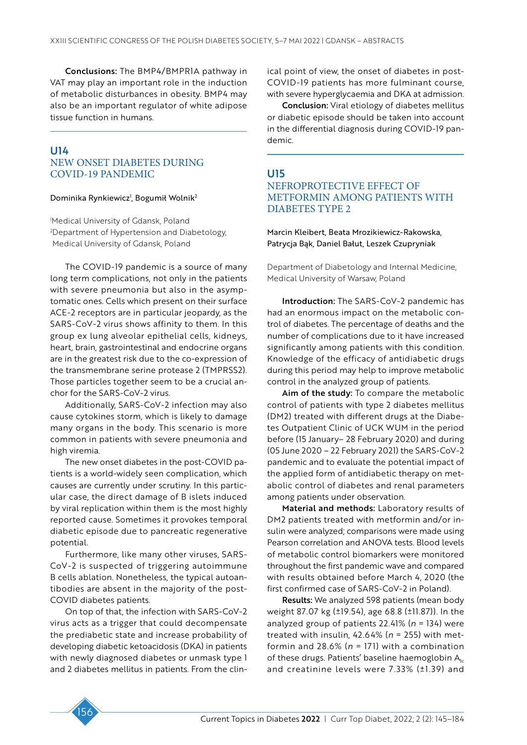**Conclusions:** The BMP4/BMPR1A pathway in VAT may play an important role in the induction of metabolic disturbances in obesity. BMP4 may also be an important regulator of white adipose tissue function in humans.

## U14
## NEW ONSET DIABETES DURING COVID-19 PANDEMIC

Dominika Rynkiewicz[1], Bogumił Wolnik[2]

[1]Medical University of Gdansk, Poland
[2]Department of Hypertension and Diabetology, Medical University of Gdansk, Poland

The COVID-19 pandemic is a source of many long term complications, not only in the patients with severe pneumonia but also in the asymptomatic ones. Cells which present on their surface ACE-2 receptors are in particular jeopardy, as the SARS-CoV-2 virus shows affinity to them. In this group ex lung alveolar epithelial cells, kidneys, heart, brain, gastrointestinal and endocrine organs are in the greatest risk due to the co-expression of the transmembrane serine protease 2 (TMPRSS2). Those particles together seem to be a crucial anchor for the SARS-CoV-2 virus.

Additionally, SARS-CoV-2 infection may also cause cytokines storm, which is likely to damage many organs in the body. This scenario is more common in patients with severe pneumonia and high viremia.

The new onset diabetes in the post-COVID patients is a world-widely seen complication, which causes are currently under scrutiny. In this particular case, the direct damage of B islets induced by viral replication within them is the most highly reported cause. Sometimes it provokes temporal diabetic episode due to pancreatic regenerative potential.

Furthermore, like many other viruses, SARS-CoV-2 is suspected of triggering autoimmune B cells ablation. Nonetheless, the typical autoantibodies are absent in the majority of the post-COVID diabetes patients.

On top of that, the infection with SARS-CoV-2 virus acts as a trigger that could decompensate the prediabetic state and increase probability of developing diabetic ketoacidosis (DKA) in patients with newly diagnosed diabetes or unmask type 1 and 2 diabetes mellitus in patients. From the clinical point of view, the onset of diabetes in post-COVID-19 patients has more fulminant course, with severe hyperglycaemia and DKA at admission.

**Conclusion:** Viral etiology of diabetes mellitus or diabetic episode should be taken into account in the differential diagnosis during COVID-19 pandemic.

## U15
## NEFROPROTECTIVE EFFECT OF METFORMIN AMONG PATIENTS WITH DIABETES TYPE 2

Marcin Kleibert, Beata Mrozikiewicz-Rakowska, Patrycja Bąk, Daniel Bałut, Leszek Czupryniak

Department of Diabetology and Internal Medicine, Medical University of Warsaw, Poland

**Introduction:** The SARS-CoV-2 pandemic has had an enormous impact on the metabolic control of diabetes. The percentage of deaths and the number of complications due to it have increased significantly among patients with this condition. Knowledge of the efficacy of antidiabetic drugs during this period may help to improve metabolic control in the analyzed group of patients.

**Aim of the study:** To compare the metabolic control of patients with type 2 diabetes mellitus (DM2) treated with different drugs at the Diabetes Outpatient Clinic of UCK WUM in the period before (15 January– 28 February 2020) and during (05 June 2020 – 22 February 2021) the SARS-CoV-2 pandemic and to evaluate the potential impact of the applied form of antidiabetic therapy on metabolic control of diabetes and renal parameters among patients under observation.

**Material and methods:** Laboratory results of DM2 patients treated with metformin and/or insulin were analyzed; comparisons were made using Pearson correlation and ANOVA tests. Blood levels of metabolic control biomarkers were monitored throughout the first pandemic wave and compared with results obtained before March 4, 2020 (the first confirmed case of SARS-CoV-2 in Poland).

**Results:** We analyzed 598 patients (mean body weight 87.07 kg (±19.54), age 68.8 (±11.87)). In the analyzed group of patients 22.41% (*n* = 134) were treated with insulin, 42.64% (*n* = 255) with metformin and 28.6% (*n* = 171) with a combination of these drugs. Patients' baseline haemoglobin $A_{1c}$ and creatinine levels were 7.33% (±1.39) and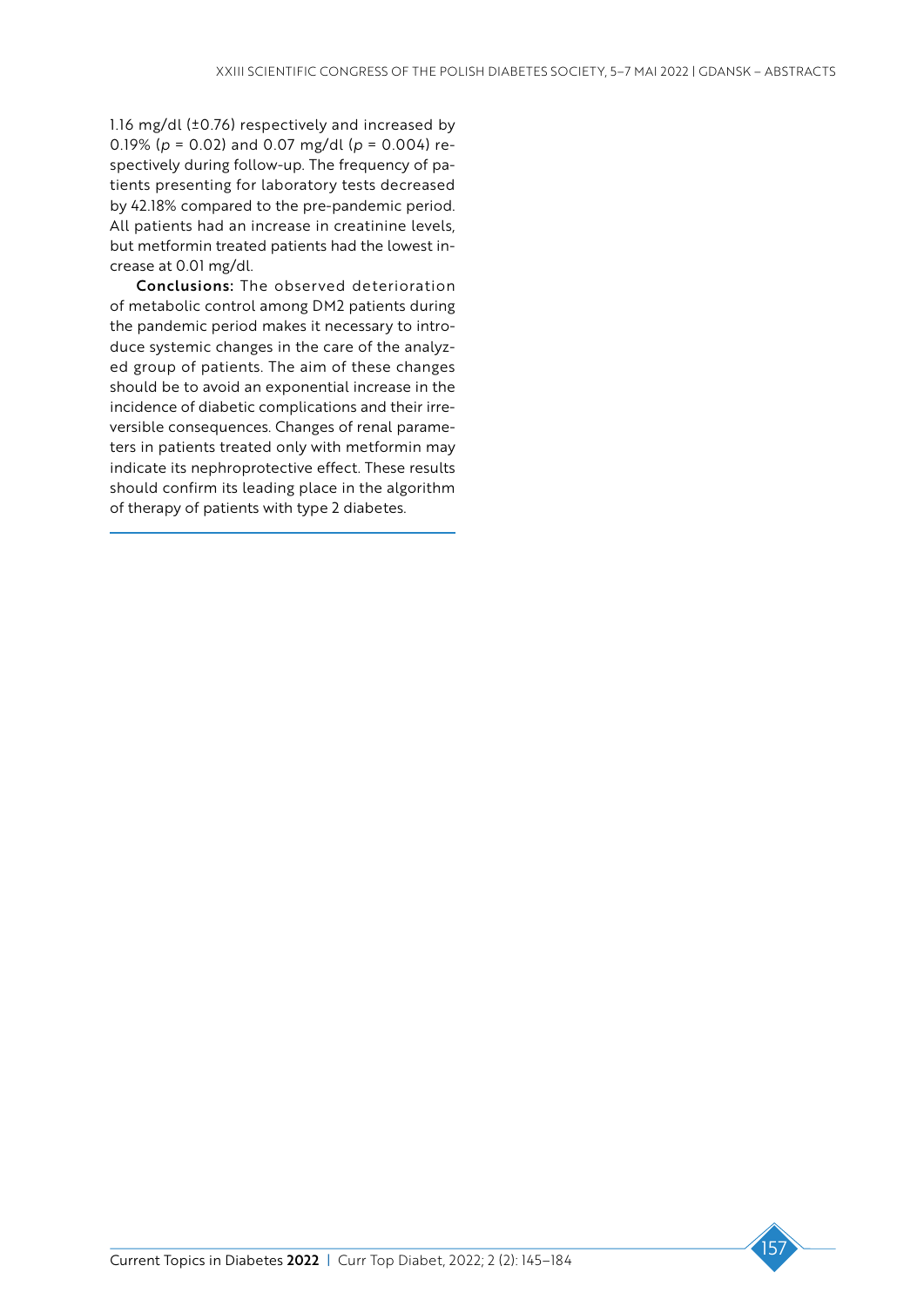1.16 mg/dl (±0.76) respectively and increased by 0.19% ($p$ = 0.02) and 0.07 mg/dl ($p$ = 0.004) respectively during follow-up. The frequency of patients presenting for laboratory tests decreased by 42.18% compared to the pre-pandemic period. All patients had an increase in creatinine levels, but metformin treated patients had the lowest increase at 0.01 mg/dl.

**Conclusions:** The observed deterioration of metabolic control among DM2 patients during the pandemic period makes it necessary to introduce systemic changes in the care of the analyzed group of patients. The aim of these changes should be to avoid an exponential increase in the incidence of diabetic complications and their irreversible consequences. Changes of renal parameters in patients treated only with metformin may indicate its nephroprotective effect. These results should confirm its leading place in the algorithm of therapy of patients with type 2 diabetes.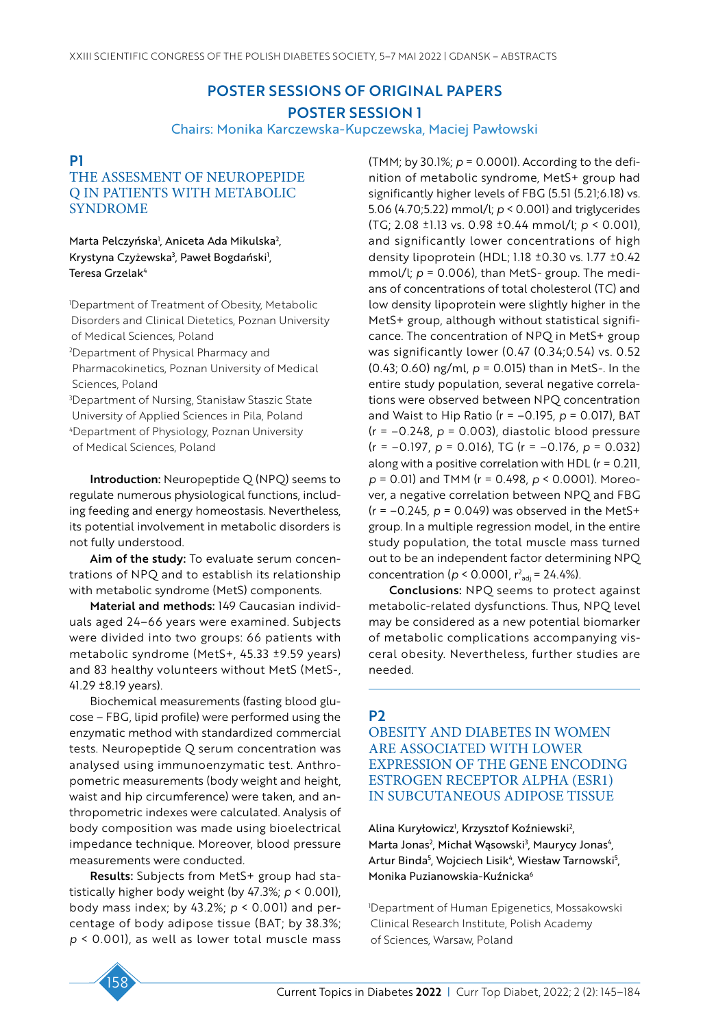# POSTER SESSIONS OF ORIGINAL PAPERS

## POSTER SESSION 1

Chairs: Monika Karczewska-Kupczewska, Maciej Pawłowski

### P1

### THE ASSESMENT OF NEUROPEPIDE Q IN PATIENTS WITH METABOLIC SYNDROME

Marta Pelczyńska[1], Aniceta Ada Mikulska[2], Krystyna Czyżewska[3], Paweł Bogdański[1], Teresa Grzelak[4]

[1]Department of Treatment of Obesity, Metabolic Disorders and Clinical Dietetics, Poznan University of Medical Sciences, Poland
[2]Department of Physical Pharmacy and Pharmacokinetics, Poznan University of Medical Sciences, Poland
[3]Department of Nursing, Stanisław Staszic State University of Applied Sciences in Pila, Poland
[4]Department of Physiology, Poznan University of Medical Sciences, Poland

**Introduction:** Neuropeptide Q (NPQ) seems to regulate numerous physiological functions, including feeding and energy homeostasis. Nevertheless, its potential involvement in metabolic disorders is not fully understood.

**Aim of the study:** To evaluate serum concentrations of NPQ and to establish its relationship with metabolic syndrome (MetS) components.

**Material and methods:** 149 Caucasian individuals aged 24–66 years were examined. Subjects were divided into two groups: 66 patients with metabolic syndrome (MetS+, 45.33 ±9.59 years) and 83 healthy volunteers without MetS (MetS-, 41.29 ±8.19 years).

Biochemical measurements (fasting blood glucose – FBG, lipid profile) were performed using the enzymatic method with standardized commercial tests. Neuropeptide Q serum concentration was analysed using immunoenzymatic test. Anthropometric measurements (body weight and height, waist and hip circumference) were taken, and anthropometric indexes were calculated. Analysis of body composition was made using bioelectrical impedance technique. Moreover, blood pressure measurements were conducted.

**Results:** Subjects from MetS+ group had statistically higher body weight (by 47.3%; $p < 0.001$), body mass index; by 43.2%; $p < 0.001$) and percentage of body adipose tissue (BAT; by 38.3%; $p < 0.001$), as well as lower total muscle mass (TMM; by 30.1%; $p = 0.0001$). According to the definition of metabolic syndrome, MetS+ group had significantly higher levels of FBG (5.51 (5.21;6.18) vs. 5.06 (4.70;5.22) mmol/l; $p < 0.001$) and triglycerides (TG; 2.08 ±1.13 vs. 0.98 ±0.44 mmol/l; $p < 0.001$), and significantly lower concentrations of high density lipoprotein (HDL; 1.18 ±0.30 vs. 1.77 ±0.42 mmol/l; $p = 0.006$), than MetS- group. The medians of concentrations of total cholesterol (TC) and low density lipoprotein were slightly higher in the MetS+ group, although without statistical significance. The concentration of NPQ in MetS+ group was significantly lower (0.47 (0.34;0.54) vs. 0.52 (0.43; 0.60) ng/ml, $p = 0.015$) than in MetS-. In the entire study population, several negative correlations were observed between NPQ concentration and Waist to Hip Ratio ($r = -0.195$, $p = 0.017$), BAT ($r = -0.248$, $p = 0.003$), diastolic blood pressure ($r = -0.197$, $p = 0.016$), TG ($r = -0.176$, $p = 0.032$) along with a positive correlation with HDL ($r = 0.211$, $p = 0.01$) and TMM ($r = 0.498$, $p < 0.0001$). Moreover, a negative correlation between NPQ and FBG ($r = -0.245$, $p = 0.049$) was observed in the MetS+ group. In a multiple regression model, in the entire study population, the total muscle mass turned out to be an independent factor determining NPQ concentration ($p < 0.0001$, $r^2_{adj} = 24.4\%$).

**Conclusions:** NPQ seems to protect against metabolic-related dysfunctions. Thus, NPQ level may be considered as a new potential biomarker of metabolic complications accompanying visceral obesity. Nevertheless, further studies are needed.

### P2

### OBESITY AND DIABETES IN WOMEN ARE ASSOCIATED WITH LOWER EXPRESSION OF THE GENE ENCODING ESTROGEN RECEPTOR ALPHA (ESR1) IN SUBCUTANEOUS ADIPOSE TISSUE

Alina Kuryłowicz[1], Krzysztof Koźniewski[2], Marta Jonas[2], Michał Wąsowski[3], Maurycy Jonas[4], Artur Binda[5], Wojciech Lisik[4], Wiesław Tarnowski[5], Monika Puzianowska-Kuźnicka[6]

[1]Department of Human Epigenetics, Mossakowski Clinical Research Institute, Polish Academy of Sciences, Warsaw, Poland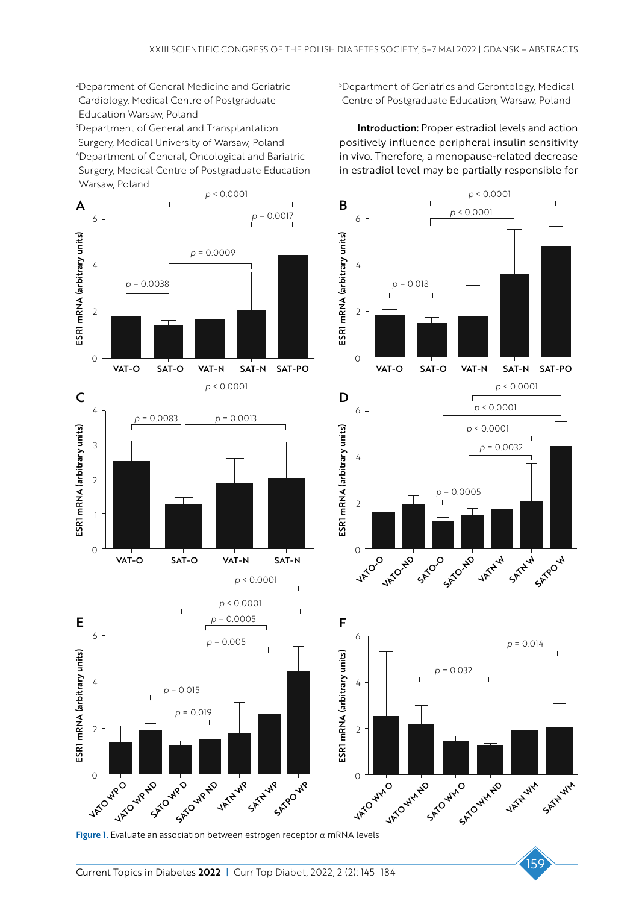[2]Department of General Medicine and Geriatric Cardiology, Medical Centre of Postgraduate Education Warsaw, Poland

[3]Department of General and Transplantation Surgery, Medical University of Warsaw, Poland

[4]Department of General, Oncological and Bariatric Surgery, Medical Centre of Postgraduate Education Warsaw, Poland

[5]Department of Geriatrics and Gerontology, Medical Centre of Postgraduate Education, Warsaw, Poland

**Introduction:** Proper estradiol levels and action positively influence peripheral insulin sensitivity in vivo. Therefore, a menopause-related decrease in estradiol level may be partially responsible for

**Figure 1.** Evaluate an association between estrogen receptor $\alpha$ mRNA levels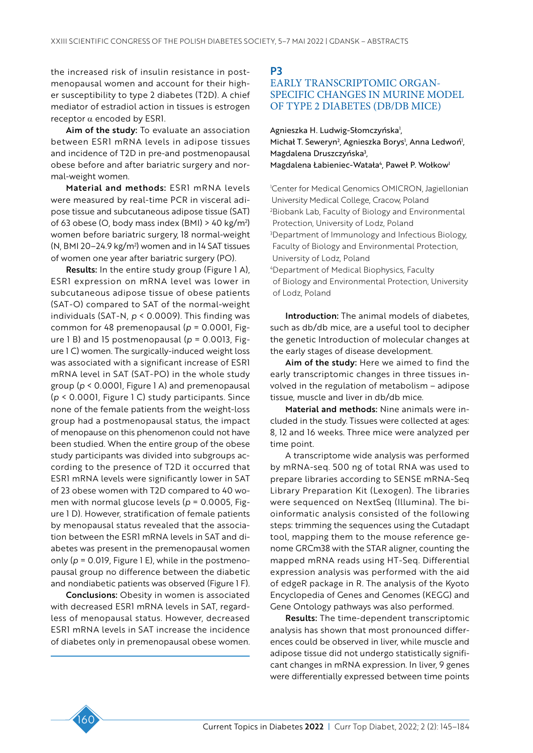the increased risk of insulin resistance in postmenopausal women and account for their higher susceptibility to type 2 diabetes (T2D). A chief mediator of estradiol action in tissues is estrogen receptor α encoded by ESR1.

**Aim of the study:** To evaluate an association between ESR1 mRNA levels in adipose tissues and incidence of T2D in pre-and postmenopausal obese before and after bariatric surgery and normal-weight women.

**Material and methods:** ESR1 mRNA levels were measured by real-time PCR in visceral adipose tissue and subcutaneous adipose tissue (SAT) of 63 obese (O, body mass index (BMI) > 40 $kg/m^2$) women before bariatric surgery, 18 normal-weight (N, BMI 20–24.9 $kg/m^2$) women and in 14 SAT tissues of women one year after bariatric surgery (PO).

**Results:** In the entire study group (Figure 1 A), ESR1 expression on mRNA level was lower in subcutaneous adipose tissue of obese patients (SAT-O) compared to SAT of the normal-weight individuals (SAT-N, $p < 0.0009$). This finding was common for 48 premenopausal ($p = 0.0001$, Figure 1 B) and 15 postmenopausal ($p = 0.0013$, Figure 1 C) women. The surgically-induced weight loss was associated with a significant increase of ESR1 mRNA level in SAT (SAT-PO) in the whole study group ($p < 0.0001$, Figure 1 A) and premenopausal ($p < 0.0001$, Figure 1 C) study participants. Since none of the female patients from the weight-loss group had a postmenopausal status, the impact of menopause on this phenomenon could not have been studied. When the entire group of the obese study participants was divided into subgroups according to the presence of T2D it occurred that ESR1 mRNA levels were significantly lower in SAT of 23 obese women with T2D compared to 40 women with normal glucose levels ($p = 0.0005$, Figure 1 D). However, stratification of female patients by menopausal status revealed that the association between the ESR1 mRNA levels in SAT and diabetes was present in the premenopausal women only ($p = 0.019$, Figure 1 E), while in the postmenopausal group no difference between the diabetic and nondiabetic patients was observed (Figure 1 F).

**Conclusions:** Obesity in women is associated with decreased ESR1 mRNA levels in SAT, regardless of menopausal status. However, decreased ESR1 mRNA levels in SAT increase the incidence of diabetes only in premenopausal obese women.

## P3

## EARLY TRANSCRIPTOMIC ORGAN-SPECIFIC CHANGES IN MURINE MODEL OF TYPE 2 DIABETES (DB/DB MICE)

Agnieszka H. Ludwig-Słomczyńska[1], Michał T. Seweryn[2], Agnieszka Borys[1], Anna Ledwoń[1], Magdalena Druszczyńska[3], Magdalena Łabieniec-Watała[4], Paweł P. Wołkow[1]

[1]Center for Medical Genomics OMICRON, Jagiellonian University Medical College, Cracow, Poland
[2]Biobank Lab, Faculty of Biology and Environmental Protection, University of Lodz, Poland
[3]Department of Immunology and Infectious Biology, Faculty of Biology and Environmental Protection, University of Lodz, Poland
[4]Department of Medical Biophysics, Faculty of Biology and Environmental Protection, University of Lodz, Poland

**Introduction:** The animal models of diabetes, such as db/db mice, are a useful tool to decipher the genetic Introduction of molecular changes at the early stages of disease development.

**Aim of the study:** Here we aimed to find the early transcriptomic changes in three tissues involved in the regulation of metabolism – adipose tissue, muscle and liver in db/db mice.

**Material and methods:** Nine animals were included in the study. Tissues were collected at ages: 8, 12 and 16 weeks. Three mice were analyzed per time point.

A transcriptome wide analysis was performed by mRNA-seq. 500 ng of total RNA was used to prepare libraries according to SENSE mRNA-Seq Library Preparation Kit (Lexogen). The libraries were sequenced on NextSeq (Illumina). The bioinformatic analysis consisted of the following steps: trimming the sequences using the Cutadapt tool, mapping them to the mouse reference genome GRCm38 with the STAR aligner, counting the mapped mRNA reads using HT-Seq. Differential expression analysis was performed with the aid of edgeR package in R. The analysis of the Kyoto Encyclopedia of Genes and Genomes (KEGG) and Gene Ontology pathways was also performed.

**Results:** The time-dependent transcriptomic analysis has shown that most pronounced differences could be observed in liver, while muscle and adipose tissue did not undergo statistically significant changes in mRNA expression. In liver, 9 genes were differentially expressed between time points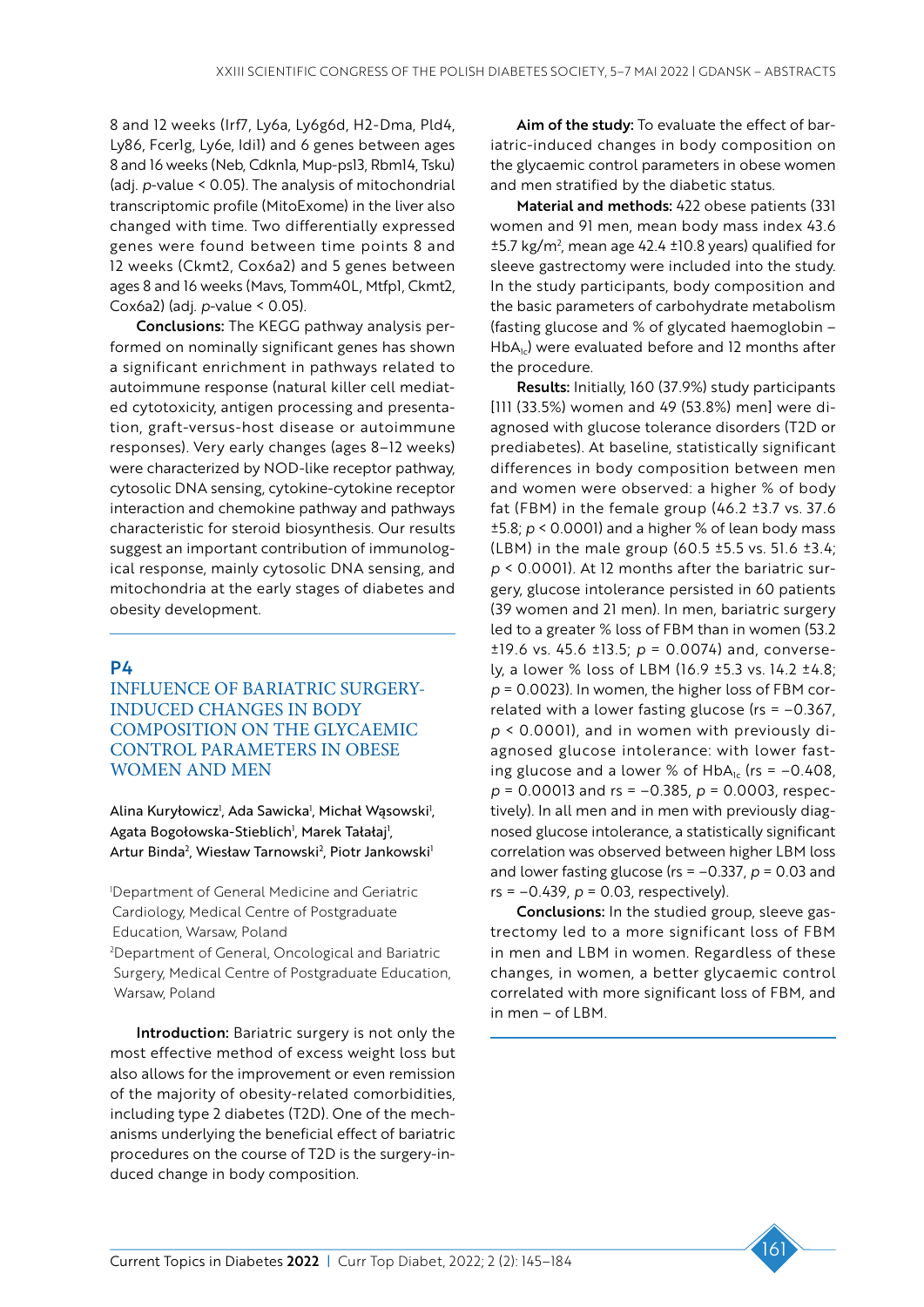8 and 12 weeks (Irf7, Ly6a, Ly6g6d, H2-Dma, Pld4, Ly86, Fcer1g, Ly6e, Idi1) and 6 genes between ages 8 and 16 weeks (Neb, Cdkn1a, Mup-ps13, Rbm14, Tsku) (adj. *p*-value < 0.05). The analysis of mitochondrial transcriptomic profile (MitoExome) in the liver also changed with time. Two differentially expressed genes were found between time points 8 and 12 weeks (Ckmt2, Cox6a2) and 5 genes between ages 8 and 16 weeks (Mavs, Tomm40L, Mtfp1, Ckmt2, Cox6a2) (adj. *p*-value < 0.05).

**Conclusions:** The KEGG pathway analysis performed on nominally significant genes has shown a significant enrichment in pathways related to autoimmune response (natural killer cell mediated cytotoxicity, antigen processing and presentation, graft-versus-host disease or autoimmune responses). Very early changes (ages 8–12 weeks) were characterized by NOD-like receptor pathway, cytosolic DNA sensing, cytokine-cytokine receptor interaction and chemokine pathway and pathways characteristic for steroid biosynthesis. Our results suggest an important contribution of immunological response, mainly cytosolic DNA sensing, and mitochondria at the early stages of diabetes and obesity development.

## P4
## INFLUENCE OF BARIATRIC SURGERY-INDUCED CHANGES IN BODY COMPOSITION ON THE GLYCAEMIC CONTROL PARAMETERS IN OBESE WOMEN AND MEN

Alina Kuryłowicz[1], Ada Sawicka[1], Michał Wąsowski[1], Agata Bogołowska-Stieblich[1], Marek Tałałaj[1], Artur Binda[2], Wiesław Tarnowski[2], Piotr Jankowski[1]

[1]Department of General Medicine and Geriatric Cardiology, Medical Centre of Postgraduate Education, Warsaw, Poland
[2]Department of General, Oncological and Bariatric Surgery, Medical Centre of Postgraduate Education, Warsaw, Poland

**Introduction:** Bariatric surgery is not only the most effective method of excess weight loss but also allows for the improvement or even remission of the majority of obesity-related comorbidities, including type 2 diabetes (T2D). One of the mechanisms underlying the beneficial effect of bariatric procedures on the course of T2D is the surgery-induced change in body composition.

**Aim of the study:** To evaluate the effect of bariatric-induced changes in body composition on the glycaemic control parameters in obese women and men stratified by the diabetic status.

**Material and methods:** 422 obese patients (331 women and 91 men, mean body mass index 43.6 ±5.7 kg/m$^2$, mean age 42.4 ±10.8 years) qualified for sleeve gastrectomy were included into the study. In the study participants, body composition and the basic parameters of carbohydrate metabolism (fasting glucose and % of glycated haemoglobin – $HbA_{1c}$) were evaluated before and 12 months after the procedure.

**Results:** Initially, 160 (37.9%) study participants [111 (33.5%) women and 49 (53.8%) men] were diagnosed with glucose tolerance disorders (T2D or prediabetes). At baseline, statistically significant differences in body composition between men and women were observed: a higher % of body fat (FBM) in the female group (46.2 ±3.7 vs. 37.6 ±5.8; $p < 0.0001$) and a higher % of lean body mass (LBM) in the male group (60.5 ±5.5 vs. 51.6 ±3.4; $p < 0.0001$). At 12 months after the bariatric surgery, glucose intolerance persisted in 60 patients (39 women and 21 men). In men, bariatric surgery led to a greater % loss of FBM than in women (53.2 ±19.6 vs. 45.6 ±13.5; $p = 0.0074$) and, conversely, a lower % loss of LBM (16.9 ±5.3 vs. 14.2 ±4.8; $p = 0.0023$). In women, the higher loss of FBM correlated with a lower fasting glucose (rs = –0.367, $p < 0.0001$), and in women with previously diagnosed glucose intolerance: with lower fasting glucose and a lower % of $HbA_{1c}$ (rs = –0.408, $p = 0.00013$ and rs = –0.385, $p = 0.0003$, respectively). In all men and in men with previously diagnosed glucose intolerance, a statistically significant correlation was observed between higher LBM loss and lower fasting glucose (rs = –0.337, $p = 0.03$ and rs = –0.439, $p = 0.03$, respectively).

**Conclusions:** In the studied group, sleeve gastrectomy led to a more significant loss of FBM in men and LBM in women. Regardless of these changes, in women, a better glycaemic control correlated with more significant loss of FBM, and in men – of LBM.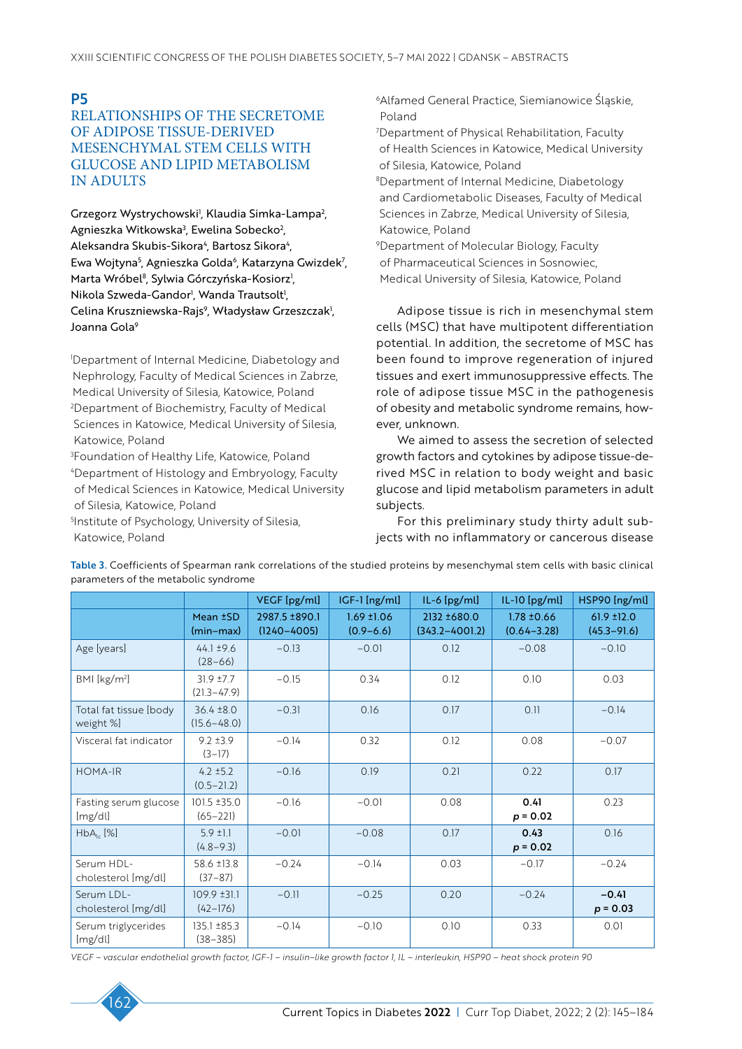## P5

# RELATIONSHIPS OF THE SECRETOME OF ADIPOSE TISSUE-DERIVED MESENCHYMAL STEM CELLS WITH GLUCOSE AND LIPID METABOLISM IN ADULTS

Grzegorz Wystrychowski[1], Klaudia Simka-Lampa[2], Agnieszka Witkowska[3], Ewelina Sobecko[2], Aleksandra Skubis-Sikora[4], Bartosz Sikora[4], Ewa Wojtyna[5], Agnieszka Golda[6], Katarzyna Gwizdek[7], Marta Wróbel[8], Sylwia Górczyńska-Kosiorz[1], Nikola Szweda-Gandor[1], Wanda Trautsolt[1], Celina Kruszniewska-Rajs[9], Władysław Grzeszczak[1], Joanna Gola[9]

[1]Department of Internal Medicine, Diabetology and Nephrology, Faculty of Medical Sciences in Zabrze, Medical University of Silesia, Katowice, Poland
[2]Department of Biochemistry, Faculty of Medical Sciences in Katowice, Medical University of Silesia, Katowice, Poland
[3]Foundation of Healthy Life, Katowice, Poland
[4]Department of Histology and Embryology, Faculty of Medical Sciences in Katowice, Medical University of Silesia, Katowice, Poland
[5]Institute of Psychology, University of Silesia, Katowice, Poland
[6]Alfamed General Practice, Siemianowice Śląskie, Poland
[7]Department of Physical Rehabilitation, Faculty of Health Sciences in Katowice, Medical University of Silesia, Katowice, Poland
[8]Department of Internal Medicine, Diabetology and Cardiometabolic Diseases, Faculty of Medical Sciences in Zabrze, Medical University of Silesia, Katowice, Poland
[9]Department of Molecular Biology, Faculty of Pharmaceutical Sciences in Sosnowiec, Medical University of Silesia, Katowice, Poland

Adipose tissue is rich in mesenchymal stem cells (MSC) that have multipotent differentiation potential. In addition, the secretome of MSC has been found to improve regeneration of injured tissues and exert immunosuppressive effects. The role of adipose tissue MSC in the pathogenesis of obesity and metabolic syndrome remains, however, unknown.

We aimed to assess the secretion of selected growth factors and cytokines by adipose tissue-derived MSC in relation to body weight and basic glucose and lipid metabolism parameters in adult subjects.

For this preliminary study thirty adult subjects with no inflammatory or cancerous disease

**Table 3.** Coefficients of Spearman rank correlations of the studied proteins by mesenchymal stem cells with basic clinical parameters of the metabolic syndrome

| | | VEGF [pg/ml] | IGF-1 [ng/ml] | IL-6 [pg/ml] | IL-10 [pg/ml] | HSP90 [ng/ml] |
|---|---|---|---|---|---|---|
| | Mean ±SD (min–max) | 2987.5 ±890.1 (1240–4005) | 1.69 ±1.06 (0.9–6.6) | 2132 ±680.0 (343.2–4001.2) | 1.78 ±0.66 (0.64–3.28) | 61.9 ±12.0 (45.3–91.6) |
| Age [years] | 44.1 ±9.6 (28–66) | −0.13 | −0.01 | 0.12 | −0.08 | −0.10 |
| BMI [kg/m²] | 31.9 ±7.7 (21.3–47.9) | −0.15 | 0.34 | 0.12 | 0.10 | 0.03 |
| Total fat tissue [body weight %] | 36.4 ±8.0 (15.6–48.0) | −0.31 | 0.16 | 0.17 | 0.11 | −0.14 |
| Visceral fat indicator | 9.2 ±3.9 (3–17) | −0.14 | 0.32 | 0.12 | 0.08 | −0.07 |
| HOMA-IR | 4.2 ±5.2 (0.5–21.2) | −0.16 | 0.19 | 0.21 | 0.22 | 0.17 |
| Fasting serum glucose [mg/dl] | 101.5 ±35.0 (65–221) | −0.16 | −0.01 | 0.08 | **0.41** $p = 0.02$ | 0.23 |
| $HbA_{1c}$ [%] | 5.9 ±1.1 (4.8–9.3) | −0.01 | −0.08 | 0.17 | **0.43** $p = 0.02$ | 0.16 |
| Serum HDL-cholesterol [mg/dl] | 58.6 ±13.8 (37–87) | −0.24 | −0.14 | 0.03 | −0.17 | −0.24 |
| Serum LDL-cholesterol [mg/dl] | 109.9 ±31.1 (42–176) | −0.11 | −0.25 | 0.20 | −0.24 | **−0.41** $p = 0.03$ |
| Serum triglycerides [mg/dl] | 135.1 ±85.3 (38–385) | −0.14 | −0.10 | 0.10 | 0.33 | 0.01 |

*VEGF – vascular endothelial growth factor, IGF-1 – insulin–like growth factor 1, IL – interleukin, HSP90 – heat shock protein 90*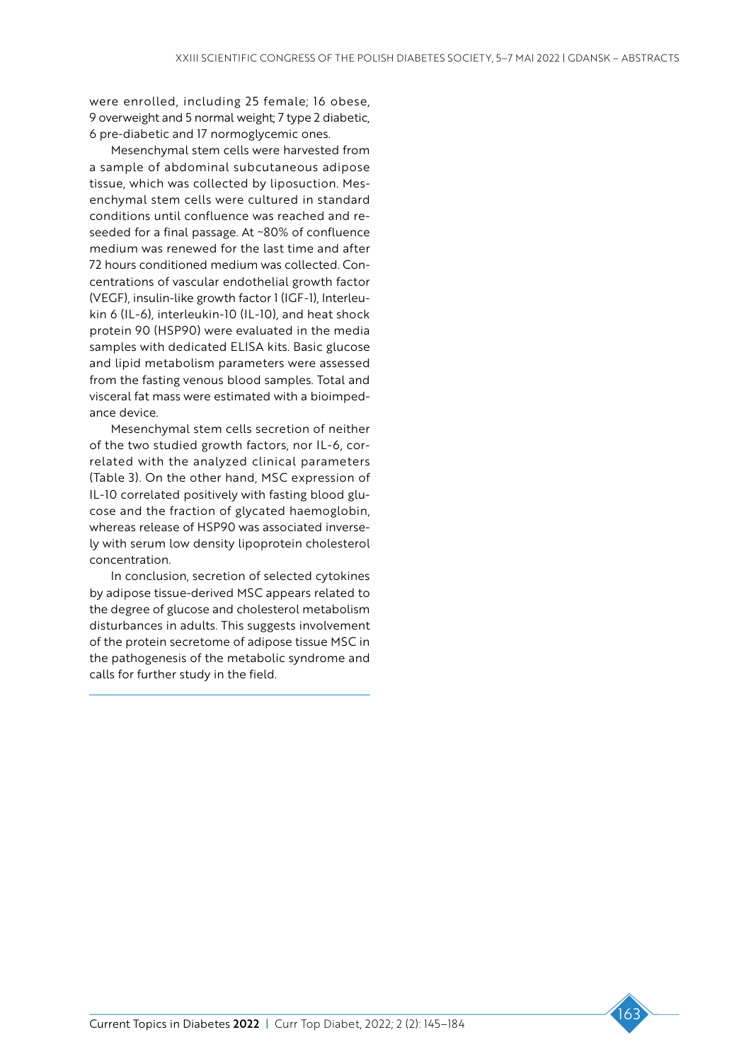were enrolled, including 25 female; 16 obese, 9 overweight and 5 normal weight; 7 type 2 diabetic, 6 pre-diabetic and 17 normoglycemic ones.

Mesenchymal stem cells were harvested from a sample of abdominal subcutaneous adipose tissue, which was collected by liposuction. Mesenchymal stem cells were cultured in standard conditions until confluence was reached and reseeded for a final passage. At ~80% of confluence medium was renewed for the last time and after 72 hours conditioned medium was collected. Concentrations of vascular endothelial growth factor (VEGF), insulin-like growth factor 1 (IGF-1), Interleukin 6 (IL-6), interleukin-10 (IL-10), and heat shock protein 90 (HSP90) were evaluated in the media samples with dedicated ELISA kits. Basic glucose and lipid metabolism parameters were assessed from the fasting venous blood samples. Total and visceral fat mass were estimated with a bioimpedance device.

Mesenchymal stem cells secretion of neither of the two studied growth factors, nor IL-6, correlated with the analyzed clinical parameters (Table 3). On the other hand, MSC expression of IL-10 correlated positively with fasting blood glucose and the fraction of glycated haemoglobin, whereas release of HSP90 was associated inversely with serum low density lipoprotein cholesterol concentration.

In conclusion, secretion of selected cytokines by adipose tissue-derived MSC appears related to the degree of glucose and cholesterol metabolism disturbances in adults. This suggests involvement of the protein secretome of adipose tissue MSC in the pathogenesis of the metabolic syndrome and calls for further study in the field.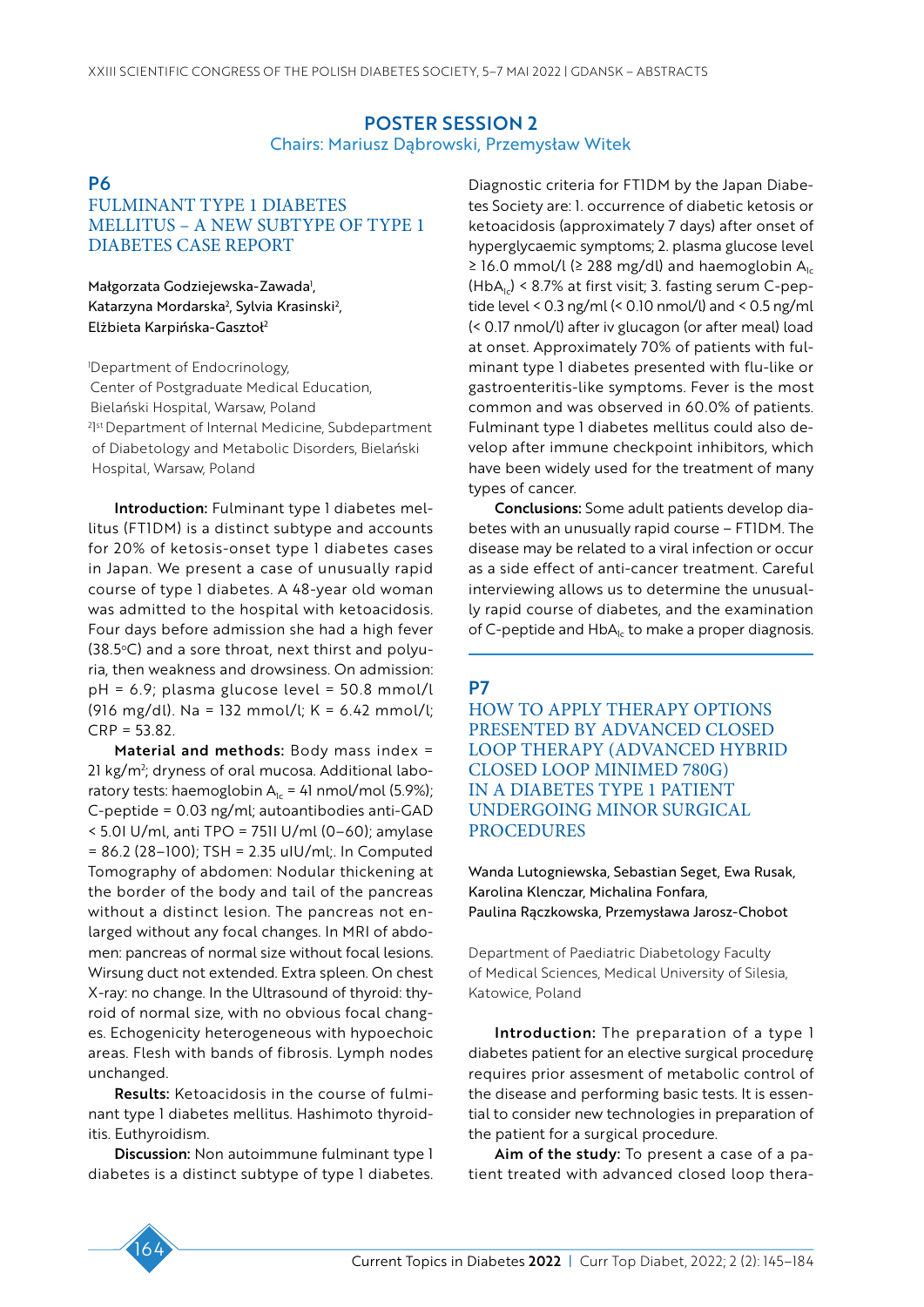## POSTER SESSION 2

Chairs: Mariusz Dąbrowski, Przemysław Witek

### P6

### FULMINANT TYPE 1 DIABETES MELLITUS – A NEW SUBTYPE OF TYPE 1 DIABETES CASE REPORT

Małgorzata Godziejewska-Zawada[1], Katarzyna Mordarska[2], Sylvia Krasinski[2], Elżbieta Karpińska-Gasztoł[2]

[1]Department of Endocrinology, Center of Postgraduate Medical Education, Bielański Hospital, Warsaw, Poland
[2]1st Department of Internal Medicine, Subdepartment of Diabetology and Metabolic Disorders, Bielański Hospital, Warsaw, Poland

**Introduction:** Fulminant type 1 diabetes mellitus (FT1DM) is a distinct subtype and accounts for 20% of ketosis-onset type 1 diabetes cases in Japan. We present a case of unusually rapid course of type 1 diabetes. A 48-year old woman was admitted to the hospital with ketoacidosis. Four days before admission she had a high fever (38.5°C) and a sore throat, next thirst and polyuria, then weakness and drowsiness. On admission: pH = 6.9; plasma glucose level = 50.8 mmol/l (916 mg/dl). Na = 132 mmol/l; K = 6.42 mmol/l; CRP = 53.82.

**Material and methods:** Body mass index = 21 kg/m$^2$; dryness of oral mucosa. Additional laboratory tests: haemoglobin $A_{1c}$ = 41 nmol/mol (5.9%); C-peptide = 0.03 ng/ml; autoantibodies anti-GAD < 5.01 U/ml, anti TPO = 7511 U/ml (0–60); amylase = 86.2 (28–100); TSH = 2.35 uIU/ml;. In Computed Tomography of abdomen: Nodular thickening at the border of the body and tail of the pancreas without a distinct lesion. The pancreas not enlarged without any focal changes. In MRI of abdomen: pancreas of normal size without focal lesions. Wirsung duct not extended. Extra spleen. On chest X-ray: no change. In the Ultrasound of thyroid: thyroid of normal size, with no obvious focal changes. Echogenicity heterogeneous with hypoechoic areas. Flesh with bands of fibrosis. Lymph nodes unchanged.

**Results:** Ketoacidosis in the course of fulminant type 1 diabetes mellitus. Hashimoto thyroiditis. Euthyroidism.

**Discussion:** Non autoimmune fulminant type 1 diabetes is a distinct subtype of type 1 diabetes. Diagnostic criteria for FT1DM by the Japan Diabetes Society are: 1. occurrence of diabetic ketosis or ketoacidosis (approximately 7 days) after onset of hyperglycaemic symptoms; 2. plasma glucose level ≥ 16.0 mmol/l (≥ 288 mg/dl) and haemoglobin $A_{1c}$ ($HbA_{1c}$) < 8.7% at first visit; 3. fasting serum C-peptide level < 0.3 ng/ml (< 0.10 nmol/l) and < 0.5 ng/ml (< 0.17 nmol/l) after iv glucagon (or after meal) load at onset. Approximately 70% of patients with fulminant type 1 diabetes presented with flu-like or gastroenteritis-like symptoms. Fever is the most common and was observed in 60.0% of patients. Fulminant type 1 diabetes mellitus could also develop after immune checkpoint inhibitors, which have been widely used for the treatment of many types of cancer.

**Conclusions:** Some adult patients develop diabetes with an unusually rapid course – FT1DM. The disease may be related to a viral infection or occur as a side effect of anti-cancer treatment. Careful interviewing allows us to determine the unusually rapid course of diabetes, and the examination of C-peptide and $HbA_{1c}$ to make a proper diagnosis.

### P7

### HOW TO APPLY THERAPY OPTIONS PRESENTED BY ADVANCED CLOSED LOOP THERAPY (ADVANCED HYBRID CLOSED LOOP MINIMED 780G) IN A DIABETES TYPE 1 PATIENT UNDERGOING MINOR SURGICAL PROCEDURES

Wanda Lutogniewska, Sebastian Seget, Ewa Rusak, Karolina Klenczar, Michalina Fonfara, Paulina Rączkowska, Przemysława Jarosz-Chobot

Department of Paediatric Diabetology Faculty of Medical Sciences, Medical University of Silesia, Katowice, Poland

**Introduction:** The preparation of a type 1 diabetes patient for an elective surgical procedurę requires prior assesment of metabolic control of the disease and performing basic tests. It is essential to consider new technologies in preparation of the patient for a surgical procedure.

**Aim of the study:** To present a case of a patient treated with advanced closed loop thera-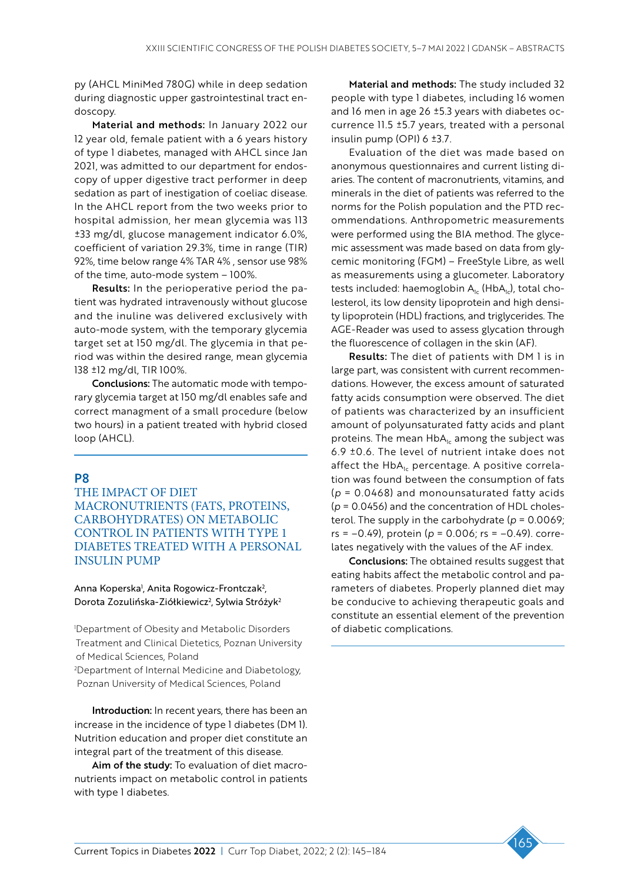py (AHCL MiniMed 780G) while in deep sedation during diagnostic upper gastrointestinal tract endoscopy.

**Material and methods:** In January 2022 our 12 year old, female patient with a 6 years history of type 1 diabetes, managed with AHCL since Jan 2021, was admitted to our department for endoscopy of upper digestive tract performer in deep sedation as part of inestigation of coeliac disease. In the AHCL report from the two weeks prior to hospital admission, her mean glycemia was 113 ±33 mg/dl, glucose management indicator 6.0%, coefficient of variation 29.3%, time in range (TIR) 92%, time below range 4% TAR 4% , sensor use 98% of the time, auto-mode system – 100%.

**Results:** In the perioperative period the patient was hydrated intravenously without glucose and the inuline was delivered exclusively with auto-mode system, with the temporary glycemia target set at 150 mg/dl. The glycemia in that period was within the desired range, mean glycemia 138 ±12 mg/dl, TIR 100%.

**Conclusions:** The automatic mode with temporary glycemia target at 150 mg/dl enables safe and correct managment of a small procedure (below two hours) in a patient treated with hybrid closed loop (AHCL).

## P8

## THE IMPACT OF DIET MACRONUTRIENTS (FATS, PROTEINS, CARBOHYDRATES) ON METABOLIC CONTROL IN PATIENTS WITH TYPE 1 DIABETES TREATED WITH A PERSONAL INSULIN PUMP

Anna Koperska[1], Anita Rogowicz-Frontczak[2], Dorota Zozulińska-Ziółkiewicz[2], Sylwia Stróżyk[2]

[1]Department of Obesity and Metabolic Disorders Treatment and Clinical Dietetics, Poznan University of Medical Sciences, Poland
[2]Department of Internal Medicine and Diabetology, Poznan University of Medical Sciences, Poland

**Introduction:** In recent years, there has been an increase in the incidence of type 1 diabetes (DM 1). Nutrition education and proper diet constitute an integral part of the treatment of this disease.

**Aim of the study:** To evaluation of diet macronutrients impact on metabolic control in patients with type 1 diabetes.

**Material and methods:** The study included 32 people with type 1 diabetes, including 16 women and 16 men in age 26 ±5.3 years with diabetes occurrence 11.5 ±5.7 years, treated with a personal insulin pump (OPI) 6 ±3.7.

Evaluation of the diet was made based on anonymous questionnaires and current listing diaries. The content of macronutrients, vitamins, and minerals in the diet of patients was referred to the norms for the Polish population and the PTD recommendations. Anthropometric measurements were performed using the BIA method. The glycemic assessment was made based on data from glycemic monitoring (FGM) – FreeStyle Libre, as well as measurements using a glucometer. Laboratory tests included: haemoglobin $A_{1c}$ ($HbA_{1c}$), total cholesterol, its low density lipoprotein and high density lipoprotein (HDL) fractions, and triglycerides. The AGE-Reader was used to assess glycation through the fluorescence of collagen in the skin (AF).

**Results:** The diet of patients with DM 1 is in large part, was consistent with current recommendations. However, the excess amount of saturated fatty acids consumption were observed. The diet of patients was characterized by an insufficient amount of polyunsaturated fatty acids and plant proteins. The mean $HbA_{1c}$ among the subject was 6.9 ±0.6. The level of nutrient intake does not affect the $HbA_{1c}$ percentage. A positive correlation was found between the consumption of fats ($p = 0.0468$) and monounsaturated fatty acids ($p = 0.0456$) and the concentration of HDL cholesterol. The supply in the carbohydrate ($p = 0.0069$; rs = –0.49), protein ($p = 0.006$; rs = –0.49). correlates negatively with the values of the AF index.

**Conclusions:** The obtained results suggest that eating habits affect the metabolic control and parameters of diabetes. Properly planned diet may be conducive to achieving therapeutic goals and constitute an essential element of the prevention of diabetic complications.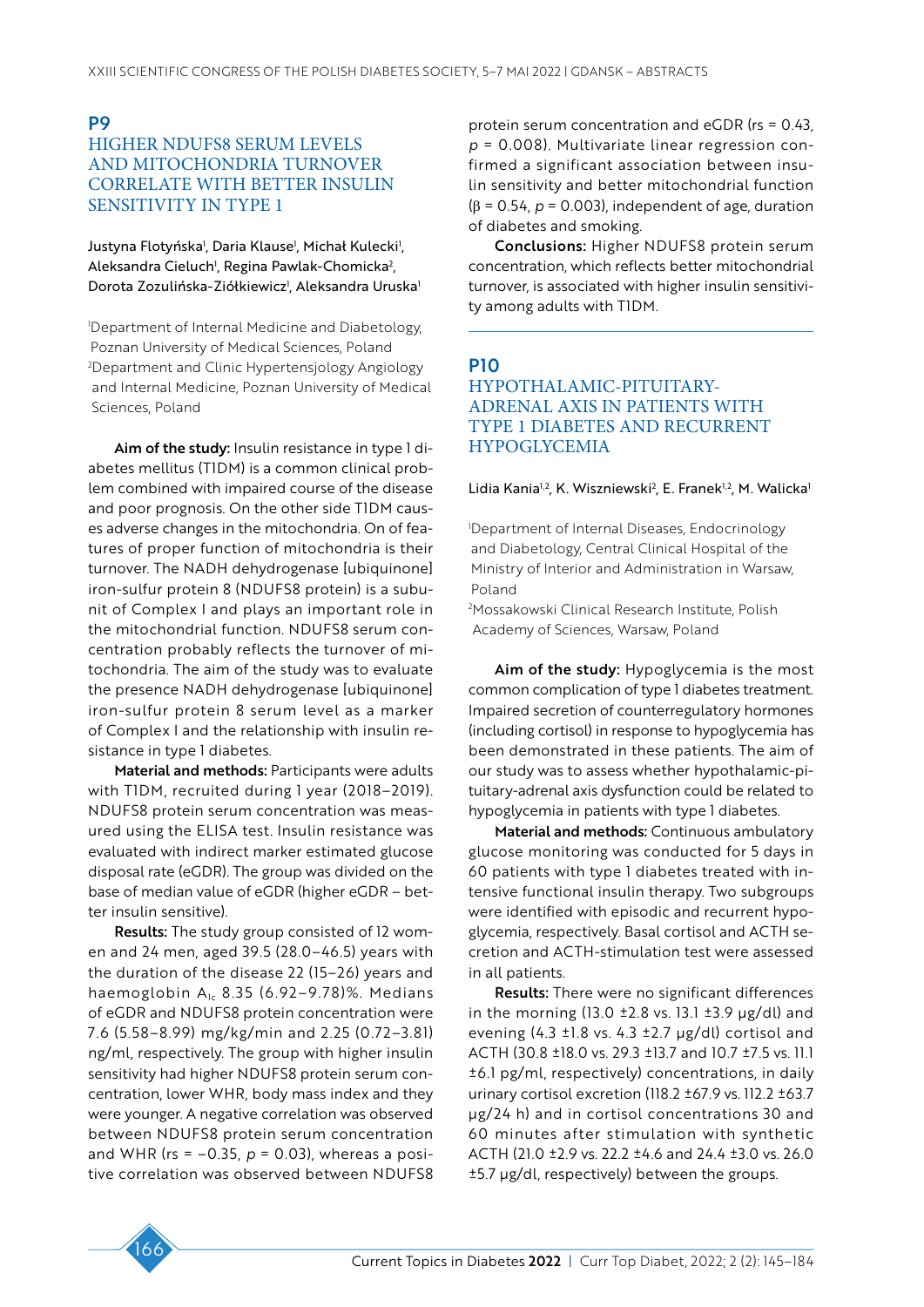## P9

## HIGHER NDUFS8 SERUM LEVELS AND MITOCHONDRIA TURNOVER CORRELATE WITH BETTER INSULIN SENSITIVITY IN TYPE 1

Justyna Flotyńska[1], Daria Klause[1], Michał Kulecki[1], Aleksandra Cieluch[1], Regina Pawlak-Chomicka[2], Dorota Zozulińska-Ziółkiewicz[1], Aleksandra Uruska[1]

[1]Department of Internal Medicine and Diabetology, Poznan University of Medical Sciences, Poland
[2]Department and Clinic Hypertensjology Angiology and Internal Medicine, Poznan University of Medical Sciences, Poland

**Aim of the study:** Insulin resistance in type 1 diabetes mellitus (T1DM) is a common clinical problem combined with impaired course of the disease and poor prognosis. On the other side T1DM causes adverse changes in the mitochondria. On of features of proper function of mitochondria is their turnover. The NADH dehydrogenase [ubiquinone] iron-sulfur protein 8 (NDUFS8 protein) is a subunit of Complex I and plays an important role in the mitochondrial function. NDUFS8 serum concentration probably reflects the turnover of mitochondria. The aim of the study was to evaluate the presence NADH dehydrogenase [ubiquinone] iron-sulfur protein 8 serum level as a marker of Complex I and the relationship with insulin resistance in type 1 diabetes.

**Material and methods:** Participants were adults with T1DM, recruited during 1 year (2018–2019). NDUFS8 protein serum concentration was measured using the ELISA test. Insulin resistance was evaluated with indirect marker estimated glucose disposal rate (eGDR). The group was divided on the base of median value of eGDR (higher eGDR – better insulin sensitive).

**Results:** The study group consisted of 12 women and 24 men, aged 39.5 (28.0–46.5) years with the duration of the disease 22 (15–26) years and haemoglobin $A_{1c}$ 8.35 (6.92–9.78)%. Medians of eGDR and NDUFS8 protein concentration were 7.6 (5.58–8.99) mg/kg/min and 2.25 (0.72–3.81) ng/ml, respectively. The group with higher insulin sensitivity had higher NDUFS8 protein serum concentration, lower WHR, body mass index and they were younger. A negative correlation was observed between NDUFS8 protein serum concentration and WHR (rs = −0.35, $p$ = 0.03), whereas a positive correlation was observed between NDUFS8 protein serum concentration and eGDR (rs = 0.43, $p$ = 0.008). Multivariate linear regression confirmed a significant association between insulin sensitivity and better mitochondrial function ($\beta$ = 0.54, $p$ = 0.003), independent of age, duration of diabetes and smoking.

**Conclusions:** Higher NDUFS8 protein serum concentration, which reflects better mitochondrial turnover, is associated with higher insulin sensitivity among adults with T1DM.

## P10

## HYPOTHALAMIC-PITUITARY-ADRENAL AXIS IN PATIENTS WITH TYPE 1 DIABETES AND RECURRENT HYPOGLYCEMIA

Lidia Kania[1,2], K. Wiszniewski[2], E. Franek[1,2], M. Walicka[1]

[1]Department of Internal Diseases, Endocrinology and Diabetology, Central Clinical Hospital of the Ministry of Interior and Administration in Warsaw, Poland
[2]Mossakowski Clinical Research Institute, Polish Academy of Sciences, Warsaw, Poland

**Aim of the study:** Hypoglycemia is the most common complication of type 1 diabetes treatment. Impaired secretion of counterregulatory hormones (including cortisol) in response to hypoglycemia has been demonstrated in these patients. The aim of our study was to assess whether hypothalamic-pituitary-adrenal axis dysfunction could be related to hypoglycemia in patients with type 1 diabetes.

**Material and methods:** Continuous ambulatory glucose monitoring was conducted for 5 days in 60 patients with type 1 diabetes treated with intensive functional insulin therapy. Two subgroups were identified with episodic and recurrent hypoglycemia, respectively. Basal cortisol and ACTH secretion and ACTH-stimulation test were assessed in all patients.

**Results:** There were no significant differences in the morning (13.0 ±2.8 vs. 13.1 ±3.9 μg/dl) and evening (4.3 ±1.8 vs. 4.3 ±2.7 μg/dl) cortisol and ACTH (30.8 ±18.0 vs. 29.3 ±13.7 and 10.7 ±7.5 vs. 11.1 ±6.1 pg/ml, respectively) concentrations, in daily urinary cortisol excretion (118.2 ±67.9 vs. 112.2 ±63.7 μg/24 h) and in cortisol concentrations 30 and 60 minutes after stimulation with synthetic ACTH (21.0 ±2.9 vs. 22.2 ±4.6 and 24.4 ±3.0 vs. 26.0 ±5.7 μg/dl, respectively) between the groups.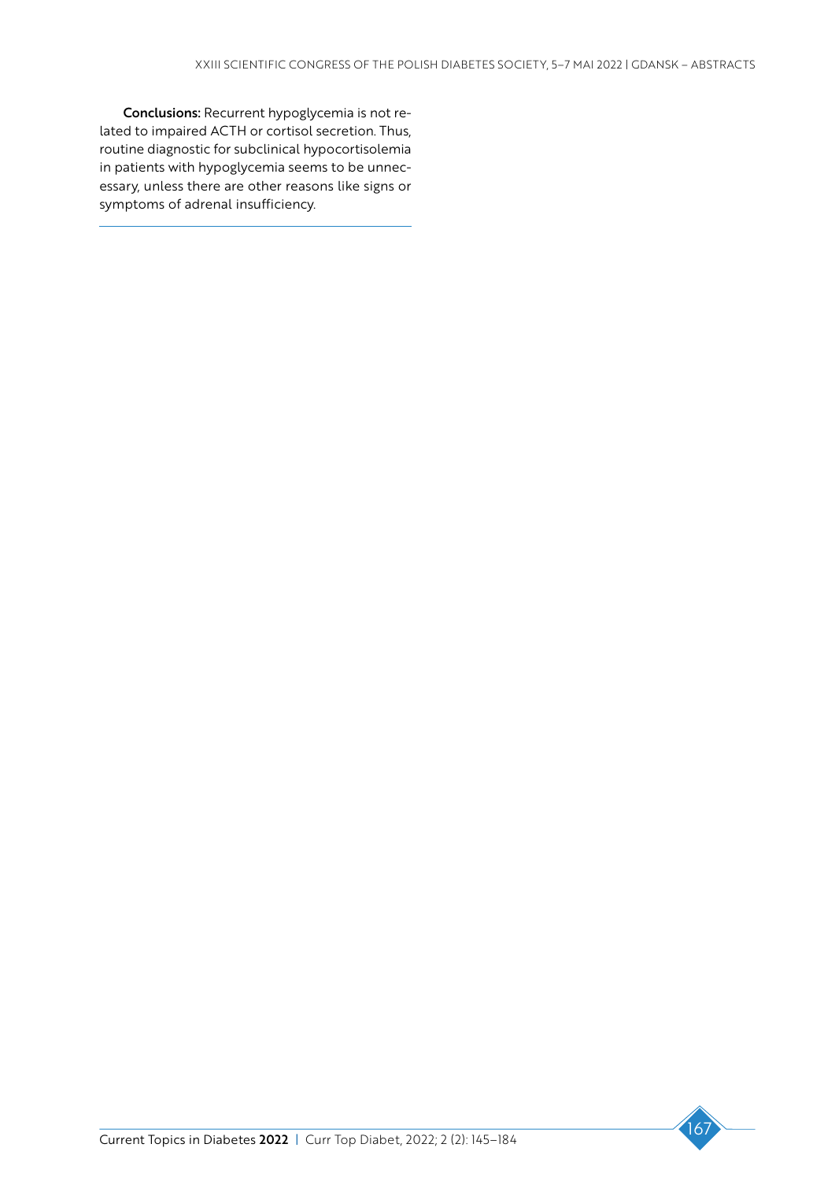**Conclusions:** Recurrent hypoglycemia is not related to impaired ACTH or cortisol secretion. Thus, routine diagnostic for subclinical hypocortisolemia in patients with hypoglycemia seems to be unnecessary, unless there are other reasons like signs or symptoms of adrenal insufficiency.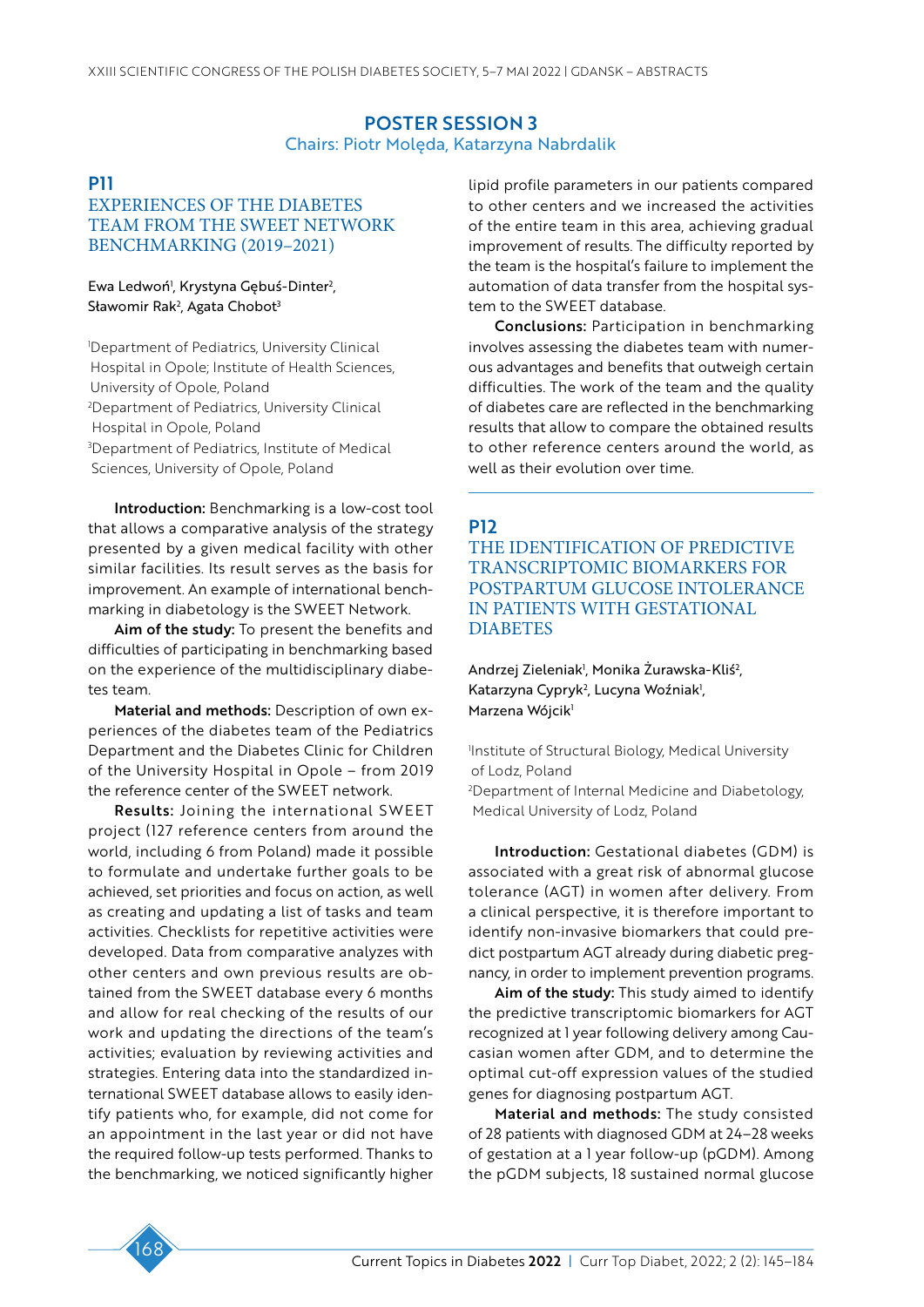## POSTER SESSION 3

Chairs: Piotr Molęda, Katarzyna Nabrdalik

### P11

### EXPERIENCES OF THE DIABETES TEAM FROM THE SWEET NETWORK BENCHMARKING (2019–2021)

Ewa Ledwoń[1], Krystyna Gębuś-Dinter[2], Sławomir Rak[2], Agata Chobot[3]

[1]Department of Pediatrics, University Clinical Hospital in Opole; Institute of Health Sciences, University of Opole, Poland
[2]Department of Pediatrics, University Clinical Hospital in Opole, Poland
[3]Department of Pediatrics, Institute of Medical Sciences, University of Opole, Poland

**Introduction:** Benchmarking is a low-cost tool that allows a comparative analysis of the strategy presented by a given medical facility with other similar facilities. Its result serves as the basis for improvement. An example of international benchmarking in diabetology is the SWEET Network.

**Aim of the study:** To present the benefits and difficulties of participating in benchmarking based on the experience of the multidisciplinary diabetes team.

**Material and methods:** Description of own experiences of the diabetes team of the Pediatrics Department and the Diabetes Clinic for Children of the University Hospital in Opole – from 2019 the reference center of the SWEET network.

**Results:** Joining the international SWEET project (127 reference centers from around the world, including 6 from Poland) made it possible to formulate and undertake further goals to be achieved, set priorities and focus on action, as well as creating and updating a list of tasks and team activities. Checklists for repetitive activities were developed. Data from comparative analyzes with other centers and own previous results are obtained from the SWEET database every 6 months and allow for real checking of the results of our work and updating the directions of the team's activities; evaluation by reviewing activities and strategies. Entering data into the standardized international SWEET database allows to easily identify patients who, for example, did not come for an appointment in the last year or did not have the required follow-up tests performed. Thanks to the benchmarking, we noticed significantly higher lipid profile parameters in our patients compared to other centers and we increased the activities of the entire team in this area, achieving gradual improvement of results. The difficulty reported by the team is the hospital's failure to implement the automation of data transfer from the hospital system to the SWEET database.

**Conclusions:** Participation in benchmarking involves assessing the diabetes team with numerous advantages and benefits that outweigh certain difficulties. The work of the team and the quality of diabetes care are reflected in the benchmarking results that allow to compare the obtained results to other reference centers around the world, as well as their evolution over time.

---

### P12

### THE IDENTIFICATION OF PREDICTIVE TRANSCRIPTOMIC BIOMARKERS FOR POSTPARTUM GLUCOSE INTOLERANCE IN PATIENTS WITH GESTATIONAL DIABETES

Andrzej Zieleniak[1], Monika Żurawska-Kliś[2], Katarzyna Cypryk[2], Lucyna Woźniak[1], Marzena Wójcik[1]

[1]Institute of Structural Biology, Medical University of Lodz, Poland
[2]Department of Internal Medicine and Diabetology, Medical University of Lodz, Poland

**Introduction:** Gestational diabetes (GDM) is associated with a great risk of abnormal glucose tolerance (AGT) in women after delivery. From a clinical perspective, it is therefore important to identify non-invasive biomarkers that could predict postpartum AGT already during diabetic pregnancy, in order to implement prevention programs.

**Aim of the study:** This study aimed to identify the predictive transcriptomic biomarkers for AGT recognized at 1 year following delivery among Caucasian women after GDM, and to determine the optimal cut-off expression values of the studied genes for diagnosing postpartum AGT.

**Material and methods:** The study consisted of 28 patients with diagnosed GDM at 24–28 weeks of gestation at a 1 year follow-up (pGDM). Among the pGDM subjects, 18 sustained normal glucose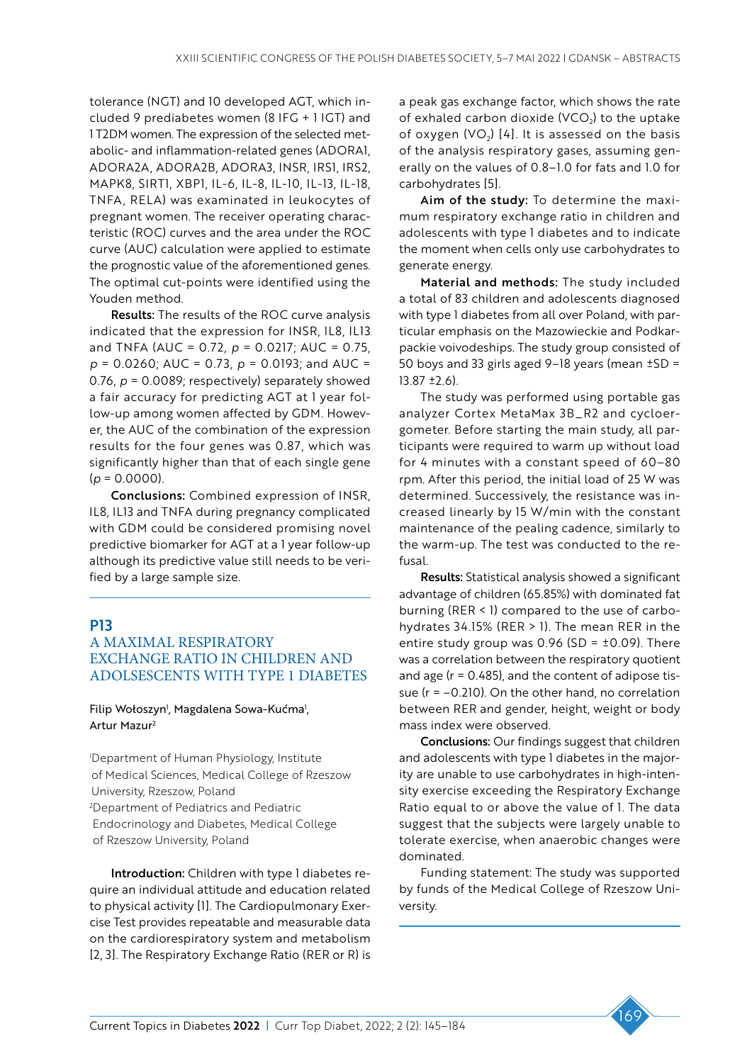tolerance (NGT) and 10 developed AGT, which included 9 prediabetes women (8 IFG + 1 IGT) and 1 T2DM women. The expression of the selected metabolic- and inflammation-related genes (ADORA1, ADORA2A, ADORA2B, ADORA3, INSR, IRS1, IRS2, MAPK8, SIRT1, XBP1, IL-6, IL-8, IL-10, IL-13, IL-18, TNFA, RELA) was examined in leukocytes of pregnant women. The receiver operating characteristic (ROC) curves and the area under the ROC curve (AUC) calculation were applied to estimate the prognostic value of the aforementioned genes. The optimal cut-points were identified using the Youden method.

**Results:** The results of the ROC curve analysis indicated that the expression for INSR, IL8, IL13 and TNFA (AUC = 0.72, $p$ = 0.0217; AUC = 0.75, $p$ = 0.0260; AUC = 0.73, $p$ = 0.0193; and AUC = 0.76, $p$ = 0.0089; respectively) separately showed a fair accuracy for predicting AGT at 1 year follow-up among women affected by GDM. However, the AUC of the combination of the expression results for the four genes was 0.87, which was significantly higher than that of each single gene ($p$ = 0.0000).

**Conclusions:** Combined expression of INSR, IL8, IL13 and TNFA during pregnancy complicated with GDM could be considered promising novel predictive biomarker for AGT at a 1 year follow-up although its predictive value still needs to be verified by a large sample size.

## P13

## A MAXIMAL RESPIRATORY EXCHANGE RATIO IN CHILDREN AND ADOLSESCENTS WITH TYPE 1 DIABETES

Filip Wołoszyn[1], Magdalena Sowa-Kućma[1], Artur Mazur[2]

[1]Department of Human Physiology, Institute of Medical Sciences, Medical College of Rzeszow University, Rzeszow, Poland
[2]Department of Pediatrics and Pediatric Endocrinology and Diabetes, Medical College of Rzeszow University, Poland

**Introduction:** Children with type 1 diabetes require an individual attitude and education related to physical activity [1]. The Cardiopulmonary Exercise Test provides repeatable and measurable data on the cardiorespiratory system and metabolism [2, 3]. The Respiratory Exchange Ratio (RER or R) is a peak gas exchange factor, which shows the rate of exhaled carbon dioxide ($VCO_2$) to the uptake of oxygen ($VO_2$) [4]. It is assessed on the basis of the analysis respiratory gases, assuming generally on the values of 0.8–1.0 for fats and 1.0 for carbohydrates [5].

**Aim of the study:** To determine the maximum respiratory exchange ratio in children and adolescents with type 1 diabetes and to indicate the moment when cells only use carbohydrates to generate energy.

**Material and methods:** The study included a total of 83 children and adolescents diagnosed with type 1 diabetes from all over Poland, with particular emphasis on the Mazowieckie and Podkarpackie voivodeships. The study group consisted of 50 boys and 33 girls aged 9–18 years (mean ±SD = 13.87 ±2.6).

The study was performed using portable gas analyzer Cortex MetaMax 3B_R2 and cycloergometer. Before starting the main study, all participants were required to warm up without load for 4 minutes with a constant speed of 60–80 rpm. After this period, the initial load of 25 W was determined. Successively, the resistance was increased linearly by 15 W/min with the constant maintenance of the pealing cadence, similarly to the warm-up. The test was conducted to the refusal.

**Results:** Statistical analysis showed a significant advantage of children (65.85%) with dominated fat burning (RER < 1) compared to the use of carbohydrates 34.15% (RER > 1). The mean RER in the entire study group was 0.96 (SD = ±0.09). There was a correlation between the respiratory quotient and age (r = 0.485), and the content of adipose tissue (r = –0.210). On the other hand, no correlation between RER and gender, height, weight or body mass index were observed.

**Conclusions:** Our findings suggest that children and adolescents with type 1 diabetes in the majority are unable to use carbohydrates in high-intensity exercise exceeding the Respiratory Exchange Ratio equal to or above the value of 1. The data suggest that the subjects were largely unable to tolerate exercise, when anaerobic changes were dominated.

Funding statement: The study was supported by funds of the Medical College of Rzeszow University.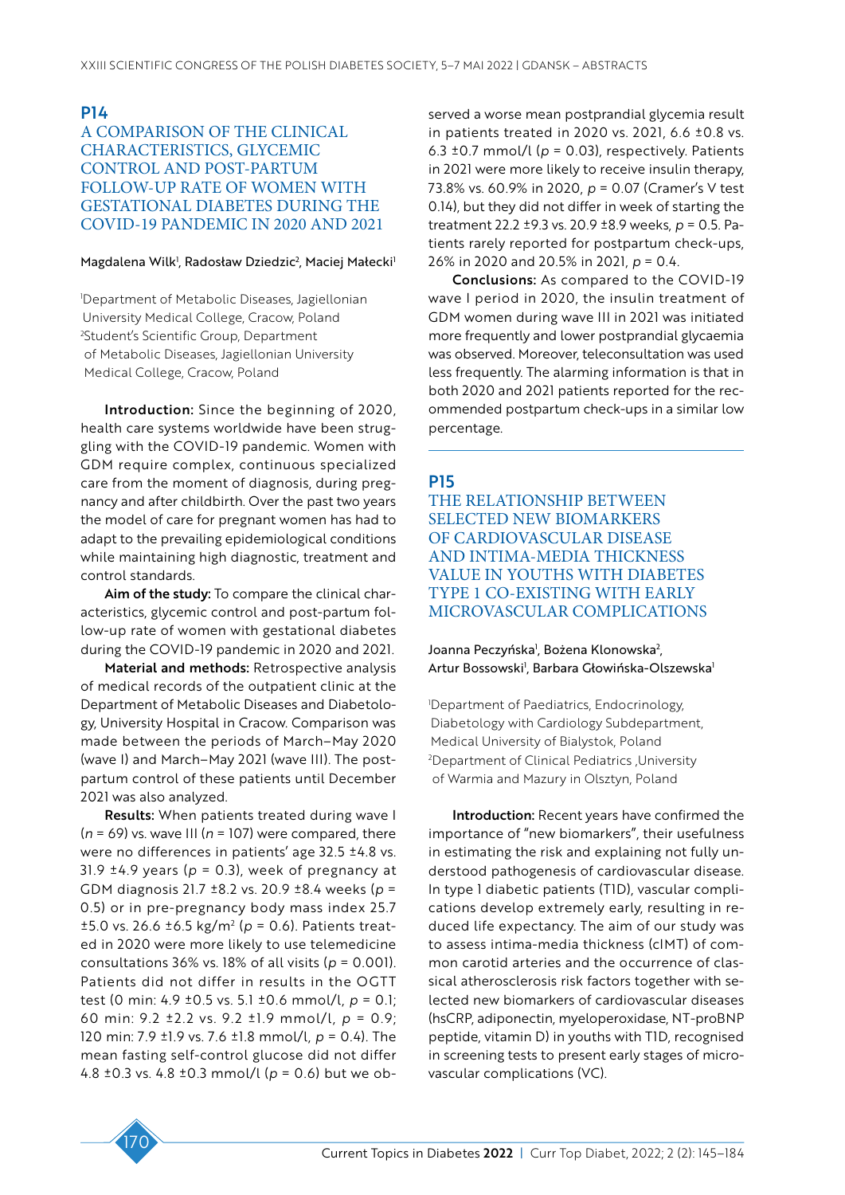## P14

## A COMPARISON OF THE CLINICAL CHARACTERISTICS, GLYCEMIC CONTROL AND POST-PARTUM FOLLOW-UP RATE OF WOMEN WITH GESTATIONAL DIABETES DURING THE COVID-19 PANDEMIC IN 2020 AND 2021

Magdalena Wilk[1], Radosław Dziedzic[2], Maciej Małecki[1]

[1]Department of Metabolic Diseases, Jagiellonian University Medical College, Cracow, Poland
[2]Student's Scientific Group, Department of Metabolic Diseases, Jagiellonian University Medical College, Cracow, Poland

**Introduction:** Since the beginning of 2020, health care systems worldwide have been struggling with the COVID-19 pandemic. Women with GDM require complex, continuous specialized care from the moment of diagnosis, during pregnancy and after childbirth. Over the past two years the model of care for pregnant women has had to adapt to the prevailing epidemiological conditions while maintaining high diagnostic, treatment and control standards.

**Aim of the study:** To compare the clinical characteristics, glycemic control and post-partum follow-up rate of women with gestational diabetes during the COVID-19 pandemic in 2020 and 2021.

**Material and methods:** Retrospective analysis of medical records of the outpatient clinic at the Department of Metabolic Diseases and Diabetology, University Hospital in Cracow. Comparison was made between the periods of March–May 2020 (wave I) and March–May 2021 (wave III). The postpartum control of these patients until December 2021 was also analyzed.

**Results:** When patients treated during wave I ($n$ = 69) vs. wave III ($n$ = 107) were compared, there were no differences in patients' age 32.5 ±4.8 vs. 31.9 ±4.9 years ($p$ = 0.3), week of pregnancy at GDM diagnosis 21.7 ±8.2 vs. 20.9 ±8.4 weeks ($p$ = 0.5) or in pre-pregnancy body mass index 25.7 ±5.0 vs. 26.6 ±6.5 kg/m$^2$ ($p$ = 0.6). Patients treated in 2020 were more likely to use telemedicine consultations 36% vs. 18% of all visits ($p$ = 0.001). Patients did not differ in results in the OGTT test (0 min: 4.9 ±0.5 vs. 5.1 ±0.6 mmol/l, $p$ = 0.1; 60 min: 9.2 ±2.2 vs. 9.2 ±1.9 mmol/l, $p$ = 0.9; 120 min: 7.9 ±1.9 vs. 7.6 ±1.8 mmol/l, $p$ = 0.4). The mean fasting self-control glucose did not differ 4.8 ±0.3 vs. 4.8 ±0.3 mmol/l ($p$ = 0.6) but we observed a worse mean postprandial glycemia result in patients treated in 2020 vs. 2021, 6.6 ±0.8 vs. 6.3 ±0.7 mmol/l ($p$ = 0.03), respectively. Patients in 2021 were more likely to receive insulin therapy, 73.8% vs. 60.9% in 2020, $p$ = 0.07 (Cramer's V test 0.14), but they did not differ in week of starting the treatment 22.2 ±9.3 vs. 20.9 ±8.9 weeks, $p$ = 0.5. Patients rarely reported for postpartum check-ups, 26% in 2020 and 20.5% in 2021, $p$ = 0.4.

**Conclusions:** As compared to the COVID-19 wave I period in 2020, the insulin treatment of GDM women during wave III in 2021 was initiated more frequently and lower postprandial glycaemia was observed. Moreover, teleconsultation was used less frequently. The alarming information is that in both 2020 and 2021 patients reported for the recommended postpartum check-ups in a similar low percentage.

## P15

## THE RELATIONSHIP BETWEEN SELECTED NEW BIOMARKERS OF CARDIOVASCULAR DISEASE AND INTIMA-MEDIA THICKNESS VALUE IN YOUTHS WITH DIABETES TYPE 1 CO-EXISTING WITH EARLY MICROVASCULAR COMPLICATIONS

Joanna Peczyńska[1], Bożena Klonowska[2], Artur Bossowski[1], Barbara Głowińska-Olszewska[1]

[1]Department of Paediatrics, Endocrinology, Diabetology with Cardiology Subdepartment, Medical University of Bialystok, Poland
[2]Department of Clinical Pediatrics ,University of Warmia and Mazury in Olsztyn, Poland

**Introduction:** Recent years have confirmed the importance of "new biomarkers", their usefulness in estimating the risk and explaining not fully understood pathogenesis of cardiovascular disease. In type 1 diabetic patients (T1D), vascular complications develop extremely early, resulting in reduced life expectancy. The aim of our study was to assess intima-media thickness (cIMT) of common carotid arteries and the occurrence of classical atherosclerosis risk factors together with selected new biomarkers of cardiovascular diseases (hsCRP, adiponectin, myeloperoxidase, NT-proBNP peptide, vitamin D) in youths with T1D, recognised in screening tests to present early stages of microvascular complications (VC).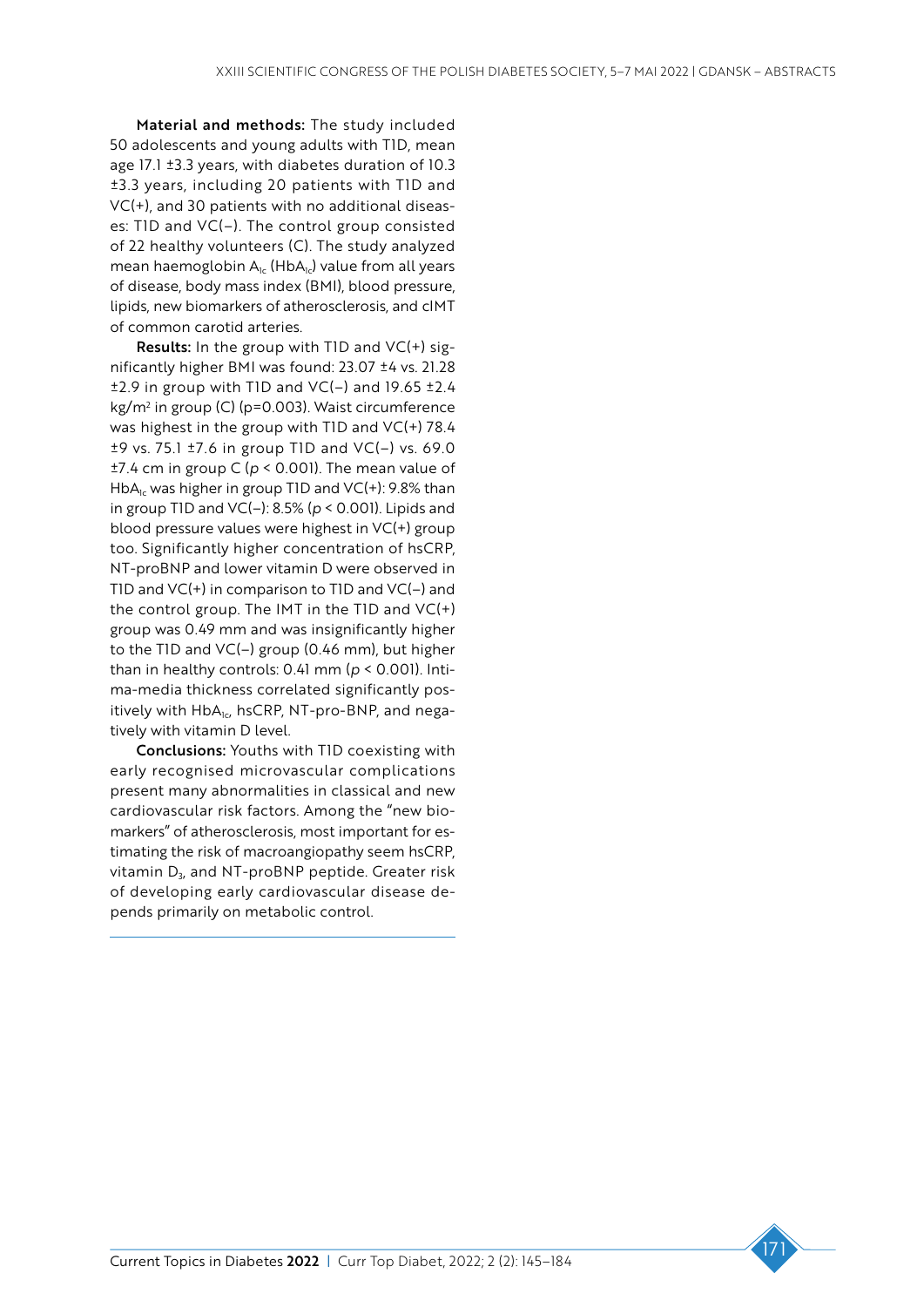**Material and methods:** The study included 50 adolescents and young adults with T1D, mean age 17.1 ±3.3 years, with diabetes duration of 10.3 ±3.3 years, including 20 patients with T1D and VC(+), and 30 patients with no additional diseases: T1D and VC(–). The control group consisted of 22 healthy volunteers (C). The study analyzed mean haemoglobin $A_{1c}$ ($HbA_{1c}$) value from all years of disease, body mass index (BMI), blood pressure, lipids, new biomarkers of atherosclerosis, and cIMT of common carotid arteries.

**Results:** In the group with T1D and VC(+) significantly higher BMI was found: 23.07 ±4 vs. 21.28 ±2.9 in group with T1D and VC(–) and 19.65 ±2.4 $kg/m^2$ in group (C) (p=0.003). Waist circumference was highest in the group with T1D and VC(+) 78.4 ±9 vs. 75.1 ±7.6 in group T1D and VC(–) vs. 69.0 ±7.4 cm in group C ($p < 0.001$). The mean value of $HbA_{1c}$ was higher in group T1D and VC(+): 9.8% than in group T1D and VC(–): 8.5% ($p < 0.001$). Lipids and blood pressure values were highest in VC(+) group too. Significantly higher concentration of hsCRP, NT-proBNP and lower vitamin D were observed in T1D and VC(+) in comparison to T1D and VC(–) and the control group. The IMT in the T1D and VC(+) group was 0.49 mm and was insignificantly higher to the T1D and VC(–) group (0.46 mm), but higher than in healthy controls: 0.41 mm ($p < 0.001$). Intima-media thickness correlated significantly positively with $HbA_{1c}$, hsCRP, NT-pro-BNP, and negatively with vitamin D level.

**Conclusions:** Youths with T1D coexisting with early recognised microvascular complications present many abnormalities in classical and new cardiovascular risk factors. Among the "new biomarkers" of atherosclerosis, most important for estimating the risk of macroangiopathy seem hsCRP, vitamin $D_3$, and NT-proBNP peptide. Greater risk of developing early cardiovascular disease depends primarily on metabolic control.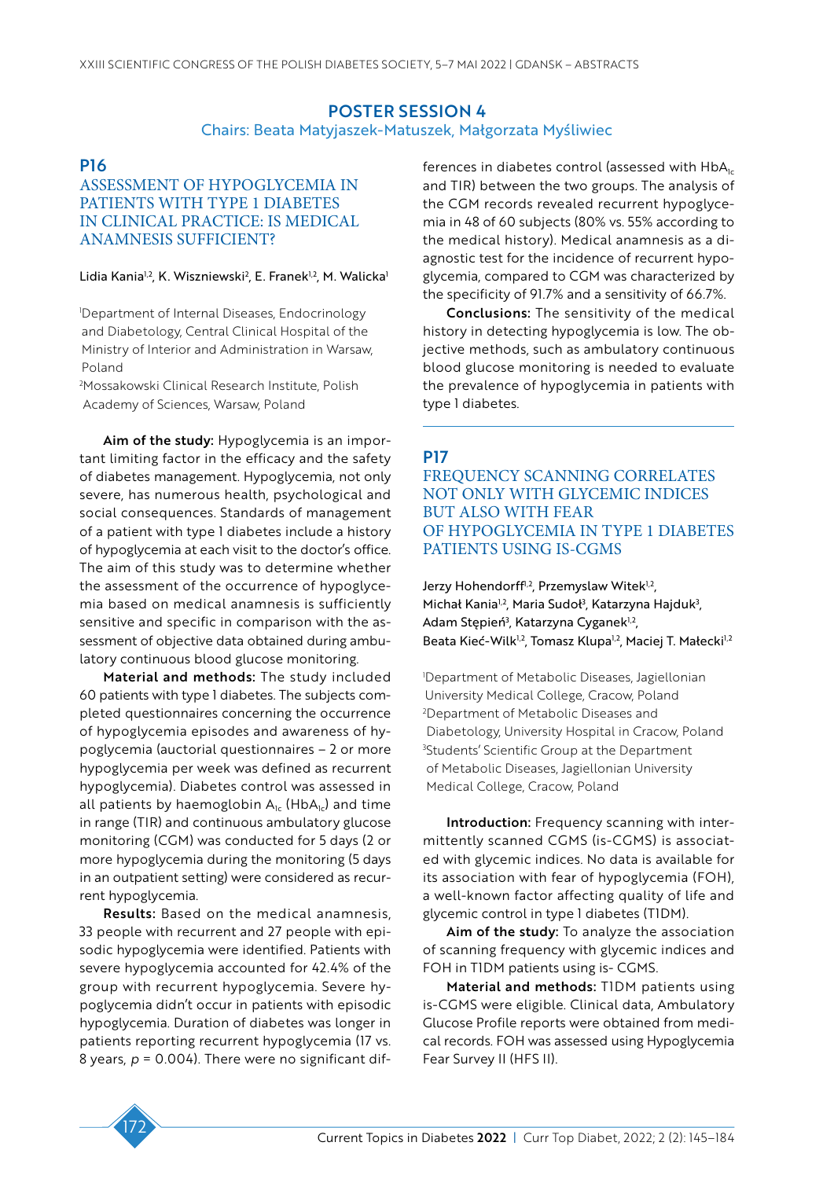## POSTER SESSION 4

Chairs: Beata Matyjaszek-Matuszek, Małgorzata Myśliwiec

### P16

### ASSESSMENT OF HYPOGLYCEMIA IN PATIENTS WITH TYPE 1 DIABETES IN CLINICAL PRACTICE: IS MEDICAL ANAMNESIS SUFFICIENT?

Lidia Kania[1,2], K. Wiszniewski[2], E. Franek[1,2], M. Walicka[1]

[1]Department of Internal Diseases, Endocrinology and Diabetology, Central Clinical Hospital of the Ministry of Interior and Administration in Warsaw, Poland

[2]Mossakowski Clinical Research Institute, Polish Academy of Sciences, Warsaw, Poland

**Aim of the study:** Hypoglycemia is an important limiting factor in the efficacy and the safety of diabetes management. Hypoglycemia, not only severe, has numerous health, psychological and social consequences. Standards of management of a patient with type 1 diabetes include a history of hypoglycemia at each visit to the doctor's office. The aim of this study was to determine whether the assessment of the occurrence of hypoglycemia based on medical anamnesis is sufficiently sensitive and specific in comparison with the assessment of objective data obtained during ambulatory continuous blood glucose monitoring.

**Material and methods:** The study included 60 patients with type 1 diabetes. The subjects completed questionnaires concerning the occurrence of hypoglycemia episodes and awareness of hypoglycemia (auctorial questionnaires – 2 or more hypoglycemia per week was defined as recurrent hypoglycemia). Diabetes control was assessed in all patients by haemoglobin $A_{1c}$ ($HbA_{1c}$) and time in range (TIR) and continuous ambulatory glucose monitoring (CGM) was conducted for 5 days (2 or more hypoglycemia during the monitoring (5 days in an outpatient setting) were considered as recurrent hypoglycemia.

**Results:** Based on the medical anamnesis, 33 people with recurrent and 27 people with episodic hypoglycemia were identified. Patients with severe hypoglycemia accounted for 42.4% of the group with recurrent hypoglycemia. Severe hypoglycemia didn't occur in patients with episodic hypoglycemia. Duration of diabetes was longer in patients reporting recurrent hypoglycemia (17 vs. 8 years, $p = 0.004$). There were no significant differences in diabetes control (assessed with $HbA_{1c}$ and TIR) between the two groups. The analysis of the CGM records revealed recurrent hypoglycemia in 48 of 60 subjects (80% vs. 55% according to the medical history). Medical anamnesis as a diagnostic test for the incidence of recurrent hypoglycemia, compared to CGM was characterized by the specificity of 91.7% and a sensitivity of 66.7%.

**Conclusions:** The sensitivity of the medical history in detecting hypoglycemia is low. The objective methods, such as ambulatory continuous blood glucose monitoring is needed to evaluate the prevalence of hypoglycemia in patients with type 1 diabetes.

### P17

### FREQUENCY SCANNING CORRELATES NOT ONLY WITH GLYCEMIC INDICES BUT ALSO WITH FEAR OF HYPOGLYCEMIA IN TYPE 1 DIABETES PATIENTS USING IS-CGMS

Jerzy Hohendorff[1,2], Przemyslaw Witek[1,2], Michał Kania[1,2], Maria Sudoł[3], Katarzyna Hajduk[3], Adam Stępień[3], Katarzyna Cyganek[1,2], Beata Kieć-Wilk[1,2], Tomasz Klupa[1,2], Maciej T. Małecki[1,2]

[1]Department of Metabolic Diseases, Jagiellonian University Medical College, Cracow, Poland

[2]Department of Metabolic Diseases and Diabetology, University Hospital in Cracow, Poland

[3]Students' Scientific Group at the Department of Metabolic Diseases, Jagiellonian University Medical College, Cracow, Poland

**Introduction:** Frequency scanning with intermittently scanned CGMS (is-CGMS) is associated with glycemic indices. No data is available for its association with fear of hypoglycemia (FOH), a well-known factor affecting quality of life and glycemic control in type 1 diabetes (T1DM).

**Aim of the study:** To analyze the association of scanning frequency with glycemic indices and FOH in T1DM patients using is- CGMS.

**Material and methods:** T1DM patients using is-CGMS were eligible. Clinical data, Ambulatory Glucose Profile reports were obtained from medical records. FOH was assessed using Hypoglycemia Fear Survey II (HFS II).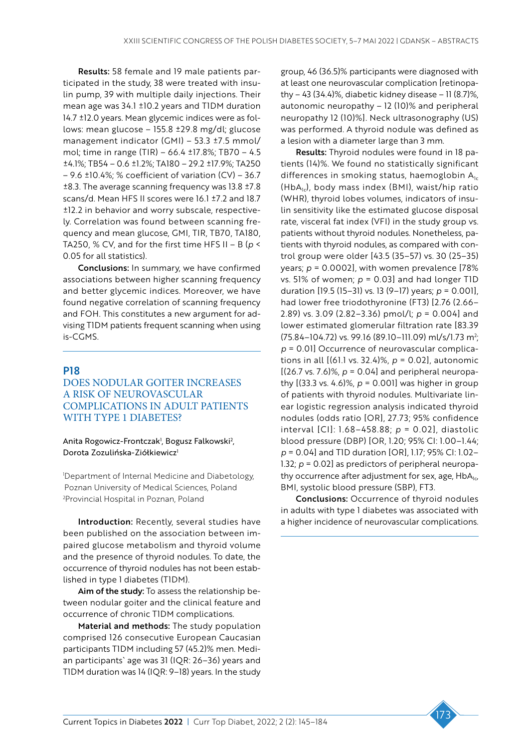**Results:** 58 female and 19 male patients participated in the study, 38 were treated with insulin pump, 39 with multiple daily injections. Their mean age was 34.1 ±10.2 years and T1DM duration 14.7 ±12.0 years. Mean glycemic indices were as follows: mean glucose – 155.8 ±29.8 mg/dl; glucose management indicator (GMI) – 53.3 ±7.5 mmol/mol; time in range (TIR) – 66.4 ±17.8%; TB70 – 4.5 ±4.1%; TB54 – 0.6 ±1.2%; TA180 – 29.2 ±17.9%; TA250 – 9.6 ±10.4%; % coefficient of variation (CV) – 36.7 ±8.3. The average scanning frequency was 13.8 ±7.8 scans/d. Mean HFS II scores were 16.1 ±7.2 and 18.7 ±12.2 in behavior and worry subscale, respectively. Correlation was found between scanning frequency and mean glucose, GMI, TIR, TB70, TA180, TA250, % CV, and for the first time HFS II – B ($p < 0.05$ for all statistics).

**Conclusions:** In summary, we have confirmed associations between higher scanning frequency and better glycemic indices. Moreover, we have found negative correlation of scanning frequency and FOH. This constitutes a new argument for advising T1DM patients frequent scanning when using is-CGMS.

## P18

## DOES NODULAR GOITER INCREASES A RISK OF NEUROVASCULAR COMPLICATIONS IN ADULT PATIENTS WITH TYPE 1 DIABETES?

Anita Rogowicz-Frontczak[1], Bogusz Falkowski[2], Dorota Zozulińska-Ziółkiewicz[1]

[1]Department of Internal Medicine and Diabetology, Poznan University of Medical Sciences, Poland
[2]Provincial Hospital in Poznan, Poland

**Introduction:** Recently, several studies have been published on the association between impaired glucose metabolism and thyroid volume and the presence of thyroid nodules. To date, the occurrence of thyroid nodules has not been established in type 1 diabetes (T1DM).

**Aim of the study:** To assess the relationship between nodular goiter and the clinical feature and occurrence of chronic T1DM complications.

**Material and methods:** The study population comprised 126 consecutive European Caucasian participants T1DM including 57 (45.2)% men. Median participants` age was 31 (IQR: 26–36) years and T1DM duration was 14 (IQR: 9–18) years. In the study group, 46 (36.5)% participants were diagnosed with at least one neurovascular complication [retinopathy – 43 (34.4)%, diabetic kidney disease – 11 (8.7)%, autonomic neuropathy – 12 (10)% and peripheral neuropathy 12 (10)%]. Neck ultrasonography (US) was performed. A thyroid nodule was defined as a lesion with a diameter large than 3 mm.

**Results:** Thyroid nodules were found in 18 patients (14)%. We found no statistically significant differences in smoking status, haemoglobin $A_{1c}$ ($HbA_{1c}$), body mass index (BMI), waist/hip ratio (WHR), thyroid lobes volumes, indicators of insulin sensitivity like the estimated glucose disposal rate, visceral fat index (VFI) in the study group vs. patients without thyroid nodules. Nonetheless, patients with thyroid nodules, as compared with control group were older [43.5 (35–57) vs. 30 (25–35) years; $p = 0.0002$], with women prevalence [78% vs. 51% of women; $p = 0.03$] and had longer T1D duration [19.5 (15–31) vs. 13 (9–17) years; $p = 0.001$], had lower free triodothyronine (FT3) [2.76 (2.66–2.89) vs. 3.09 (2.82–3.36) pmol/l; $p = 0.004$] and lower estimated glomerular filtration rate [83.39 (75.84–104.72) vs. 99.16 (89.10–111.09) ml/s/1.73 m$^2$; $p = 0.01$] Occurrence of neurovascular complications in all [(61.1 vs. 32.4)%, $p = 0.02$], autonomic [(26.7 vs. 7.6)%, $p = 0.04$] and peripheral neuropathy [(33.3 vs. 4.6)%, $p = 0.001$] was higher in group of patients with thyroid nodules. Multivariate linear logistic regression analysis indicated thyroid nodules (odds ratio [OR], 27.73; 95% confidence interval [CI]: 1.68–458.88; $p = 0.02$], diastolic blood pressure (DBP) [OR, 1.20; 95% CI: 1.00–1.44; $p = 0.04$] and T1D duration [OR], 1.17; 95% CI: 1.02–1.32; $p = 0.02$] as predictors of peripheral neuropathy occurrence after adjustment for sex, age, $HbA_{1c}$, BMI, systolic blood pressure (SBP), FT3.

**Conclusions:** Occurrence of thyroid nodules in adults with type 1 diabetes was associated with a higher incidence of neurovascular complications.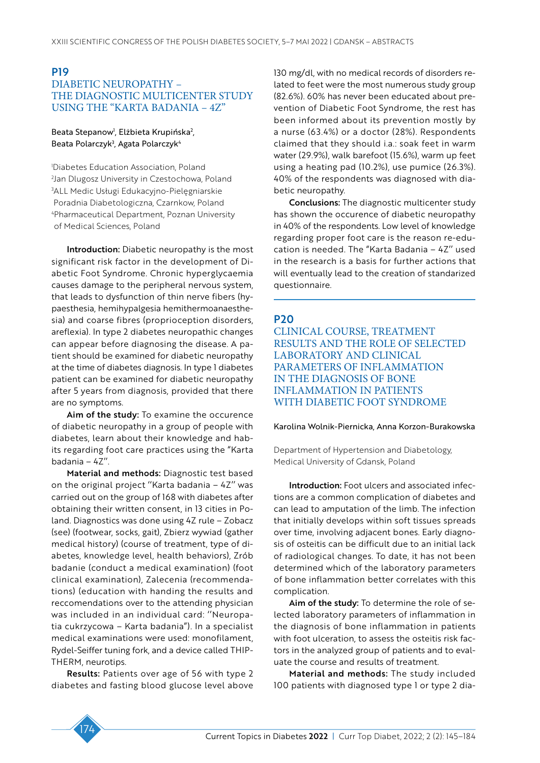## P19

## DIABETIC NEUROPATHY – THE DIAGNOSTIC MULTICENTER STUDY USING THE "KARTA BADANIA – 4Z"

Beata Stepanow[1], Elżbieta Krupińska[2], Beata Polarczyk[3], Agata Polarczyk[4]

[1]Diabetes Education Association, Poland
[2]Jan Dlugosz University in Czestochowa, Poland
[3]ALL Medic Usługi Edukacyjno-Pielęgniarskie Poradnia Diabetologiczna, Czarnkow, Poland
[4]Pharmaceutical Department, Poznan University of Medical Sciences, Poland

**Introduction:** Diabetic neuropathy is the most significant risk factor in the development of Diabetic Foot Syndrome. Chronic hyperglycaemia causes damage to the peripheral nervous system, that leads to dysfunction of thin nerve fibers (hypaesthesia, hemihypalgesia hemithermoanaesthesia) and coarse fibres (proprioception disorders, areflexia). In type 2 diabetes neuropathic changes can appear before diagnosing the disease. A patient should be examined for diabetic neuropathy at the time of diabetes diagnosis. In type 1 diabetes patient can be examined for diabetic neuropathy after 5 years from diagnosis, provided that there are no symptoms.

**Aim of the study:** To examine the occurence of diabetic neuropathy in a group of people with diabetes, learn about their knowledge and habits regarding foot care practices using the "Karta badania – 4Z".

**Material and methods:** Diagnostic test based on the original project "Karta badania – 4Z" was carried out on the group of 168 with diabetes after obtaining their written consent, in 13 cities in Poland. Diagnostics was done using 4Z rule – Zobacz (see) (footwear, socks, gait), Zbierz wywiad (gather medical history) (course of treatment, type of diabetes, knowledge level, health behaviors), Zrób badanie (conduct a medical examination) (foot clinical examination), Zalecenia (recommendations) (education with handing the results and reccomendations over to the attending physician was included in an individual card: "Neuropatia cukrzycowa – Karta badania"). In a specialist medical examinations were used: monofilament, Rydel-Seiffer tuning fork, and a device called THIP-THERM, neurotips.

**Results:** Patients over age of 56 with type 2 diabetes and fasting blood glucose level above 130 mg/dl, with no medical records of disorders related to feet were the most numerous study group (82.6%). 60% has never been educated about prevention of Diabetic Foot Syndrome, the rest has been informed about its prevention mostly by a nurse (63.4%) or a doctor (28%). Respondents claimed that they should i.a.: soak feet in warm water (29.9%), walk barefoot (15.6%), warm up feet using a heating pad (10.2%), use pumice (26.3%). 40% of the respondents was diagnosed with diabetic neuropathy.

**Conclusions:** The diagnostic multicenter study has shown the occurence of diabetic neuropathy in 40% of the respondents. Low level of knowledge regarding proper foot care is the reason re-education is needed. The "Karta Badania – 4Z" used in the research is a basis for further actions that will eventually lead to the creation of standarized questionnaire.

## P20

## CLINICAL COURSE, TREATMENT RESULTS AND THE ROLE OF SELECTED LABORATORY AND CLINICAL PARAMETERS OF INFLAMMATION IN THE DIAGNOSIS OF BONE INFLAMMATION IN PATIENTS WITH DIABETIC FOOT SYNDROME

Karolina Wolnik-Piernicka, Anna Korzon-Burakowska

Department of Hypertension and Diabetology, Medical University of Gdansk, Poland

**Introduction:** Foot ulcers and associated infections are a common complication of diabetes and can lead to amputation of the limb. The infection that initially develops within soft tissues spreads over time, involving adjacent bones. Early diagnosis of osteitis can be difficult due to an initial lack of radiological changes. To date, it has not been determined which of the laboratory parameters of bone inflammation better correlates with this complication.

**Aim of the study:** To determine the role of selected laboratory parameters of inflammation in the diagnosis of bone inflammation in patients with foot ulceration, to assess the osteitis risk factors in the analyzed group of patients and to evaluate the course and results of treatment.

**Material and methods:** The study included 100 patients with diagnosed type 1 or type 2 dia-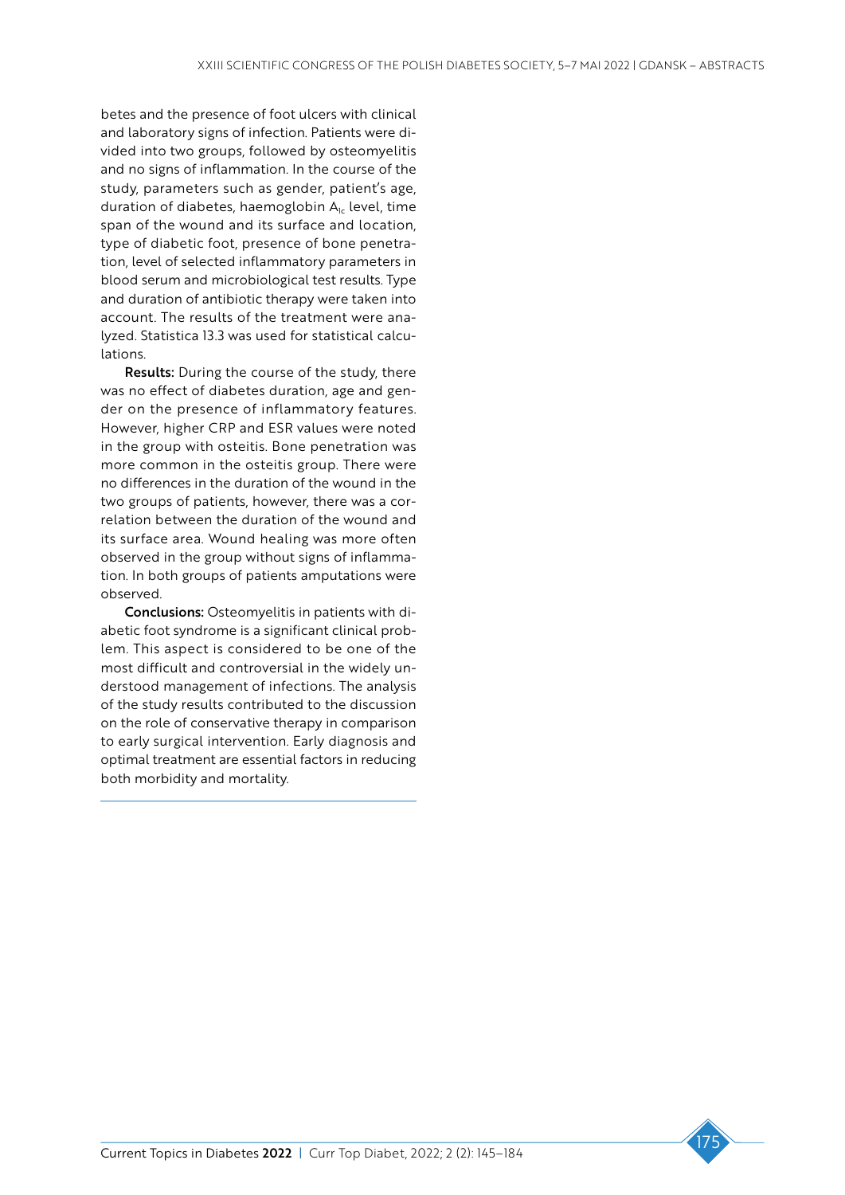betes and the presence of foot ulcers with clinical and laboratory signs of infection. Patients were divided into two groups, followed by osteomyelitis and no signs of inflammation. In the course of the study, parameters such as gender, patient's age, duration of diabetes, haemoglobin $A_{1c}$ level, time span of the wound and its surface and location, type of diabetic foot, presence of bone penetration, level of selected inflammatory parameters in blood serum and microbiological test results. Type and duration of antibiotic therapy were taken into account. The results of the treatment were analyzed. Statistica 13.3 was used for statistical calculations.

**Results:** During the course of the study, there was no effect of diabetes duration, age and gender on the presence of inflammatory features. However, higher CRP and ESR values were noted in the group with osteitis. Bone penetration was more common in the osteitis group. There were no differences in the duration of the wound in the two groups of patients, however, there was a correlation between the duration of the wound and its surface area. Wound healing was more often observed in the group without signs of inflammation. In both groups of patients amputations were observed.

**Conclusions:** Osteomyelitis in patients with diabetic foot syndrome is a significant clinical problem. This aspect is considered to be one of the most difficult and controversial in the widely understood management of infections. The analysis of the study results contributed to the discussion on the role of conservative therapy in comparison to early surgical intervention. Early diagnosis and optimal treatment are essential factors in reducing both morbidity and mortality.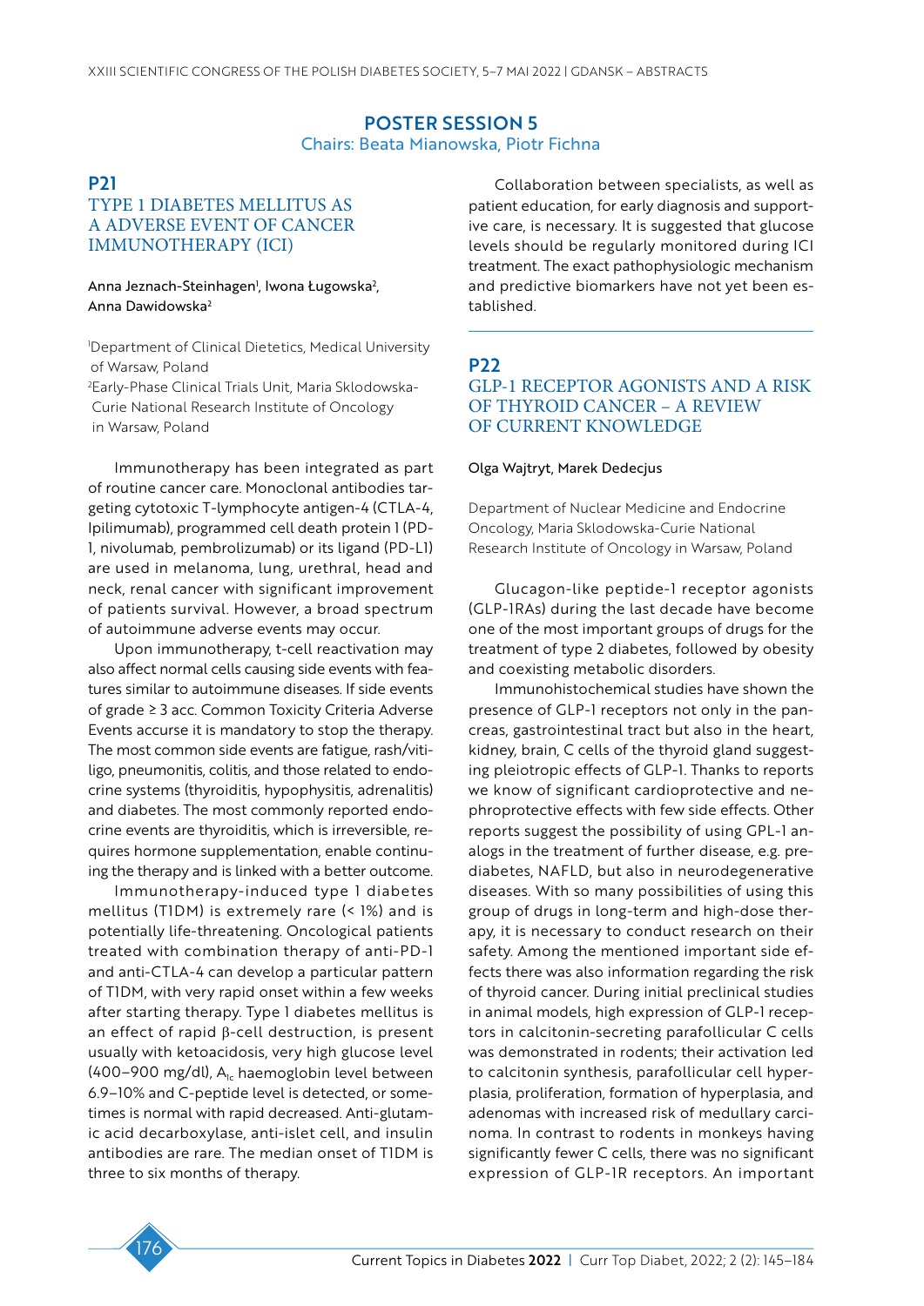## POSTER SESSION 5

Chairs: Beata Mianowska, Piotr Fichna

### P21

### TYPE 1 DIABETES MELLITUS AS A ADVERSE EVENT OF CANCER IMMUNOTHERAPY (ICI)

Anna Jeznach-Steinhagen[1], Iwona Ługowska[2], Anna Dawidowska[2]

[1]Department of Clinical Dietetics, Medical University of Warsaw, Poland
[2]Early-Phase Clinical Trials Unit, Maria Sklodowska-Curie National Research Institute of Oncology in Warsaw, Poland

Immunotherapy has been integrated as part of routine cancer care. Monoclonal antibodies targeting cytotoxic T-lymphocyte antigen-4 (CTLA-4, Ipilimumab), programmed cell death protein 1 (PD-1, nivolumab, pembrolizumab) or its ligand (PD-L1) are used in melanoma, lung, urethral, head and neck, renal cancer with significant improvement of patients survival. However, a broad spectrum of autoimmune adverse events may occur.

Upon immunotherapy, t-cell reactivation may also affect normal cells causing side events with features similar to autoimmune diseases. If side events of grade ≥ 3 acc. Common Toxicity Criteria Adverse Events accurse it is mandatory to stop the therapy. The most common side events are fatigue, rash/vitiligo, pneumonitis, colitis, and those related to endocrine systems (thyroiditis, hypophysitis, adrenalitis) and diabetes. The most commonly reported endocrine events are thyroiditis, which is irreversible, requires hormone supplementation, enable continuing the therapy and is linked with a better outcome.

Immunotherapy-induced type 1 diabetes mellitus (T1DM) is extremely rare (< 1%) and is potentially life-threatening. Oncological patients treated with combination therapy of anti-PD-1 and anti-CTLA-4 can develop a particular pattern of T1DM, with very rapid onset within a few weeks after starting therapy. Type 1 diabetes mellitus is an effect of rapid β-cell destruction, is present usually with ketoacidosis, very high glucose level (400–900 mg/dl), $A_{1c}$ haemoglobin level between 6.9–10% and C-peptide level is detected, or sometimes is normal with rapid decreased. Anti-glutamic acid decarboxylase, anti-islet cell, and insulin antibodies are rare. The median onset of T1DM is three to six months of therapy.

Collaboration between specialists, as well as patient education, for early diagnosis and supportive care, is necessary. It is suggested that glucose levels should be regularly monitored during ICI treatment. The exact pathophysiologic mechanism and predictive biomarkers have not yet been established.

### P22

### GLP-1 RECEPTOR AGONISTS AND A RISK OF THYROID CANCER – A REVIEW OF CURRENT KNOWLEDGE

Olga Wajtryt, Marek Dedecjus

Department of Nuclear Medicine and Endocrine Oncology, Maria Sklodowska-Curie National Research Institute of Oncology in Warsaw, Poland

Glucagon-like peptide-1 receptor agonists (GLP-1RAs) during the last decade have become one of the most important groups of drugs for the treatment of type 2 diabetes, followed by obesity and coexisting metabolic disorders.

Immunohistochemical studies have shown the presence of GLP-1 receptors not only in the pancreas, gastrointestinal tract but also in the heart, kidney, brain, C cells of the thyroid gland suggesting pleiotropic effects of GLP-1. Thanks to reports we know of significant cardioprotective and nephroprotective effects with few side effects. Other reports suggest the possibility of using GPL-1 analogs in the treatment of further disease, e.g. prediabetes, NAFLD, but also in neurodegenerative diseases. With so many possibilities of using this group of drugs in long-term and high-dose therapy, it is necessary to conduct research on their safety. Among the mentioned important side effects there was also information regarding the risk of thyroid cancer. During initial preclinical studies in animal models, high expression of GLP-1 receptors in calcitonin-secreting parafollicular C cells was demonstrated in rodents; their activation led to calcitonin synthesis, parafollicular cell hyperplasia, proliferation, formation of hyperplasia, and adenomas with increased risk of medullary carcinoma. In contrast to rodents in monkeys having significantly fewer C cells, there was no significant expression of GLP-1R receptors. An important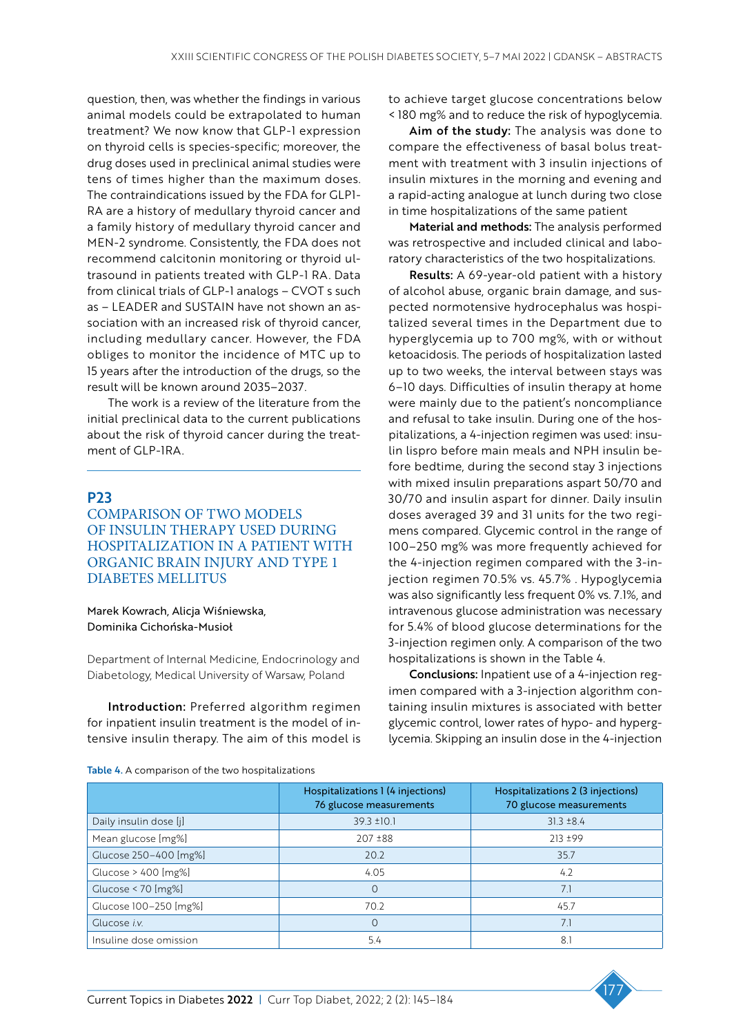question, then, was whether the findings in various animal models could be extrapolated to human treatment? We now know that GLP-1 expression on thyroid cells is species-specific; moreover, the drug doses used in preclinical animal studies were tens of times higher than the maximum doses. The contraindications issued by the FDA for GLP1-RA are a history of medullary thyroid cancer and a family history of medullary thyroid cancer and MEN-2 syndrome. Consistently, the FDA does not recommend calcitonin monitoring or thyroid ultrasound in patients treated with GLP-1 RA. Data from clinical trials of GLP-1 analogs – CVOT s such as – LEADER and SUSTAIN have not shown an association with an increased risk of thyroid cancer, including medullary cancer. However, the FDA obliges to monitor the incidence of MTC up to 15 years after the introduction of the drugs, so the result will be known around 2035–2037.

The work is a review of the literature from the initial preclinical data to the current publications about the risk of thyroid cancer during the treatment of GLP-1RA.

## P23

## COMPARISON OF TWO MODELS OF INSULIN THERAPY USED DURING HOSPITALIZATION IN A PATIENT WITH ORGANIC BRAIN INJURY AND TYPE 1 DIABETES MELLITUS

Marek Kowrach, Alicja Wiśniewska, Dominika Cichońska-Musioł

Department of Internal Medicine, Endocrinology and Diabetology, Medical University of Warsaw, Poland

**Introduction:** Preferred algorithm regimen for inpatient insulin treatment is the model of intensive insulin therapy. The aim of this model is to achieve target glucose concentrations below < 180 mg% and to reduce the risk of hypoglycemia.

**Aim of the study:** The analysis was done to compare the effectiveness of basal bolus treatment with treatment with 3 insulin injections of insulin mixtures in the morning and evening and a rapid-acting analogue at lunch during two close in time hospitalizations of the same patient

**Material and methods:** The analysis performed was retrospective and included clinical and laboratory characteristics of the two hospitalizations.

**Results:** A 69-year-old patient with a history of alcohol abuse, organic brain damage, and suspected normotensive hydrocephalus was hospitalized several times in the Department due to hyperglycemia up to 700 mg%, with or without ketoacidosis. The periods of hospitalization lasted up to two weeks, the interval between stays was 6–10 days. Difficulties of insulin therapy at home were mainly due to the patient's noncompliance and refusal to take insulin. During one of the hospitalizations, a 4-injection regimen was used: insulin lispro before main meals and NPH insulin before bedtime, during the second stay 3 injections with mixed insulin preparations aspart 50/70 and 30/70 and insulin aspart for dinner. Daily insulin doses averaged 39 and 31 units for the two regimens compared. Glycemic control in the range of 100–250 mg% was more frequently achieved for the 4-injection regimen compared with the 3-injection regimen 70.5% vs. 45.7% . Hypoglycemia was also significantly less frequent 0% vs. 7.1%, and intravenous glucose administration was necessary for 5.4% of blood glucose determinations for the 3-injection regimen only. A comparison of the two hospitalizations is shown in the Table 4.

**Conclusions:** Inpatient use of a 4-injection regimen compared with a 3-injection algorithm containing insulin mixtures is associated with better glycemic control, lower rates of hypo- and hyperglycemia. Skipping an insulin dose in the 4-injection

**Table 4.** A comparison of the two hospitalizations

| | Hospitalizations 1 (4 injections) 76 glucose measurements | Hospitalizations 2 (3 injections) 70 glucose measurements |
|---|---|---|
| Daily insulin dose [j] | 39.3 ±10.1 | 31.3 ±8.4 |
| Mean glucose [mg%] | 207 ±88 | 213 ±99 |
| Glucose 250–400 [mg%] | 20.2 | 35.7 |
| Glucose > 400 [mg%] | 4.05 | 4.2 |
| Glucose < 70 [mg%] | 0 | 7.1 |
| Glucose 100–250 [mg%] | 70.2 | 45.7 |
| Glucose *i.v.* | 0 | 7.1 |
| Insuline dose omission | 5.4 | 8.1 |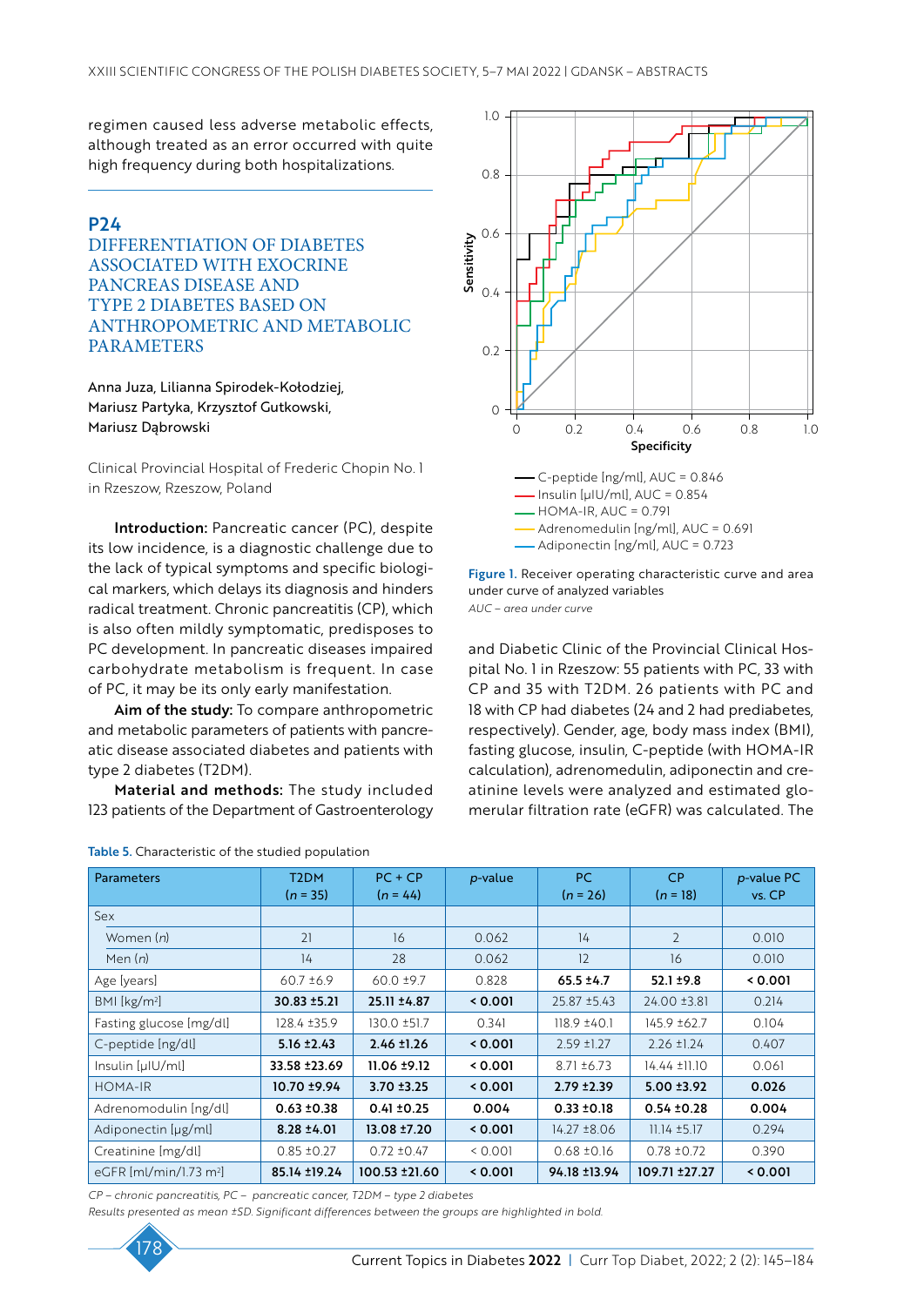regimen caused less adverse metabolic effects, although treated as an error occurred with quite high frequency during both hospitalizations.

## P24

## DIFFERENTIATION OF DIABETES ASSOCIATED WITH EXOCRINE PANCREAS DISEASE AND TYPE 2 DIABETES BASED ON ANTHROPOMETRIC AND METABOLIC PARAMETERS

Anna Juza, Lilianna Spirodek-Kołodziej, Mariusz Partyka, Krzysztof Gutkowski, Mariusz Dąbrowski

Clinical Provincial Hospital of Frederic Chopin No. 1 in Rzeszow, Rzeszow, Poland

**Introduction:** Pancreatic cancer (PC), despite its low incidence, is a diagnostic challenge due to the lack of typical symptoms and specific biological markers, which delays its diagnosis and hinders radical treatment. Chronic pancreatitis (CP), which is also often mildly symptomatic, predisposes to PC development. In pancreatic diseases impaired carbohydrate metabolism is frequent. In case of PC, it may be its only early manifestation.

**Aim of the study:** To compare anthropometric and metabolic parameters of patients with pancreatic disease associated diabetes and patients with type 2 diabetes (T2DM).

**Material and methods:** The study included 123 patients of the Department of Gastroenterology and Diabetic Clinic of the Provincial Clinical Hospital No. 1 in Rzeszow: 55 patients with PC, 33 with CP and 35 with T2DM. 26 patients with PC and 18 with CP had diabetes (24 and 2 had prediabetes, respectively). Gender, age, body mass index (BMI), fasting glucose, insulin, C-peptide (with HOMA-IR calculation), adrenomedulin, adiponectin and creatinine levels were analyzed and estimated glomerular filtration rate (eGFR) was calculated. The

Figure 1. Receiver operating characteristic curve and area under curve of analyzed variables

*AUC – area under curve*

Legend: C-peptide [ng/ml], AUC = 0.846; Insulin [μIU/ml], AUC = 0.854; HOMA-IR, AUC = 0.791; Adrenomedulin [ng/ml], AUC = 0.691; Adiponectin [ng/ml], AUC = 0.723

Table 5. Characteristic of the studied population

| Parameters | T2DM (*n* = 35) | PC + CP (*n* = 44) | *p*-value | PC (*n* = 26) | CP (*n* = 18) | *p*-value PC vs. CP |
|---|---|---|---|---|---|---|
| Sex | | | | | | |
| Women (*n*) | 21 | 16 | 0.062 | 14 | 2 | 0.010 |
| Men (*n*) | 14 | 28 | 0.062 | 12 | 16 | 0.010 |
| Age [years] | 60.7 ±6.9 | 60.0 ±9.7 | 0.828 | **65.5 ±4.7** | **52.1 ±9.8** | **< 0.001** |
| BMI [kg/m²] | **30.83 ±5.21** | **25.11 ±4.87** | **< 0.001** | 25.87 ±5.43 | 24.00 ±3.81 | 0.214 |
| Fasting glucose [mg/dl] | 128.4 ±35.9 | 130.0 ±51.7 | 0.341 | 118.9 ±40.1 | 145.9 ±62.7 | 0.104 |
| C-peptide [ng/dl] | **5.16 ±2.43** | **2.46 ±1.26** | **< 0.001** | 2.59 ±1.27 | 2.26 ±1.24 | 0.407 |
| Insulin [μIU/ml] | **33.58 ±23.69** | **11.06 ±9.12** | **< 0.001** | 8.71 ±6.73 | 14.44 ±11.10 | 0.061 |
| HOMA-IR | **10.70 ±9.94** | **3.70 ±3.25** | **< 0.001** | **2.79 ±2.39** | **5.00 ±3.92** | **0.026** |
| Adrenomodulin [ng/dl] | **0.63 ±0.38** | **0.41 ±0.25** | **0.004** | **0.33 ±0.18** | **0.54 ±0.28** | **0.004** |
| Adiponectin [μg/ml] | **8.28 ±4.01** | **13.08 ±7.20** | **< 0.001** | 14.27 ±8.06 | 11.14 ±5.17 | 0.294 |
| Creatinine [mg/dl] | 0.85 ±0.27 | 0.72 ±0.47 | < 0.001 | 0.68 ±0.16 | 0.78 ±0.72 | 0.390 |
| eGFR [ml/min/1.73 m²] | **85.14 ±19.24** | **100.53 ±21.60** | **< 0.001** | **94.18 ±13.94** | **109.71 ±27.27** | **< 0.001** |

*CP – chronic pancreatitis, PC – pancreatic cancer, T2DM – type 2 diabetes*
*Results presented as mean ±SD. Significant differences between the groups are highlighted in bold.*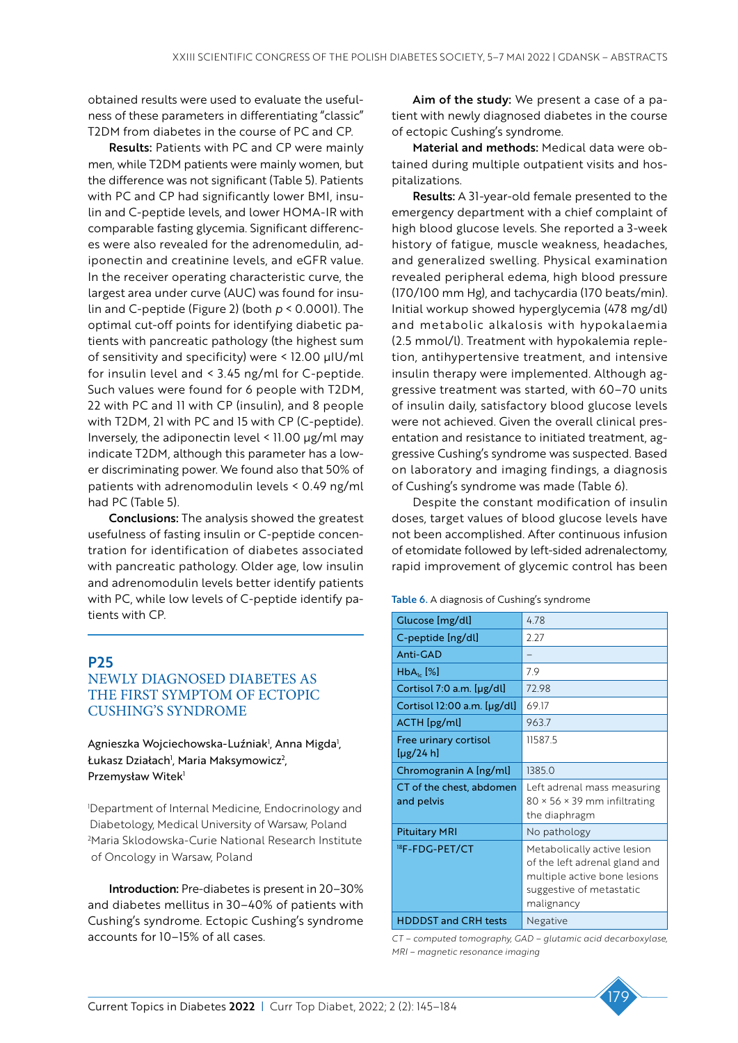obtained results were used to evaluate the usefulness of these parameters in differentiating "classic" T2DM from diabetes in the course of PC and CP.

**Results:** Patients with PC and CP were mainly men, while T2DM patients were mainly women, but the difference was not significant (Table 5). Patients with PC and CP had significantly lower BMI, insulin and C-peptide levels, and lower HOMA-IR with comparable fasting glycemia. Significant differences were also revealed for the adrenomedulin, adiponectin and creatinine levels, and eGFR value. In the receiver operating characteristic curve, the largest area under curve (AUC) was found for insulin and C-peptide (Figure 2) (both $p < 0.0001$). The optimal cut-off points for identifying diabetic patients with pancreatic pathology (the highest sum of sensitivity and specificity) were < 12.00 μIU/ml for insulin level and < 3.45 ng/ml for C-peptide. Such values were found for 6 people with T2DM, 22 with PC and 11 with CP (insulin), and 8 people with T2DM, 21 with PC and 15 with CP (C-peptide). Inversely, the adiponectin level < 11.00 μg/ml may indicate T2DM, although this parameter has a lower discriminating power. We found also that 50% of patients with adrenomodulin levels < 0.49 ng/ml had PC (Table 5).

**Conclusions:** The analysis showed the greatest usefulness of fasting insulin or C-peptide concentration for identification of diabetes associated with pancreatic pathology. Older age, low insulin and adrenomodulin levels better identify patients with PC, while low levels of C-peptide identify patients with CP.

## P25

## NEWLY DIAGNOSED DIABETES AS THE FIRST SYMPTOM OF ECTOPIC CUSHING'S SYNDROME

Agnieszka Wojciechowska-Luźniak[1], Anna Migda[1], Łukasz Działach[1], Maria Maksymowicz[2], Przemysław Witek[1]

[1]Department of Internal Medicine, Endocrinology and Diabetology, Medical University of Warsaw, Poland
[2]Maria Sklodowska-Curie National Research Institute of Oncology in Warsaw, Poland

**Introduction:** Pre-diabetes is present in 20–30% and diabetes mellitus in 30–40% of patients with Cushing's syndrome. Ectopic Cushing's syndrome accounts for 10–15% of all cases.

**Aim of the study:** We present a case of a patient with newly diagnosed diabetes in the course of ectopic Cushing's syndrome.

**Material and methods:** Medical data were obtained during multiple outpatient visits and hospitalizations.

**Results:** A 31-year-old female presented to the emergency department with a chief complaint of high blood glucose levels. She reported a 3-week history of fatigue, muscle weakness, headaches, and generalized swelling. Physical examination revealed peripheral edema, high blood pressure (170/100 mm Hg), and tachycardia (170 beats/min). Initial workup showed hyperglycemia (478 mg/dl) and metabolic alkalosis with hypokalaemia (2.5 mmol/l). Treatment with hypokalemia repletion, antihypertensive treatment, and intensive insulin therapy were implemented. Although aggressive treatment was started, with 60–70 units of insulin daily, satisfactory blood glucose levels were not achieved. Given the overall clinical presentation and resistance to initiated treatment, aggressive Cushing's syndrome was suspected. Based on laboratory and imaging findings, a diagnosis of Cushing's syndrome was made (Table 6).

Despite the constant modification of insulin doses, target values of blood glucose levels have not been accomplished. After continuous infusion of etomidate followed by left-sided adrenalectomy, rapid improvement of glycemic control has been

Table 6. A diagnosis of Cushing's syndrome

| | |
|---|---|
| Glucose [mg/dl] | 4.78 |
| C-peptide [ng/dl] | 2.27 |
| Anti-GAD | – |
| $HbA_{1c}$ [%] | 7.9 |
| Cortisol 7:0 a.m. [μg/dl] | 72.98 |
| Cortisol 12:00 a.m. [μg/dl] | 69.17 |
| ACTH [pg/ml] | 963.7 |
| Free urinary cortisol [μg/24 h] | 11587.5 |
| Chromogranin A [ng/ml] | 1385.0 |
| CT of the chest, abdomen and pelvis | Left adrenal mass measuring 80 × 56 × 39 mm infiltrating the diaphragm |
| Pituitary MRI | No pathology |
| $^{18}$F-FDG-PET/CT | Metabolically active lesion of the left adrenal gland and multiple active bone lesions suggestive of metastatic malignancy |
| HDDDST and CRH tests | Negative |

*CT – computed tomography, GAD – glutamic acid decarboxylase, MRI – magnetic resonance imaging*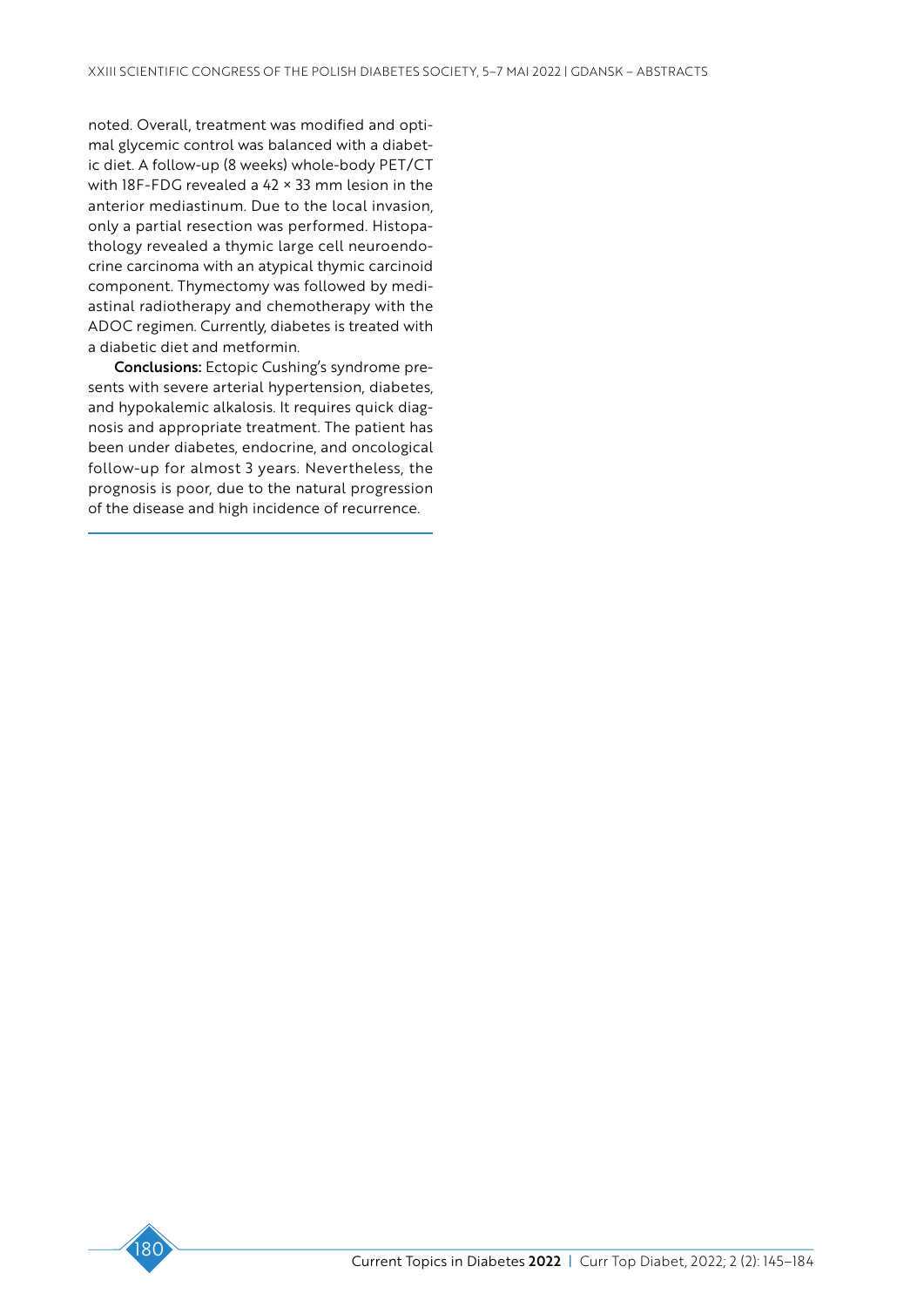noted. Overall, treatment was modified and optimal glycemic control was balanced with a diabetic diet. A follow-up (8 weeks) whole-body PET/CT with 18F-FDG revealed a 42 × 33 mm lesion in the anterior mediastinum. Due to the local invasion, only a partial resection was performed. Histopathology revealed a thymic large cell neuroendocrine carcinoma with an atypical thymic carcinoid component. Thymectomy was followed by mediastinal radiotherapy and chemotherapy with the ADOC regimen. Currently, diabetes is treated with a diabetic diet and metformin.

**Conclusions:** Ectopic Cushing's syndrome presents with severe arterial hypertension, diabetes, and hypokalemic alkalosis. It requires quick diagnosis and appropriate treatment. The patient has been under diabetes, endocrine, and oncological follow-up for almost 3 years. Nevertheless, the prognosis is poor, due to the natural progression of the disease and high incidence of recurrence.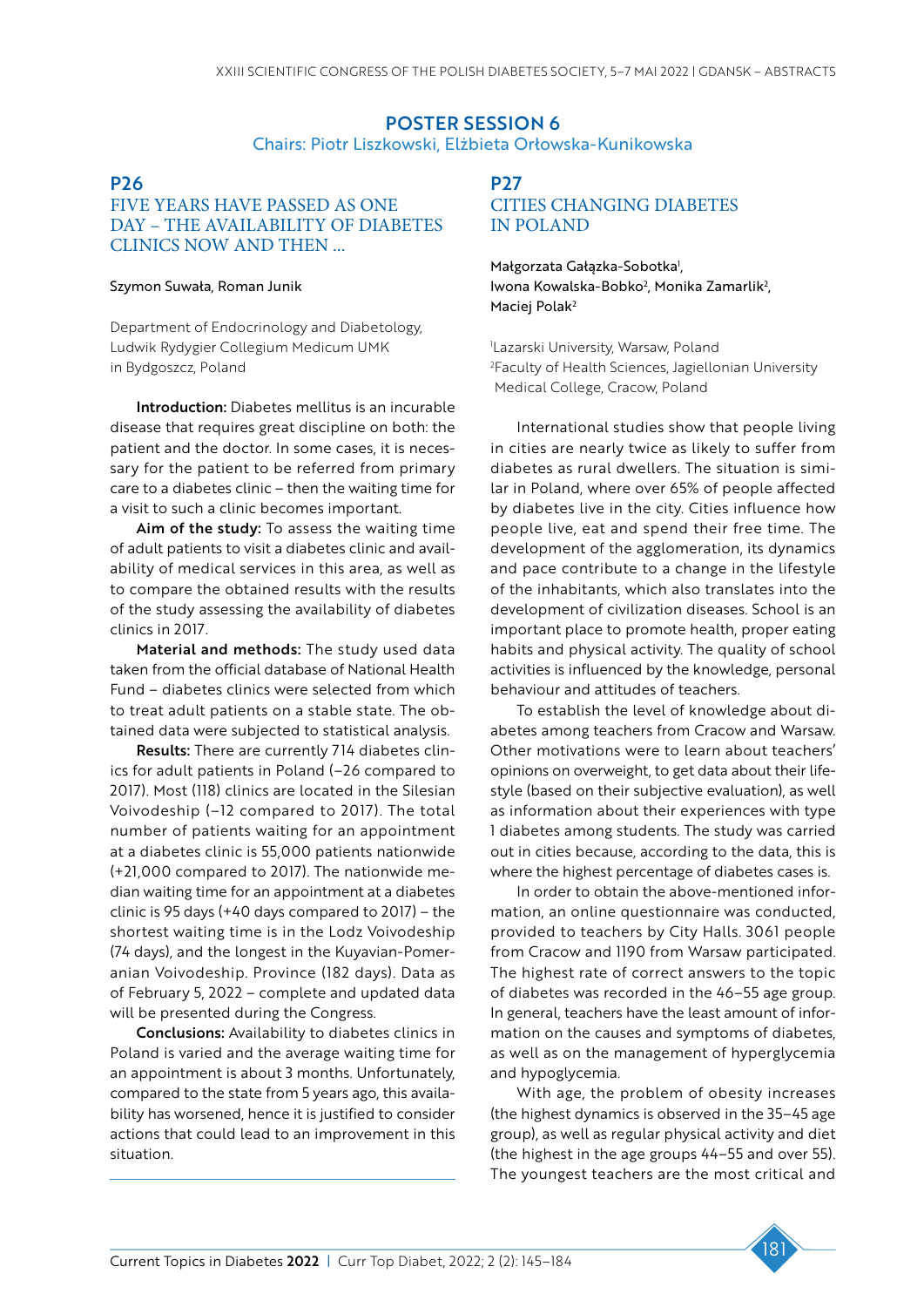## POSTER SESSION 6

Chairs: Piotr Liszkowski, Elżbieta Orłowska-Kunikowska

### P26

### FIVE YEARS HAVE PASSED AS ONE DAY – THE AVAILABILITY OF DIABETES CLINICS NOW AND THEN …

Szymon Suwała, Roman Junik

Department of Endocrinology and Diabetology, Ludwik Rydygier Collegium Medicum UMK in Bydgoszcz, Poland

**Introduction:** Diabetes mellitus is an incurable disease that requires great discipline on both: the patient and the doctor. In some cases, it is necessary for the patient to be referred from primary care to a diabetes clinic – then the waiting time for a visit to such a clinic becomes important.

**Aim of the study:** To assess the waiting time of adult patients to visit a diabetes clinic and availability of medical services in this area, as well as to compare the obtained results with the results of the study assessing the availability of diabetes clinics in 2017.

**Material and methods:** The study used data taken from the official database of National Health Fund – diabetes clinics were selected from which to treat adult patients on a stable state. The obtained data were subjected to statistical analysis.

**Results:** There are currently 714 diabetes clinics for adult patients in Poland (–26 compared to 2017). Most (118) clinics are located in the Silesian Voivodeship (–12 compared to 2017). The total number of patients waiting for an appointment at a diabetes clinic is 55,000 patients nationwide (+21,000 compared to 2017). The nationwide median waiting time for an appointment at a diabetes clinic is 95 days (+40 days compared to 2017) – the shortest waiting time is in the Lodz Voivodeship (74 days), and the longest in the Kuyavian-Pomeranian Voivodeship. Province (182 days). Data as of February 5, 2022 – complete and updated data will be presented during the Congress.

**Conclusions:** Availability to diabetes clinics in Poland is varied and the average waiting time for an appointment is about 3 months. Unfortunately, compared to the state from 5 years ago, this availability has worsened, hence it is justified to consider actions that could lead to an improvement in this situation.

### P27

### CITIES CHANGING DIABETES IN POLAND

Małgorzata Gałązka-Sobotka[1], Iwona Kowalska-Bobko[2], Monika Zamarlik[2], Maciej Polak[2]

[1]Lazarski University, Warsaw, Poland
[2]Faculty of Health Sciences, Jagiellonian University Medical College, Cracow, Poland

International studies show that people living in cities are nearly twice as likely to suffer from diabetes as rural dwellers. The situation is similar in Poland, where over 65% of people affected by diabetes live in the city. Cities influence how people live, eat and spend their free time. The development of the agglomeration, its dynamics and pace contribute to a change in the lifestyle of the inhabitants, which also translates into the development of civilization diseases. School is an important place to promote health, proper eating habits and physical activity. The quality of school activities is influenced by the knowledge, personal behaviour and attitudes of teachers.

To establish the level of knowledge about diabetes among teachers from Cracow and Warsaw. Other motivations were to learn about teachers' opinions on overweight, to get data about their lifestyle (based on their subjective evaluation), as well as information about their experiences with type 1 diabetes among students. The study was carried out in cities because, according to the data, this is where the highest percentage of diabetes cases is.

In order to obtain the above-mentioned information, an online questionnaire was conducted, provided to teachers by City Halls. 3061 people from Cracow and 1190 from Warsaw participated. The highest rate of correct answers to the topic of diabetes was recorded in the 46–55 age group. In general, teachers have the least amount of information on the causes and symptoms of diabetes, as well as on the management of hyperglycemia and hypoglycemia.

With age, the problem of obesity increases (the highest dynamics is observed in the 35–45 age group), as well as regular physical activity and diet (the highest in the age groups 44–55 and over 55). The youngest teachers are the most critical and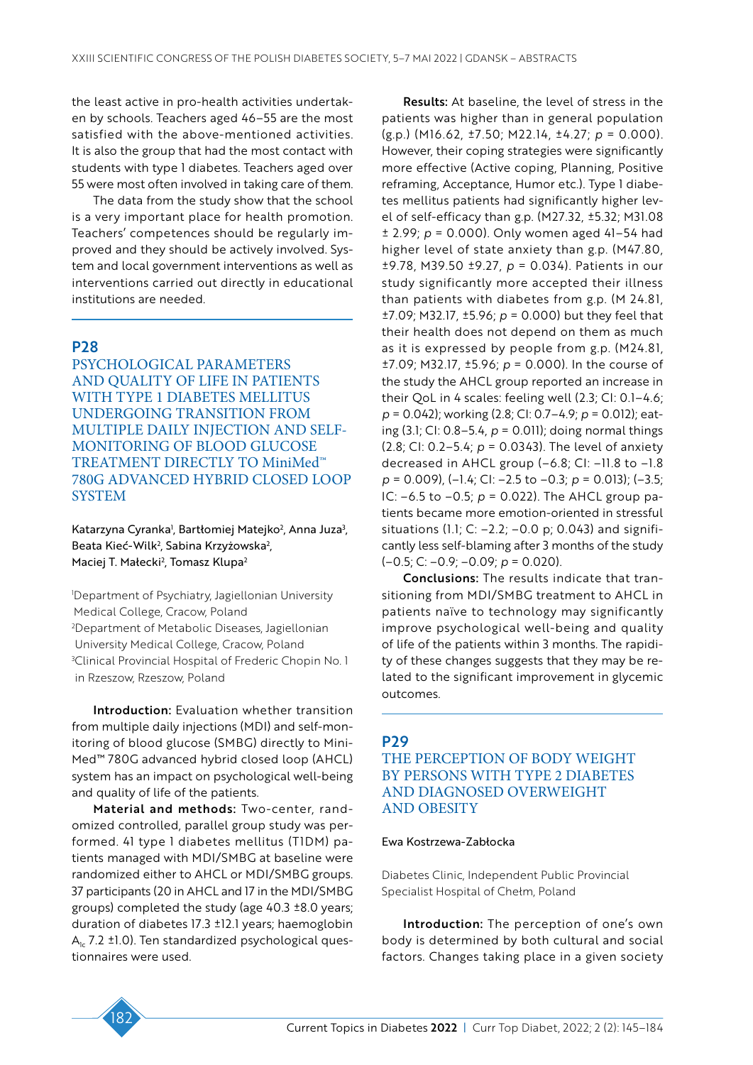the least active in pro-health activities undertaken by schools. Teachers aged 46–55 are the most satisfied with the above-mentioned activities. It is also the group that had the most contact with students with type 1 diabetes. Teachers aged over 55 were most often involved in taking care of them.

The data from the study show that the school is a very important place for health promotion. Teachers' competences should be regularly improved and they should be actively involved. System and local government interventions as well as interventions carried out directly in educational institutions are needed.

## P28

## PSYCHOLOGICAL PARAMETERS AND QUALITY OF LIFE IN PATIENTS WITH TYPE 1 DIABETES MELLITUS UNDERGOING TRANSITION FROM MULTIPLE DAILY INJECTION AND SELF-MONITORING OF BLOOD GLUCOSE TREATMENT DIRECTLY TO MiniMed™ 780G ADVANCED HYBRID CLOSED LOOP SYSTEM

Katarzyna Cyranka[1], Bartłomiej Matejko[2], Anna Juza[3], Beata Kieć-Wilk[2], Sabina Krzyżowska[2], Maciej T. Małecki[2], Tomasz Klupa[2]

[1]Department of Psychiatry, Jagiellonian University Medical College, Cracow, Poland
[2]Department of Metabolic Diseases, Jagiellonian University Medical College, Cracow, Poland
[3]Clinical Provincial Hospital of Frederic Chopin No. 1 in Rzeszow, Rzeszow, Poland

**Introduction:** Evaluation whether transition from multiple daily injections (MDI) and self-monitoring of blood glucose (SMBG) directly to MiniMed™ 780G advanced hybrid closed loop (AHCL) system has an impact on psychological well-being and quality of life of the patients.

**Material and methods:** Two-center, randomized controlled, parallel group study was performed. 41 type 1 diabetes mellitus (T1DM) patients managed with MDI/SMBG at baseline were randomized either to AHCL or MDI/SMBG groups. 37 participants (20 in AHCL and 17 in the MDI/SMBG groups) completed the study (age 40.3 ±8.0 years; duration of diabetes 17.3 ±12.1 years; haemoglobin $A_{1c}$ 7.2 ±1.0). Ten standardized psychological questionnaires were used.

**Results:** At baseline, the level of stress in the patients was higher than in general population (g.p.) (M16.62, ±7.50; M22.14, ±4.27; $p$ = 0.000). However, their coping strategies were significantly more effective (Active coping, Planning, Positive reframing, Acceptance, Humor etc.). Type 1 diabetes mellitus patients had significantly higher level of self-efficacy than g.p. (M27.32, ±5.32; M31.08 ± 2.99; $p$ = 0.000). Only women aged 41–54 had higher level of state anxiety than g.p. (M47.80, ±9.78, M39.50 ±9.27, $p$ = 0.034). Patients in our study significantly more accepted their illness than patients with diabetes from g.p. (M 24.81, ±7.09; M32.17, ±5.96; $p$ = 0.000) but they feel that their health does not depend on them as much as it is expressed by people from g.p. (M24.81, ±7.09; M32.17, ±5.96; $p$ = 0.000). In the course of the study the AHCL group reported an increase in their QoL in 4 scales: feeling well (2.3; CI: 0.1–4.6; $p$ = 0.042); working (2.8; CI: 0.7–4.9; $p$ = 0.012); eating (3.1; CI: 0.8–5.4, $p$ = 0.011); doing normal things (2.8; CI: 0.2–5.4; $p$ = 0.0343). The level of anxiety decreased in AHCL group (−6.8; CI: −11.8 to −1.8 $p$ = 0.009), (−1.4; CI: −2.5 to −0.3; $p$ = 0.013); (−3.5; IC: −6.5 to −0.5; $p$ = 0.022). The AHCL group patients became more emotion-oriented in stressful situations (1.1; C: −2.2; −0.0 p; 0.043) and significantly less self-blaming after 3 months of the study (−0.5; C: −0.9; −0.09; $p$ = 0.020).

**Conclusions:** The results indicate that transitioning from MDI/SMBG treatment to AHCL in patients naïve to technology may significantly improve psychological well-being and quality of life of the patients within 3 months. The rapidity of these changes suggests that they may be related to the significant improvement in glycemic outcomes.

## P29

## THE PERCEPTION OF BODY WEIGHT BY PERSONS WITH TYPE 2 DIABETES AND DIAGNOSED OVERWEIGHT AND OBESITY

Ewa Kostrzewa-Zabłocka

Diabetes Clinic, Independent Public Provincial Specialist Hospital of Chełm, Poland

**Introduction:** The perception of one's own body is determined by both cultural and social factors. Changes taking place in a given society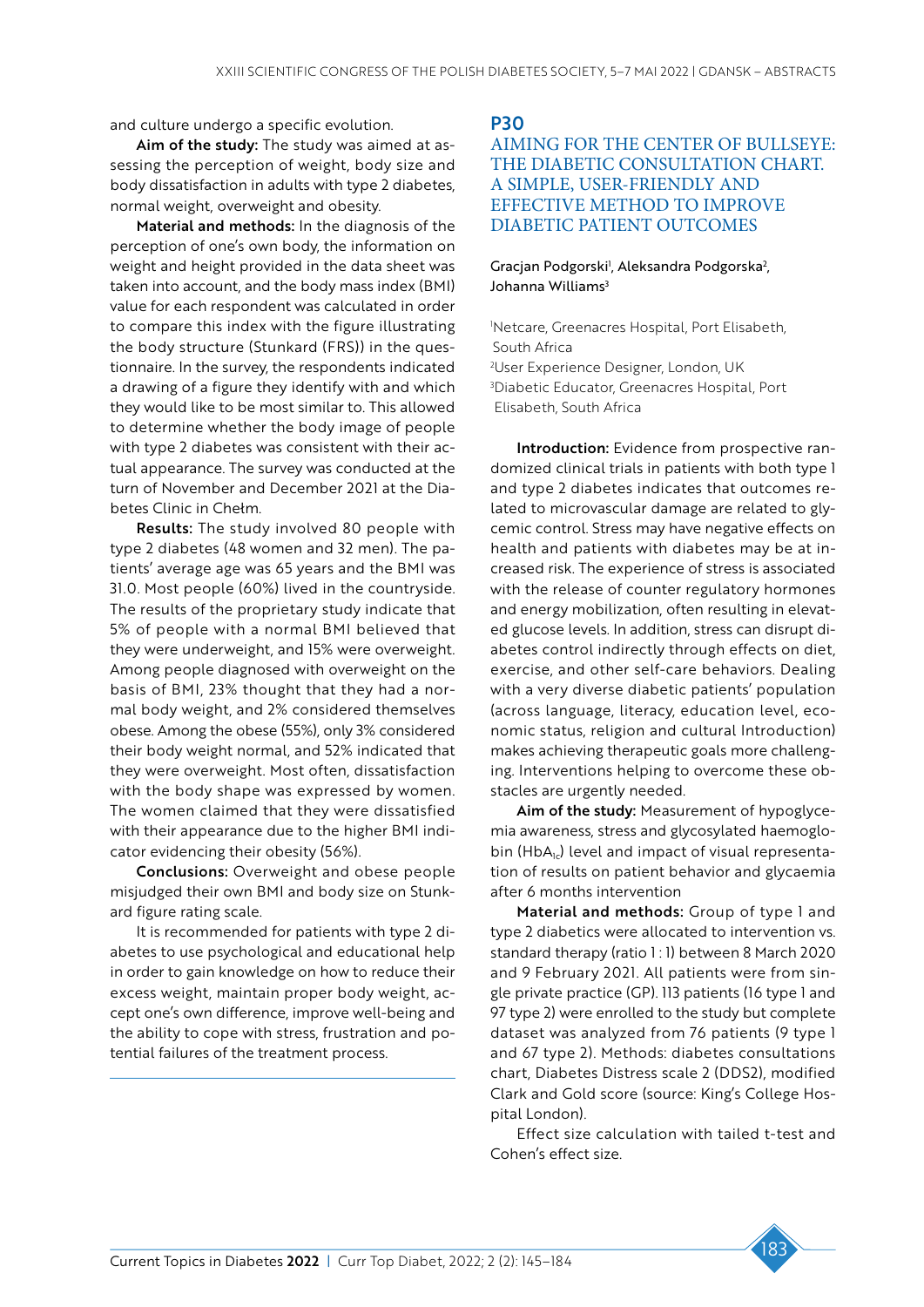and culture undergo a specific evolution.

**Aim of the study:** The study was aimed at assessing the perception of weight, body size and body dissatisfaction in adults with type 2 diabetes, normal weight, overweight and obesity.

**Material and methods:** In the diagnosis of the perception of one's own body, the information on weight and height provided in the data sheet was taken into account, and the body mass index (BMI) value for each respondent was calculated in order to compare this index with the figure illustrating the body structure (Stunkard (FRS)) in the questionnaire. In the survey, the respondents indicated a drawing of a figure they identify with and which they would like to be most similar to. This allowed to determine whether the body image of people with type 2 diabetes was consistent with their actual appearance. The survey was conducted at the turn of November and December 2021 at the Diabetes Clinic in Chełm.

**Results:** The study involved 80 people with type 2 diabetes (48 women and 32 men). The patients' average age was 65 years and the BMI was 31.0. Most people (60%) lived in the countryside. The results of the proprietary study indicate that 5% of people with a normal BMI believed that they were underweight, and 15% were overweight. Among people diagnosed with overweight on the basis of BMI, 23% thought that they had a normal body weight, and 2% considered themselves obese. Among the obese (55%), only 3% considered their body weight normal, and 52% indicated that they were overweight. Most often, dissatisfaction with the body shape was expressed by women. The women claimed that they were dissatisfied with their appearance due to the higher BMI indicator evidencing their obesity (56%).

**Conclusions:** Overweight and obese people misjudged their own BMI and body size on Stunkard figure rating scale.

It is recommended for patients with type 2 diabetes to use psychological and educational help in order to gain knowledge on how to reduce their excess weight, maintain proper body weight, accept one's own difference, improve well-being and the ability to cope with stress, frustration and potential failures of the treatment process.

## P30

## AIMING FOR THE CENTER OF BULLSEYE: THE DIABETIC CONSULTATION CHART. A SIMPLE, USER-FRIENDLY AND EFFECTIVE METHOD TO IMPROVE DIABETIC PATIENT OUTCOMES

Gracjan Podgorski[1], Aleksandra Podgorska[2], Johanna Williams[3]

[1]Netcare, Greenacres Hospital, Port Elisabeth, South Africa
[2]User Experience Designer, London, UK
[3]Diabetic Educator, Greenacres Hospital, Port Elisabeth, South Africa

**Introduction:** Evidence from prospective randomized clinical trials in patients with both type 1 and type 2 diabetes indicates that outcomes related to microvascular damage are related to glycemic control. Stress may have negative effects on health and patients with diabetes may be at increased risk. The experience of stress is associated with the release of counter regulatory hormones and energy mobilization, often resulting in elevated glucose levels. In addition, stress can disrupt diabetes control indirectly through effects on diet, exercise, and other self-care behaviors. Dealing with a very diverse diabetic patients' population (across language, literacy, education level, economic status, religion and cultural Introduction) makes achieving therapeutic goals more challenging. Interventions helping to overcome these obstacles are urgently needed.

**Aim of the study:** Measurement of hypoglycemia awareness, stress and glycosylated haemoglobin ($HbA_{1c}$) level and impact of visual representation of results on patient behavior and glycaemia after 6 months intervention

**Material and methods:** Group of type 1 and type 2 diabetics were allocated to intervention vs. standard therapy (ratio 1 : 1) between 8 March 2020 and 9 February 2021. All patients were from single private practice (GP). 113 patients (16 type 1 and 97 type 2) were enrolled to the study but complete dataset was analyzed from 76 patients (9 type 1 and 67 type 2). Methods: diabetes consultations chart, Diabetes Distress scale 2 (DDS2), modified Clark and Gold score (source: King's College Hospital London).

Effect size calculation with tailed t-test and Cohen's effect size.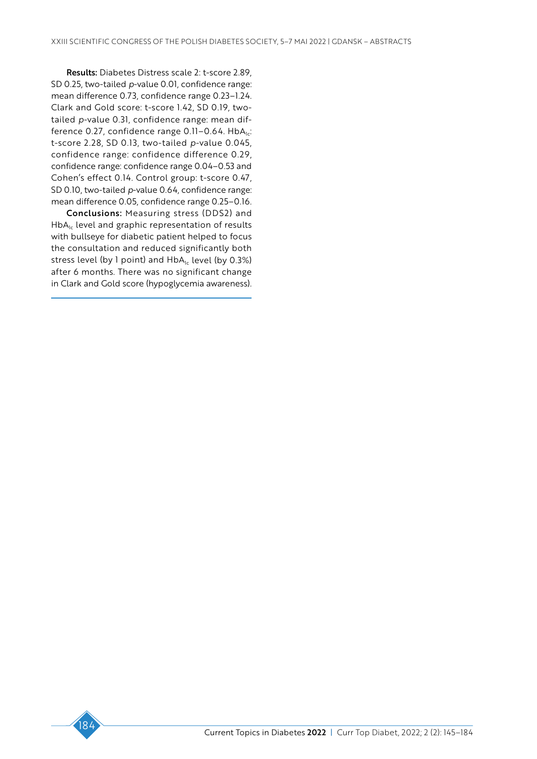**Results:** Diabetes Distress scale 2: t-score 2.89, SD 0.25, two-tailed *p*-value 0.01, confidence range: mean difference 0.73, confidence range 0.23–1.24. Clark and Gold score: t-score 1.42, SD 0.19, two-tailed *p*-value 0.31, confidence range: mean difference 0.27, confidence range 0.11–0.64. $HbA_{1c}$: t-score 2.28, SD 0.13, two-tailed *p*-value 0.045, confidence range: confidence difference 0.29, confidence range: confidence range 0.04–0.53 and Cohen's effect 0.14. Control group: t-score 0.47, SD 0.10, two-tailed *p*-value 0.64, confidence range: mean difference 0.05, confidence range 0.25–0.16.

**Conclusions:** Measuring stress (DDS2) and $HbA_{1c}$ level and graphic representation of results with bullseye for diabetic patient helped to focus the consultation and reduced significantly both stress level (by 1 point) and $HbA_{1c}$ level (by 0.3%) after 6 months. There was no significant change in Clark and Gold score (hypoglycemia awareness).